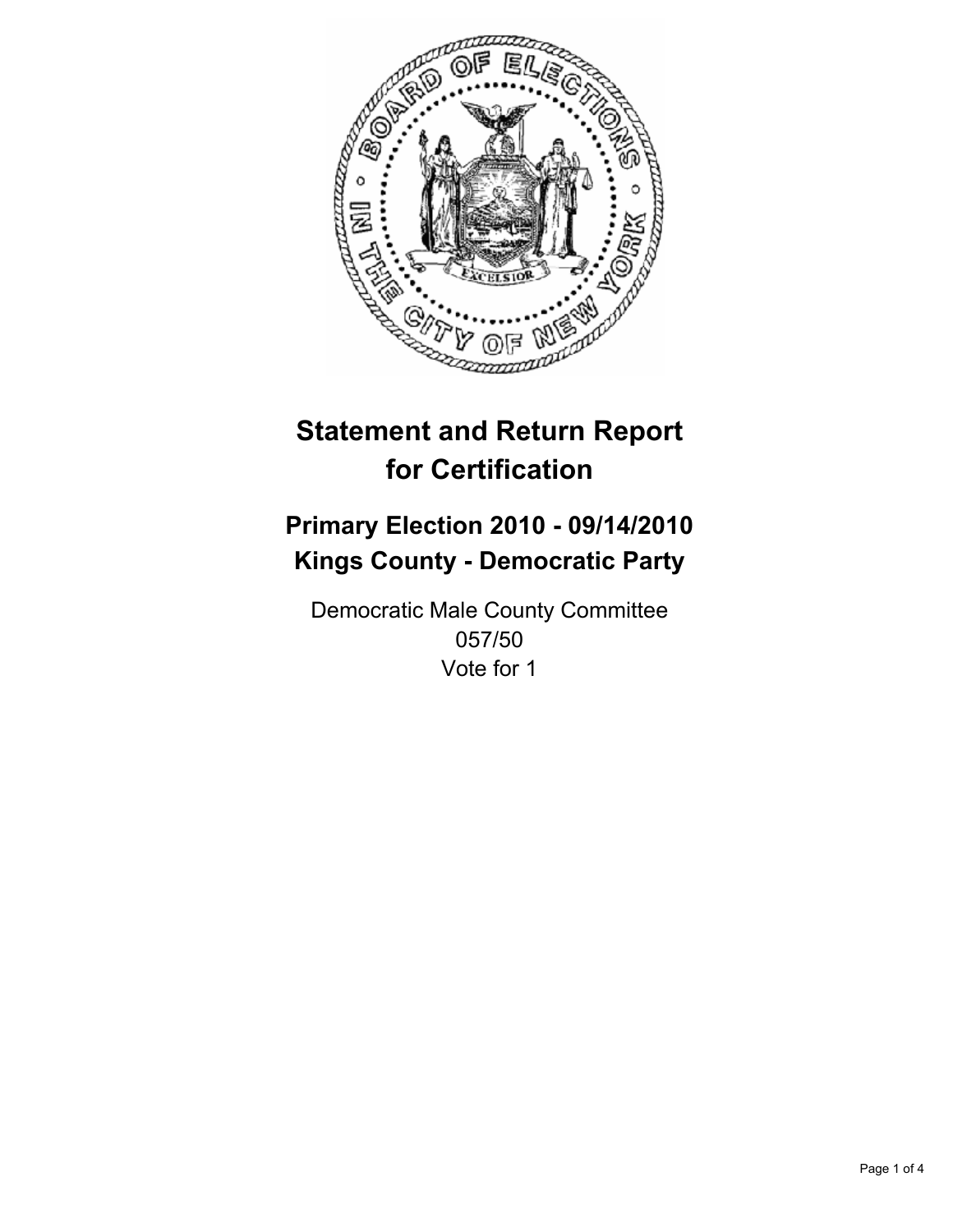# Statement and Return Report for Certification

## Primary Election 2010 - 09/14/2010
## Kings County - Democratic Party

Democratic Male County Committee
057/50
Vote for 1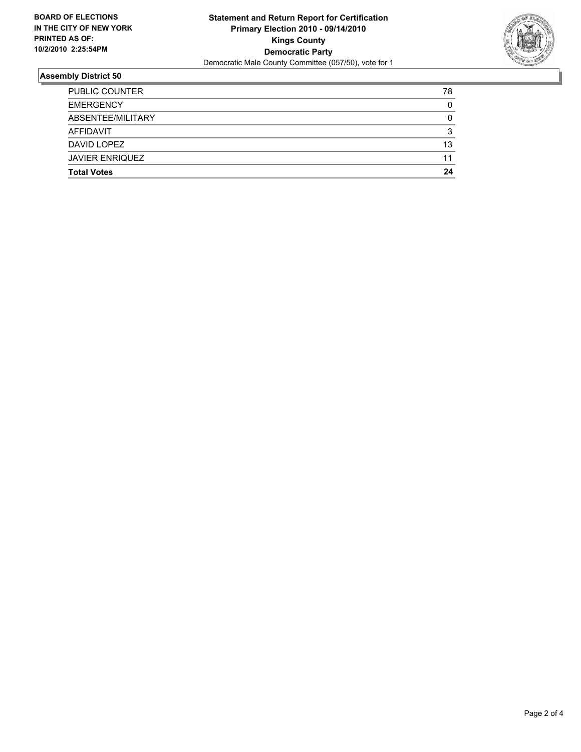**BOARD OF ELECTIONS IN THE CITY OF NEW YORK PRINTED AS OF: 10/2/2010 2:25:54PM**

**Statement and Return Report for Certification**
**Primary Election 2010 - 09/14/2010**
**Kings County**
**Democratic Party**
Democratic Male County Committee (057/50), vote for 1

## Assembly District 50

| | |
|---|---|
| PUBLIC COUNTER | 78 |
| EMERGENCY | 0 |
| ABSENTEE/MILITARY | 0 |
| AFFIDAVIT | 3 |
| DAVID LOPEZ | 13 |
| JAVIER ENRIQUEZ | 11 |
| **Total Votes** | **24** |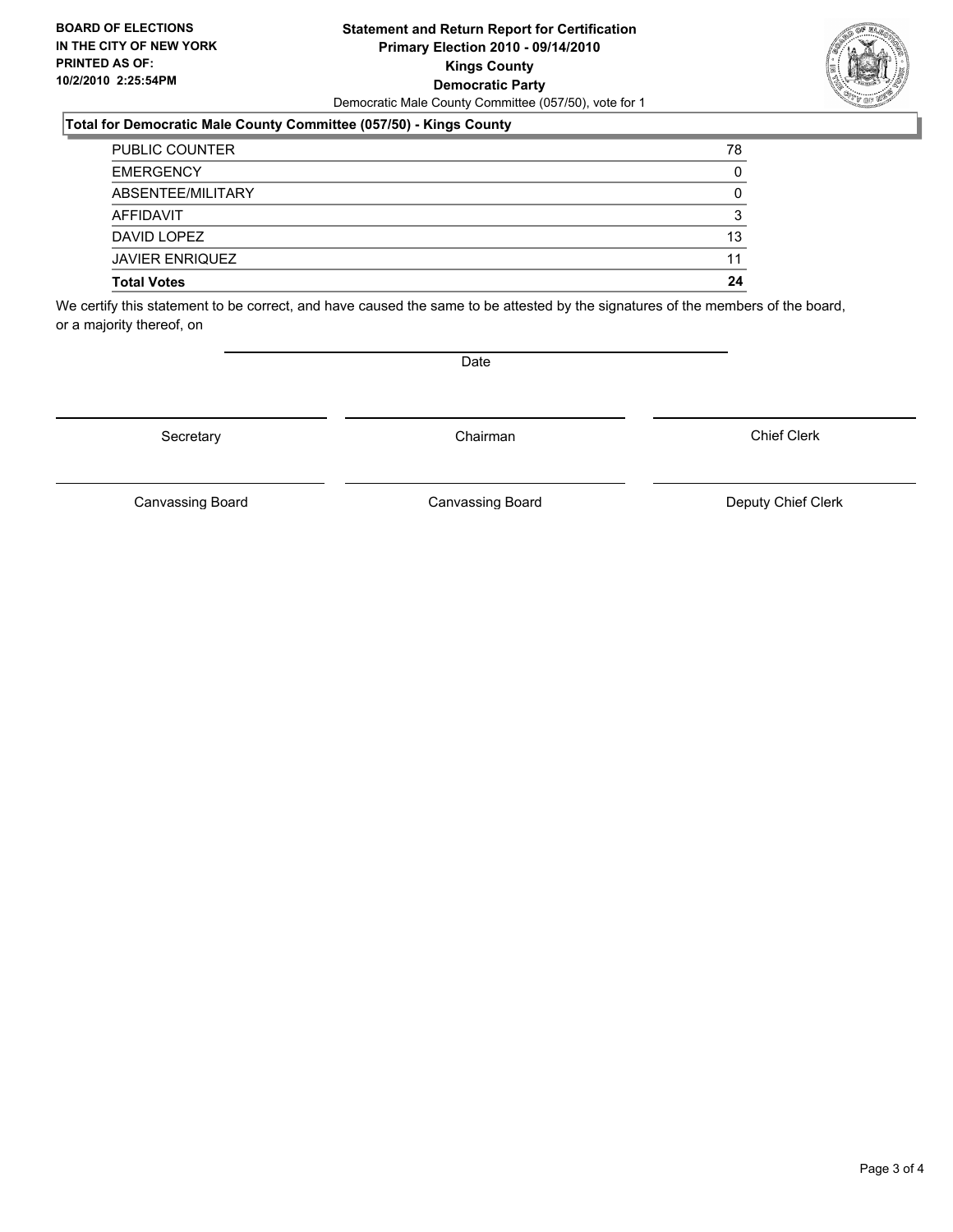**BOARD OF ELECTIONS IN THE CITY OF NEW YORK PRINTED AS OF: 10/2/2010 2:25:54PM**

# Statement and Return Report for Certification
## Primary Election 2010 - 09/14/2010
## Kings County
## Democratic Party

Democratic Male County Committee (057/50), vote for 1

### Total for Democratic Male County Committee (057/50) - Kings County

| | |
|---|---|
| PUBLIC COUNTER | 78 |
| EMERGENCY | 0 |
| ABSENTEE/MILITARY | 0 |
| AFFIDAVIT | 3 |
| DAVID LOPEZ | 13 |
| JAVIER ENRIQUEZ | 11 |
| **Total Votes** | **24** |

We certify this statement to be correct, and have caused the same to be attested by the signatures of the members of the board, or a majority thereof, on

Date

Secretary | Chairman | Chief Clerk

Canvassing Board | Canvassing Board | Deputy Chief Clerk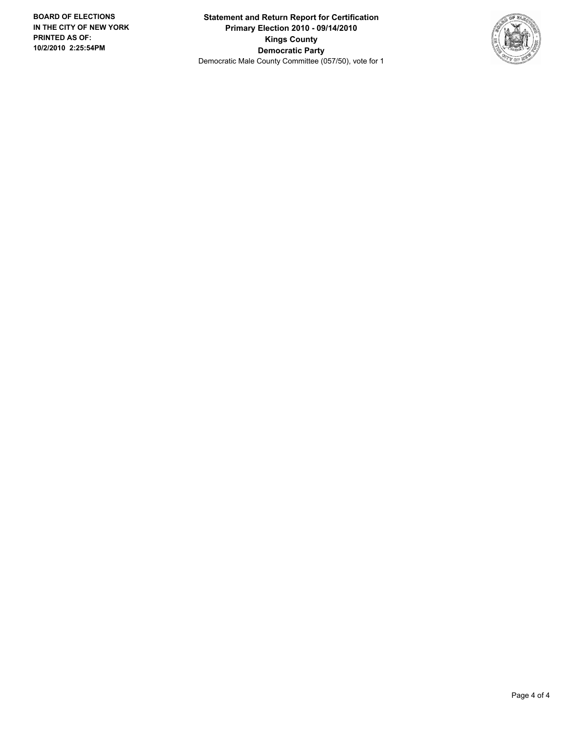**BOARD OF ELECTIONS IN THE CITY OF NEW YORK**
**PRINTED AS OF:**
**10/2/2010 2:25:54PM**

**Statement and Return Report for Certification**
**Primary Election 2010 - 09/14/2010**
**Kings County**
**Democratic Party**
Democratic Male County Committee (057/50), vote for 1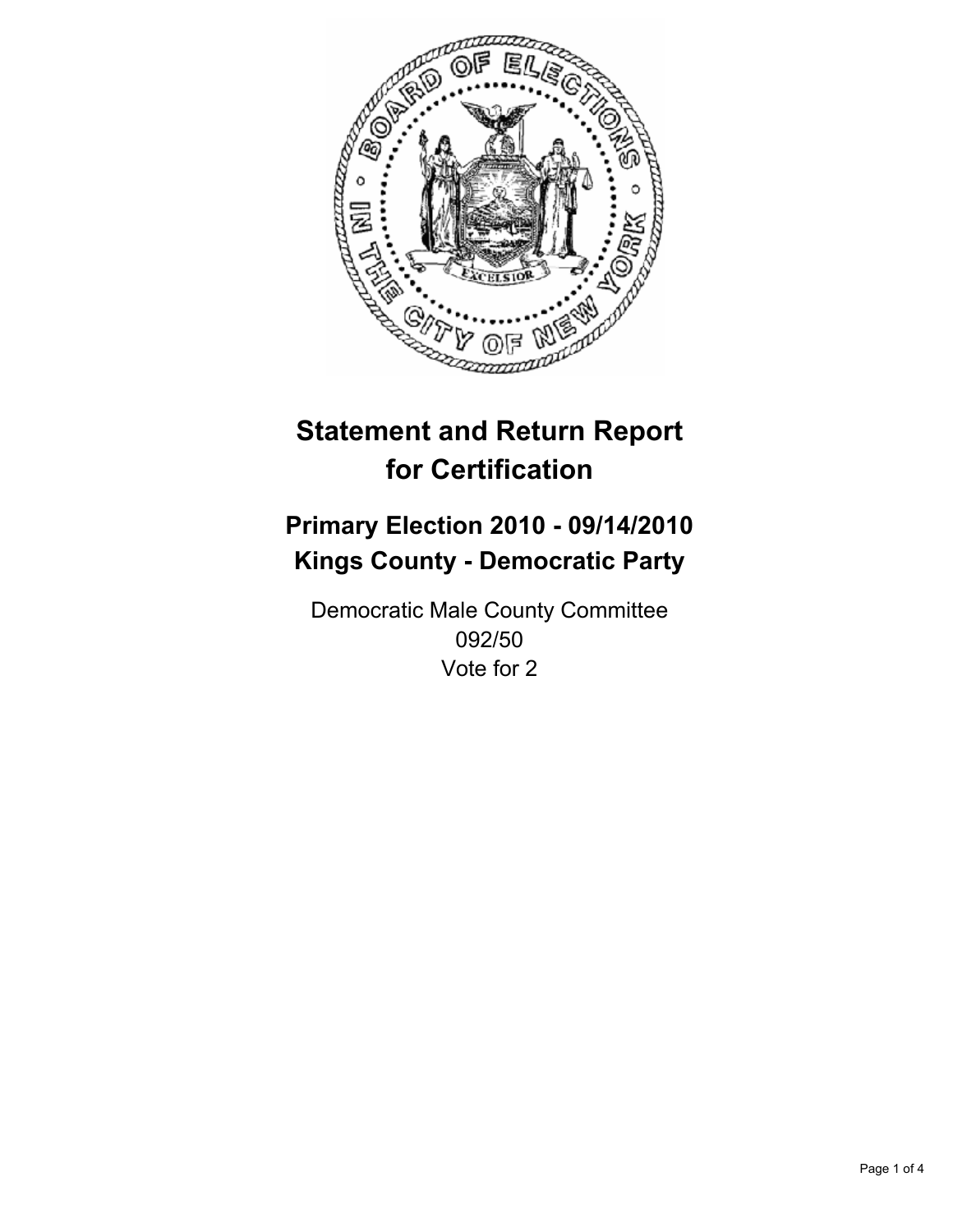# Statement and Return Report for Certification

## Primary Election 2010 - 09/14/2010
## Kings County - Democratic Party

Democratic Male County Committee
092/50
Vote for 2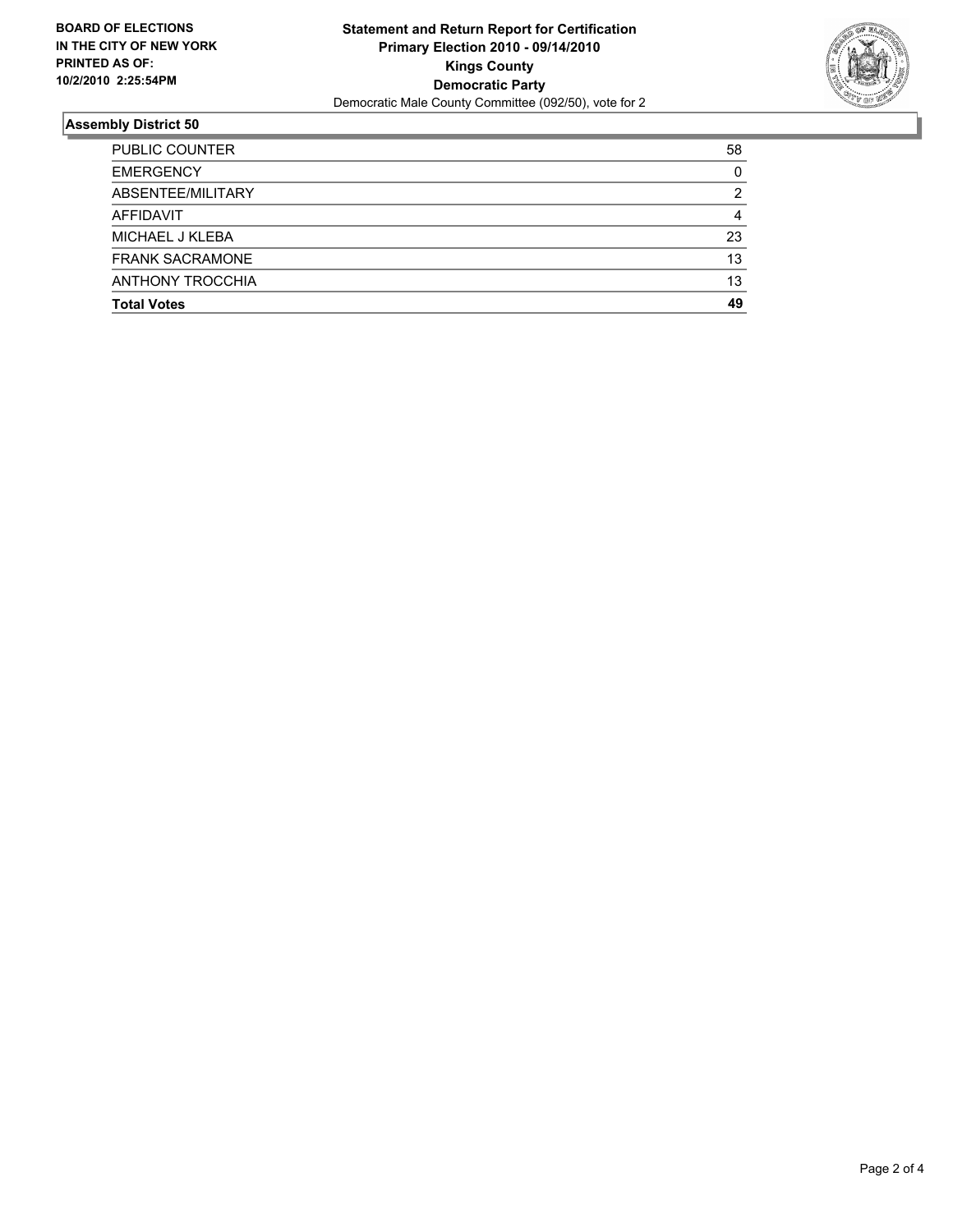**BOARD OF ELECTIONS IN THE CITY OF NEW YORK PRINTED AS OF: 10/2/2010 2:25:54PM**

**Statement and Return Report for Certification**
**Primary Election 2010 - 09/14/2010**
**Kings County**
**Democratic Party**
Democratic Male County Committee (092/50), vote for 2

## Assembly District 50

| | |
|---|---|
| PUBLIC COUNTER | 58 |
| EMERGENCY | 0 |
| ABSENTEE/MILITARY | 2 |
| AFFIDAVIT | 4 |
| MICHAEL J KLEBA | 23 |
| FRANK SACRAMONE | 13 |
| ANTHONY TROCCHIA | 13 |
| **Total Votes** | **49** |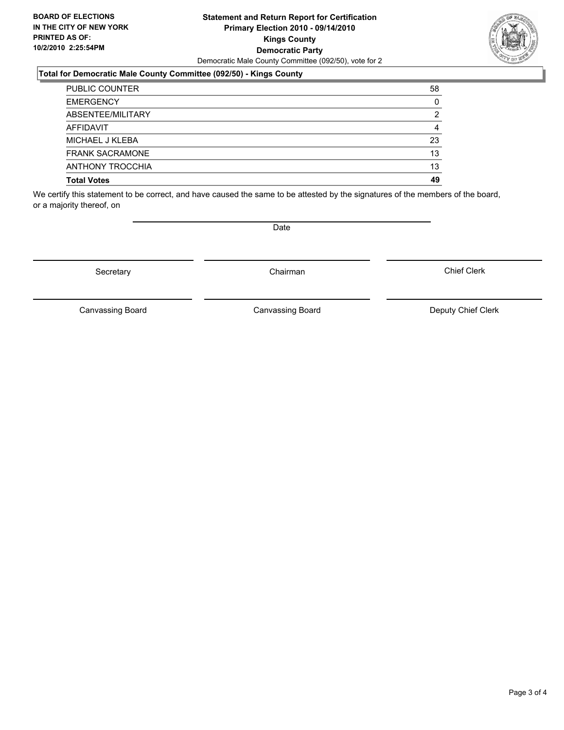**BOARD OF ELECTIONS IN THE CITY OF NEW YORK PRINTED AS OF: 10/2/2010 2:25:54PM**

**Statement and Return Report for Certification**
**Primary Election 2010 - 09/14/2010**
**Kings County**
**Democratic Party**
Democratic Male County Committee (092/50), vote for 2

**Total for Democratic Male County Committee (092/50) - Kings County**

| | |
|---|---|
| PUBLIC COUNTER | 58 |
| EMERGENCY | 0 |
| ABSENTEE/MILITARY | 2 |
| AFFIDAVIT | 4 |
| MICHAEL J KLEBA | 23 |
| FRANK SACRAMONE | 13 |
| ANTHONY TROCCHIA | 13 |
| **Total Votes** | **49** |

We certify this statement to be correct, and have caused the same to be attested by the signatures of the members of the board, or a majority thereof, on

Date

| | | |
|---|---|---|
| Secretary | Chairman | Chief Clerk |
| Canvassing Board | Canvassing Board | Deputy Chief Clerk |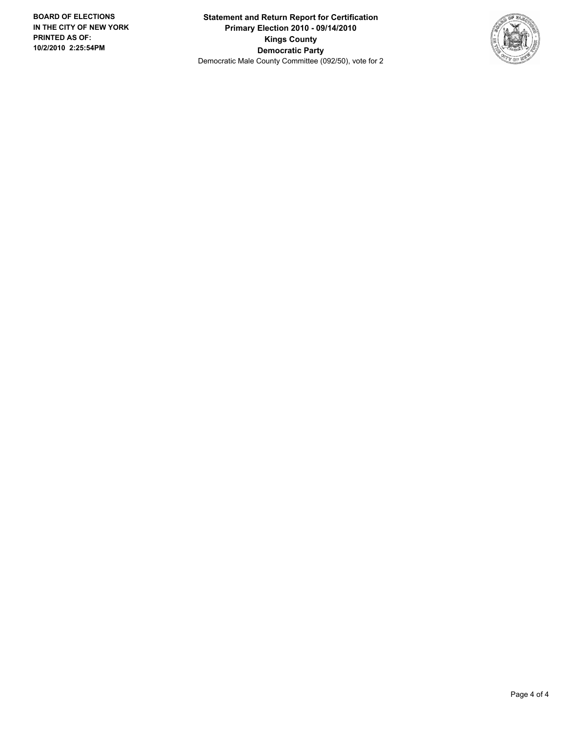BOARD OF ELECTIONS
IN THE CITY OF NEW YORK
PRINTED AS OF:
10/2/2010 2:25:54PM

**Statement and Return Report for Certification**
**Primary Election 2010 - 09/14/2010**
**Kings County**
**Democratic Party**
Democratic Male County Committee (092/50), vote for 2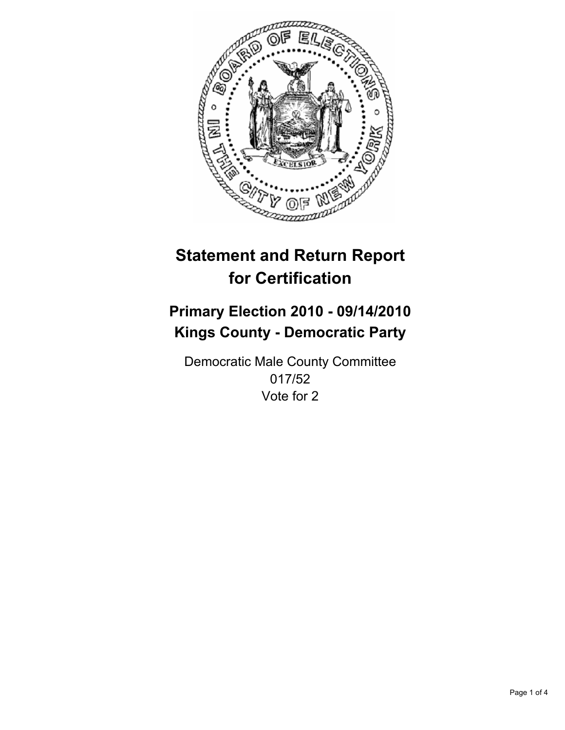# Statement and Return Report for Certification

## Primary Election 2010 - 09/14/2010
## Kings County - Democratic Party

Democratic Male County Committee
017/52
Vote for 2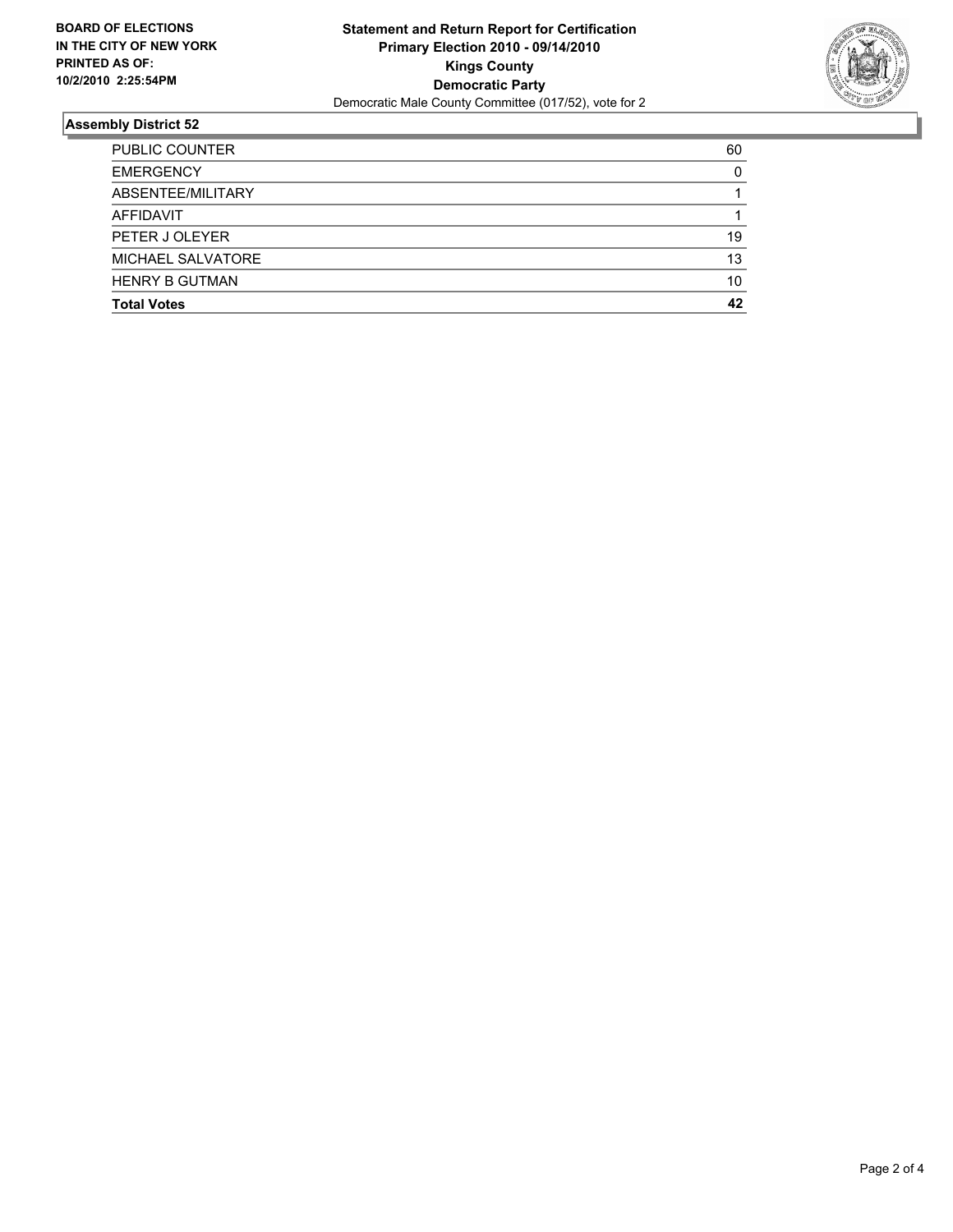**BOARD OF ELECTIONS IN THE CITY OF NEW YORK PRINTED AS OF: 10/2/2010 2:25:54PM**

**Statement and Return Report for Certification**
**Primary Election 2010 - 09/14/2010**
**Kings County**
**Democratic Party**
Democratic Male County Committee (017/52), vote for 2

## Assembly District 52

| | |
|---|---|
| PUBLIC COUNTER | 60 |
| EMERGENCY | 0 |
| ABSENTEE/MILITARY | 1 |
| AFFIDAVIT | 1 |
| PETER J OLEYER | 19 |
| MICHAEL SALVATORE | 13 |
| HENRY B GUTMAN | 10 |
| **Total Votes** | **42** |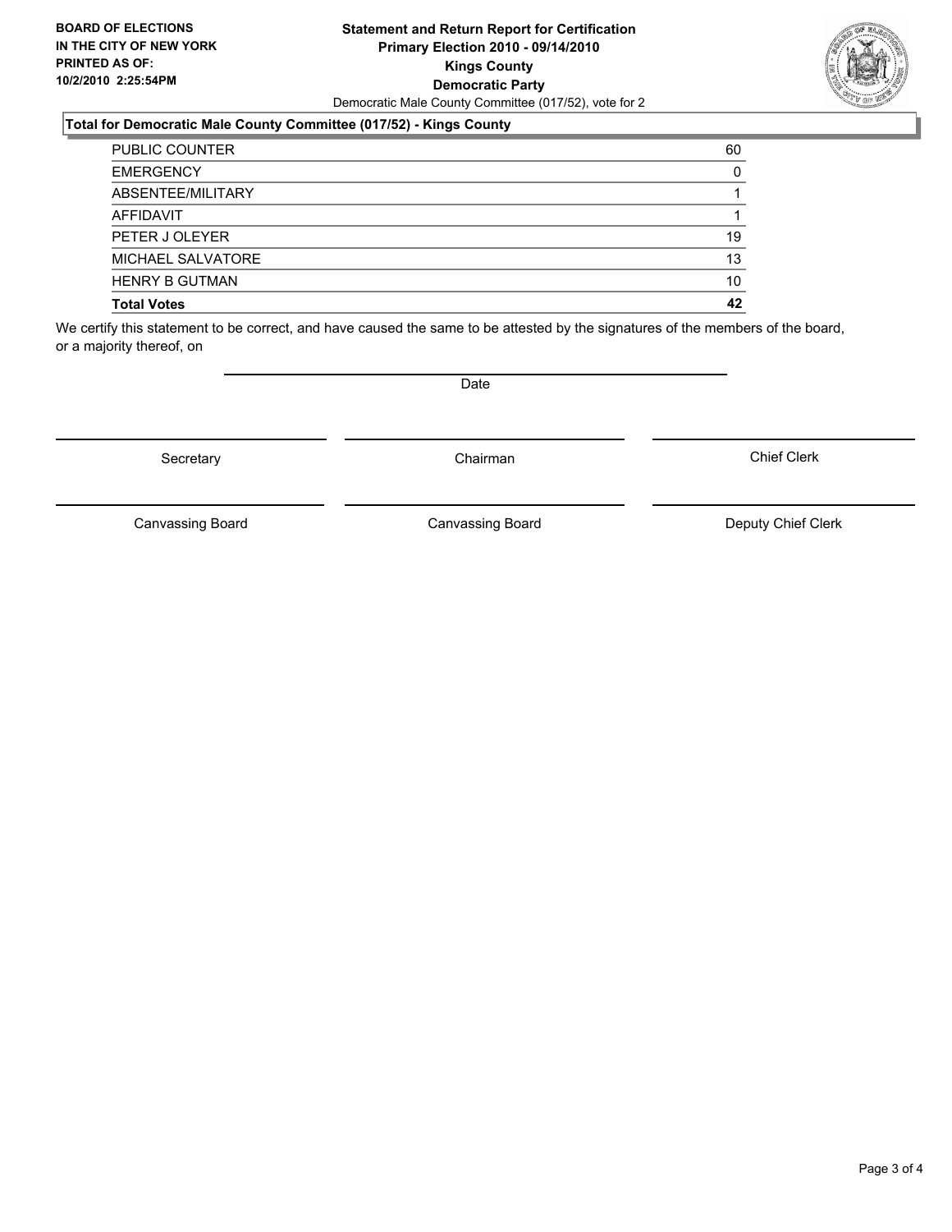**BOARD OF ELECTIONS IN THE CITY OF NEW YORK PRINTED AS OF: 10/2/2010 2:25:54PM**

# Statement and Return Report for Certification
## Primary Election 2010 - 09/14/2010
## Kings County
## Democratic Party

Democratic Male County Committee (017/52), vote for 2

### Total for Democratic Male County Committee (017/52) - Kings County

| | |
|---|---|
| PUBLIC COUNTER | 60 |
| EMERGENCY | 0 |
| ABSENTEE/MILITARY | 1 |
| AFFIDAVIT | 1 |
| PETER J OLEYER | 19 |
| MICHAEL SALVATORE | 13 |
| HENRY B GUTMAN | 10 |
| **Total Votes** | **42** |

We certify this statement to be correct, and have caused the same to be attested by the signatures of the members of the board, or a majority thereof, on

Date

Secretary | Chairman | Chief Clerk

Canvassing Board | Canvassing Board | Deputy Chief Clerk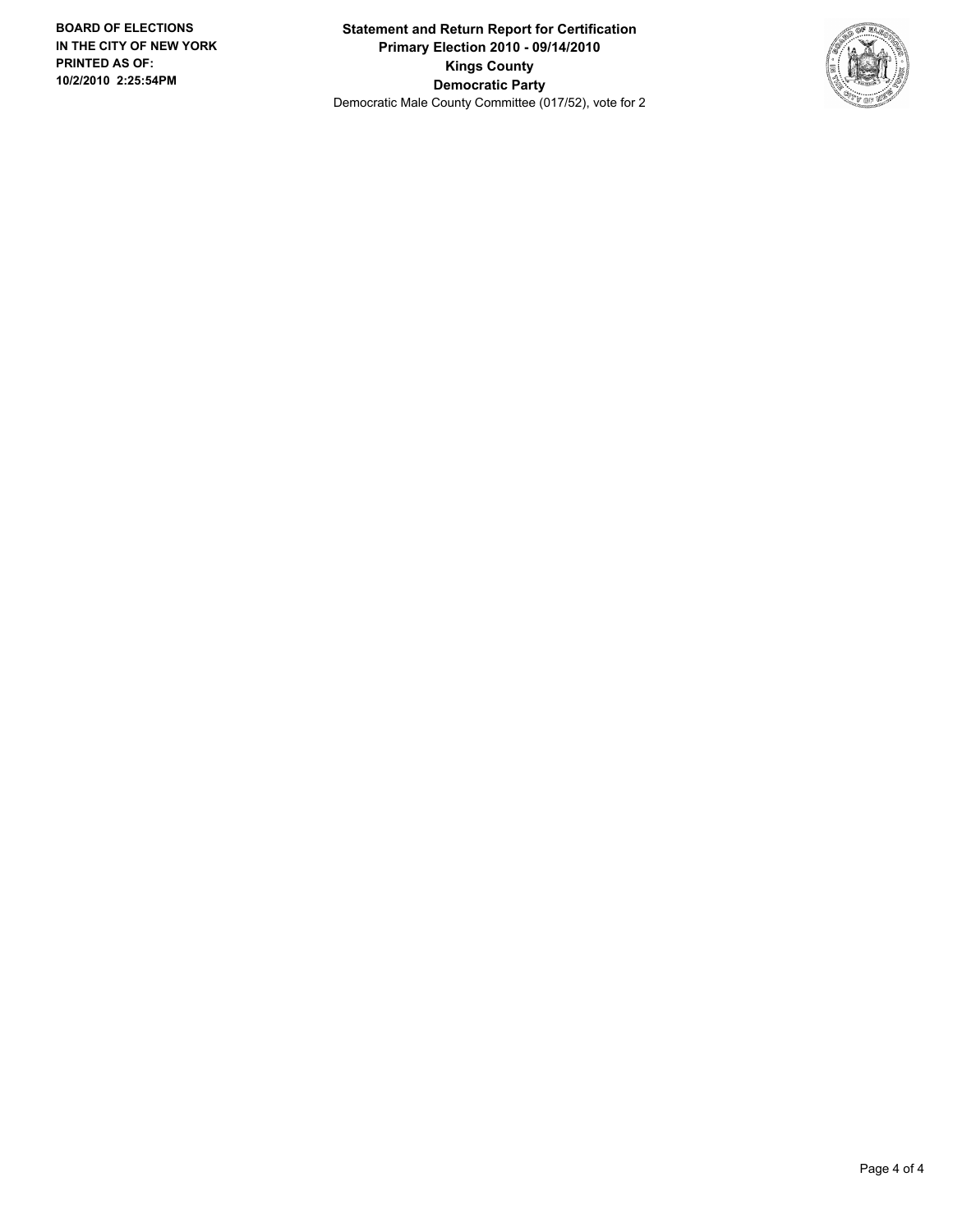**BOARD OF ELECTIONS IN THE CITY OF NEW YORK PRINTED AS OF: 10/2/2010 2:25:54PM**

**Statement and Return Report for Certification**
**Primary Election 2010 - 09/14/2010**
**Kings County**
**Democratic Party**
Democratic Male County Committee (017/52), vote for 2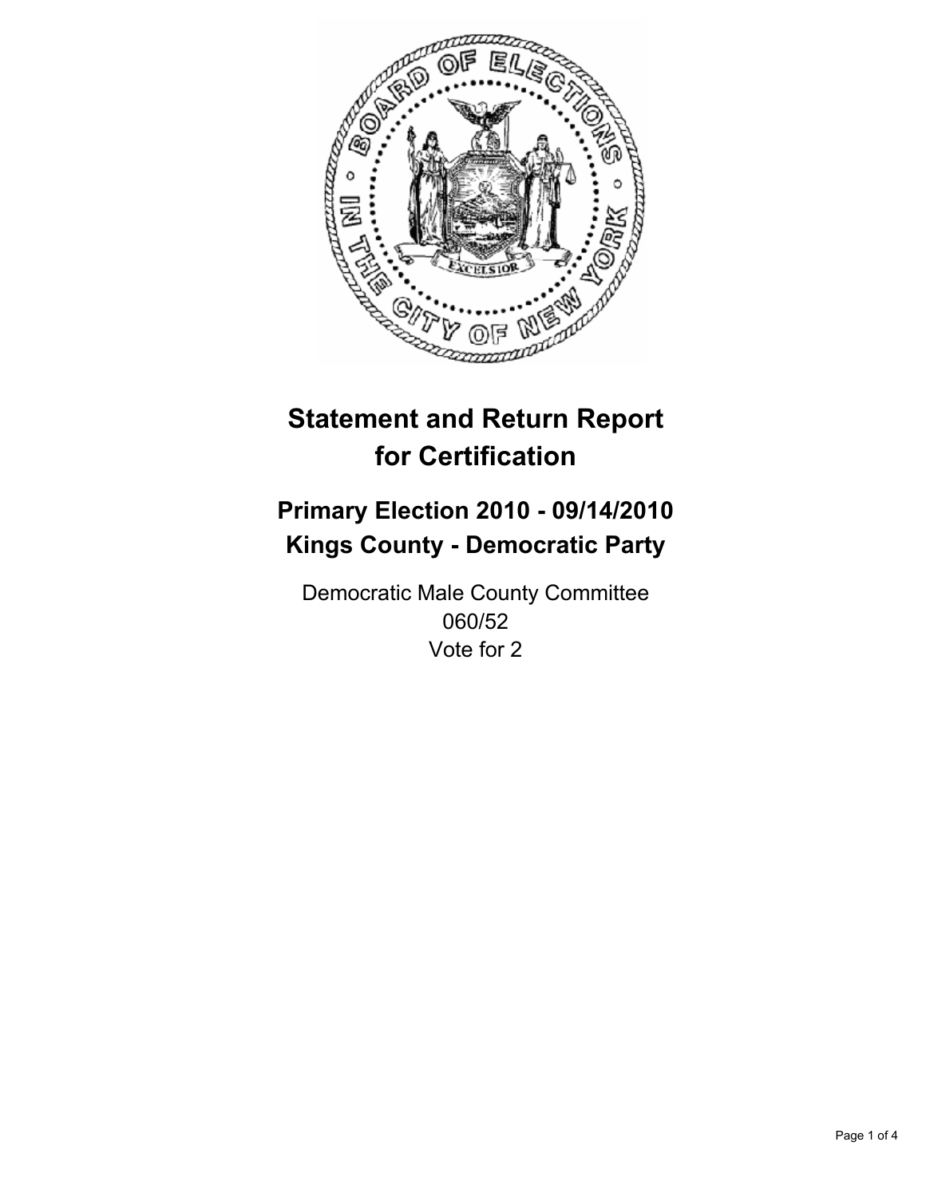# Statement and Return Report for Certification

## Primary Election 2010 - 09/14/2010
## Kings County - Democratic Party

Democratic Male County Committee
060/52
Vote for 2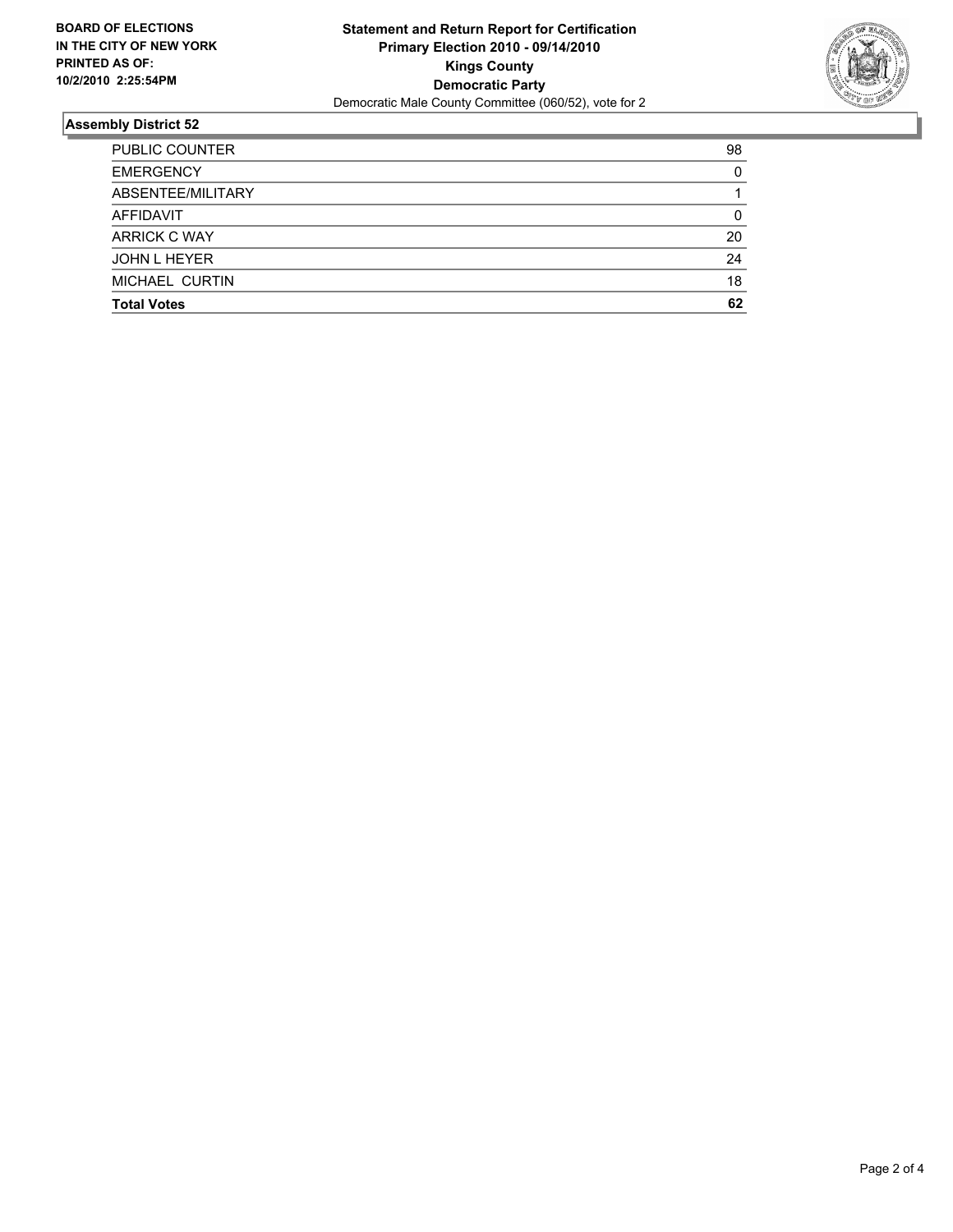**BOARD OF ELECTIONS IN THE CITY OF NEW YORK PRINTED AS OF: 10/2/2010 2:25:54PM**

**Statement and Return Report for Certification**
**Primary Election 2010 - 09/14/2010**
**Kings County**
**Democratic Party**
Democratic Male County Committee (060/52), vote for 2

## Assembly District 52

| | |
|---|---|
| PUBLIC COUNTER | 98 |
| EMERGENCY | 0 |
| ABSENTEE/MILITARY | 1 |
| AFFIDAVIT | 0 |
| ARRICK C WAY | 20 |
| JOHN L HEYER | 24 |
| MICHAEL CURTIN | 18 |
| **Total Votes** | **62** |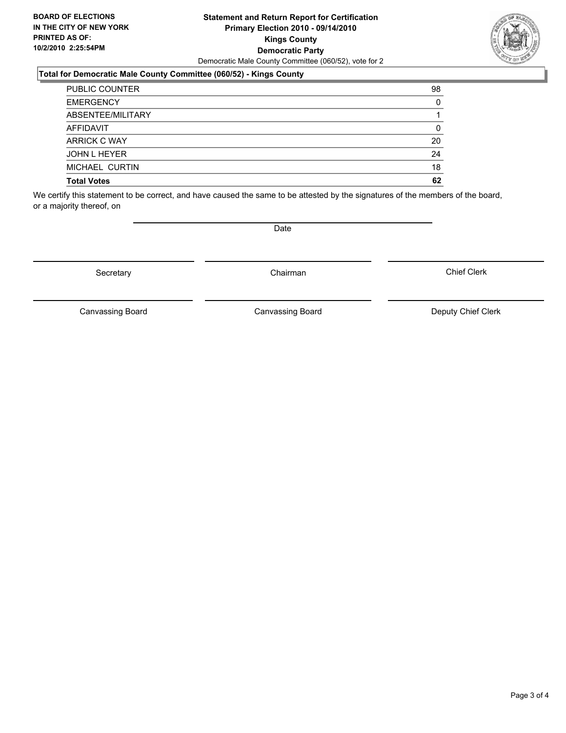**BOARD OF ELECTIONS IN THE CITY OF NEW YORK PRINTED AS OF: 10/2/2010 2:25:54PM**

# Statement and Return Report for Certification
## Primary Election 2010 - 09/14/2010
## Kings County
## Democratic Party

Democratic Male County Committee (060/52), vote for 2

### Total for Democratic Male County Committee (060/52) - Kings County

| | |
|---|---|
| PUBLIC COUNTER | 98 |
| EMERGENCY | 0 |
| ABSENTEE/MILITARY | 1 |
| AFFIDAVIT | 0 |
| ARRICK C WAY | 20 |
| JOHN L HEYER | 24 |
| MICHAEL CURTIN | 18 |
| **Total Votes** | **62** |

We certify this statement to be correct, and have caused the same to be attested by the signatures of the members of the board, or a majority thereof, on

Date

| | | |
|---|---|---|
| Secretary | Chairman | Chief Clerk |
| Canvassing Board | Canvassing Board | Deputy Chief Clerk |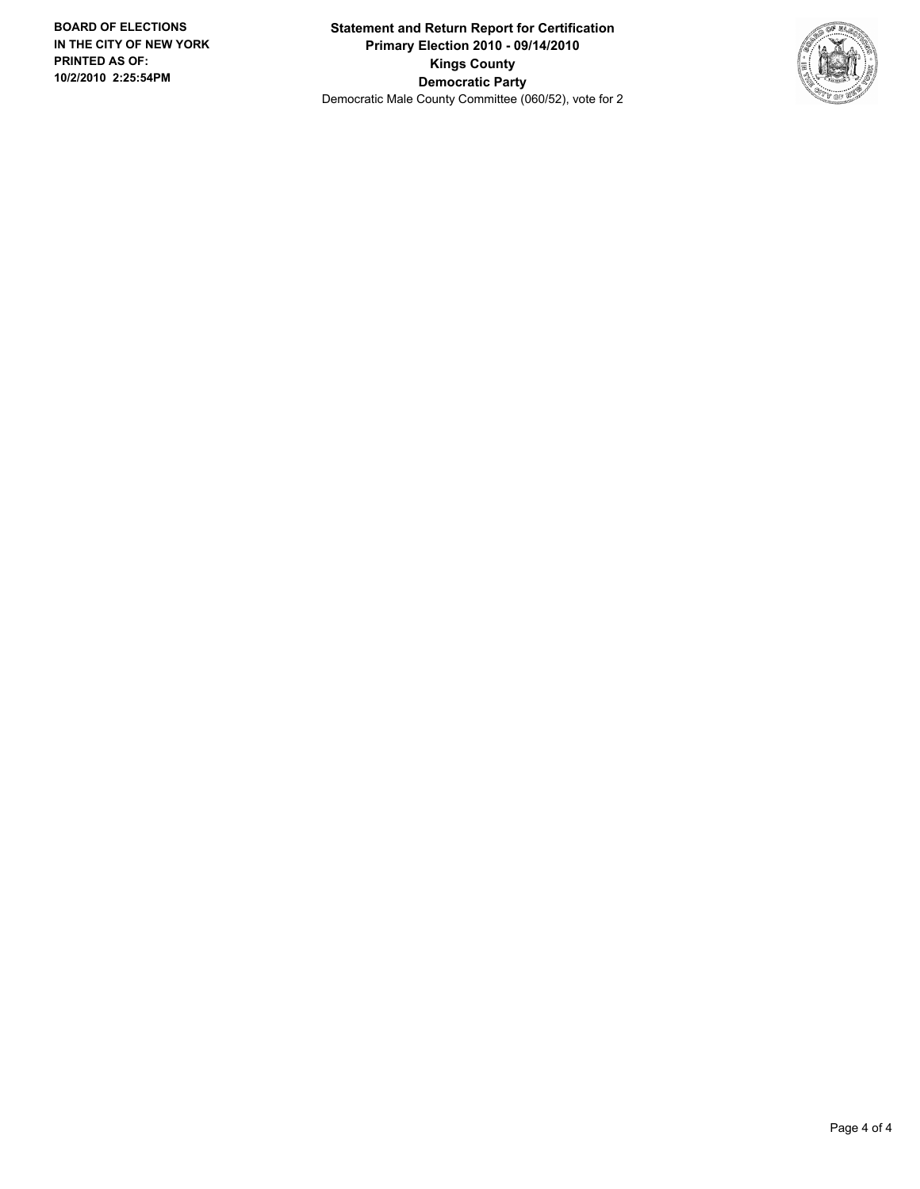**BOARD OF ELECTIONS IN THE CITY OF NEW YORK PRINTED AS OF: 10/2/2010 2:25:54PM**

**Statement and Return Report for Certification**
**Primary Election 2010 - 09/14/2010**
**Kings County**
**Democratic Party**
Democratic Male County Committee (060/52), vote for 2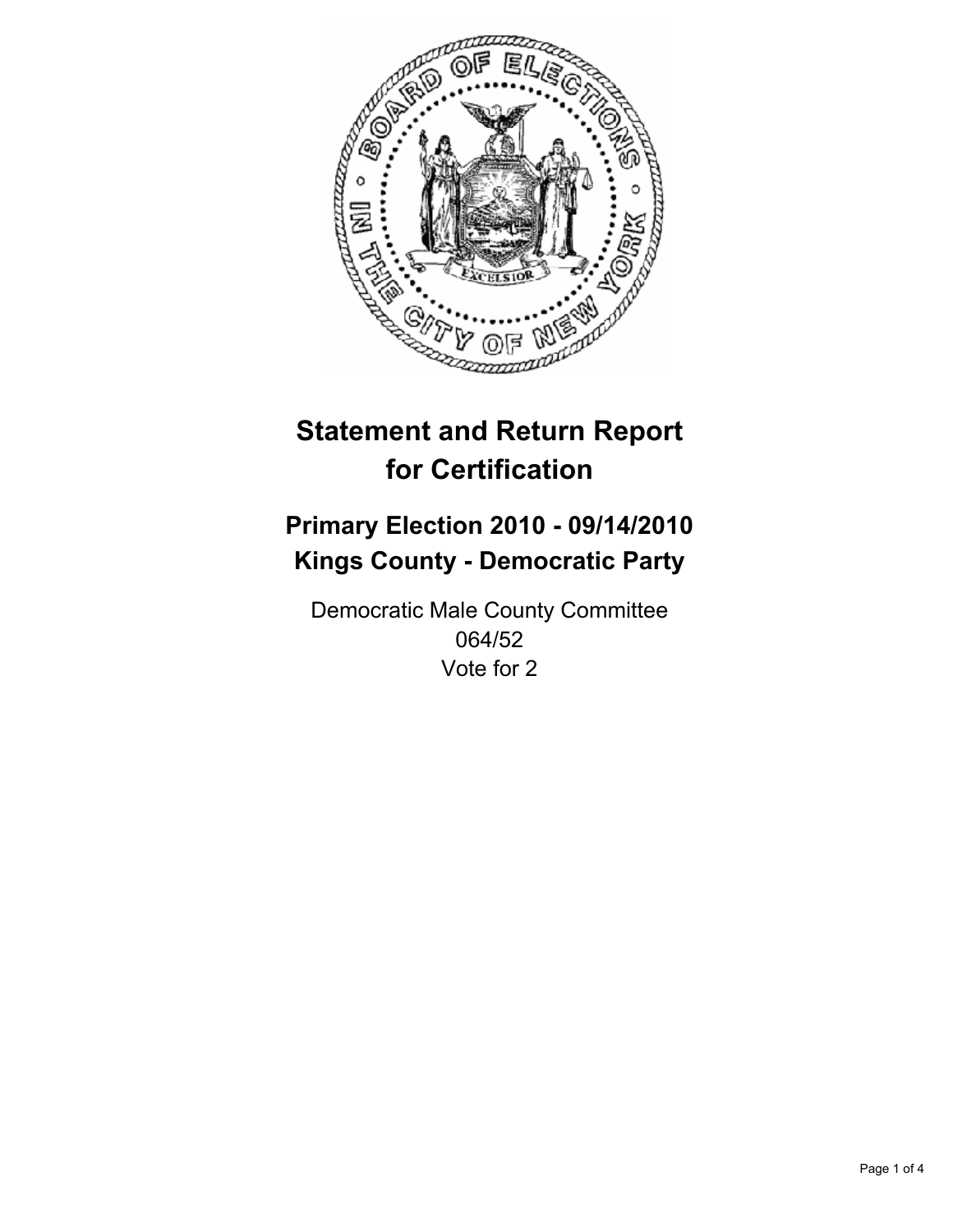# Statement and Return Report for Certification

## Primary Election 2010 - 09/14/2010
## Kings County - Democratic Party

Democratic Male County Committee
064/52
Vote for 2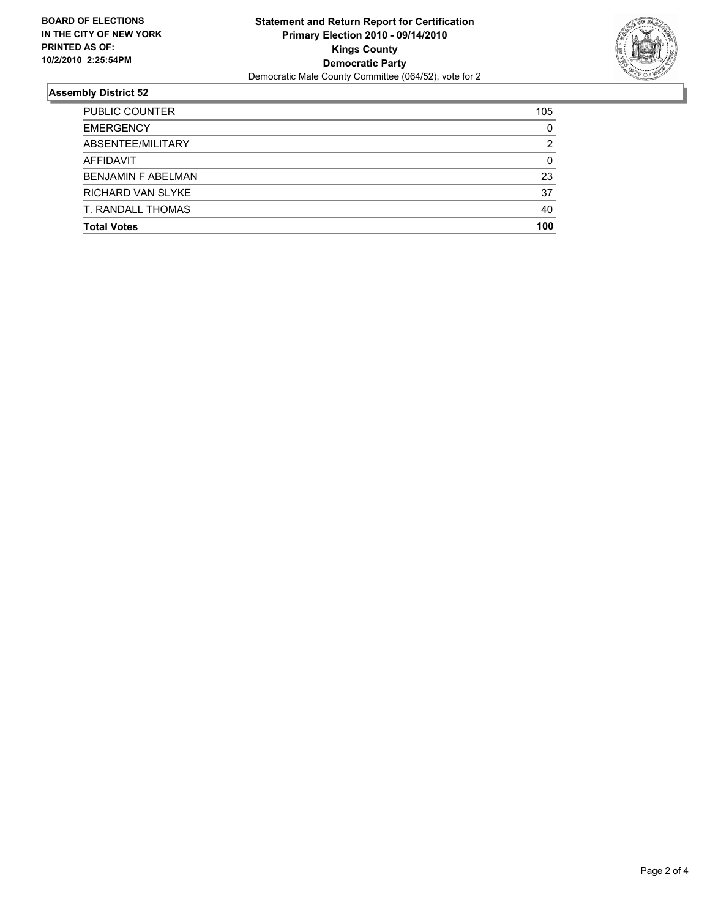**BOARD OF ELECTIONS IN THE CITY OF NEW YORK PRINTED AS OF: 10/2/2010 2:25:54PM**

**Statement and Return Report for Certification**
**Primary Election 2010 - 09/14/2010**
**Kings County**
**Democratic Party**
Democratic Male County Committee (064/52), vote for 2

## Assembly District 52

| | |
|---|---|
| PUBLIC COUNTER | 105 |
| EMERGENCY | 0 |
| ABSENTEE/MILITARY | 2 |
| AFFIDAVIT | 0 |
| BENJAMIN F ABELMAN | 23 |
| RICHARD VAN SLYKE | 37 |
| T. RANDALL THOMAS | 40 |
| **Total Votes** | **100** |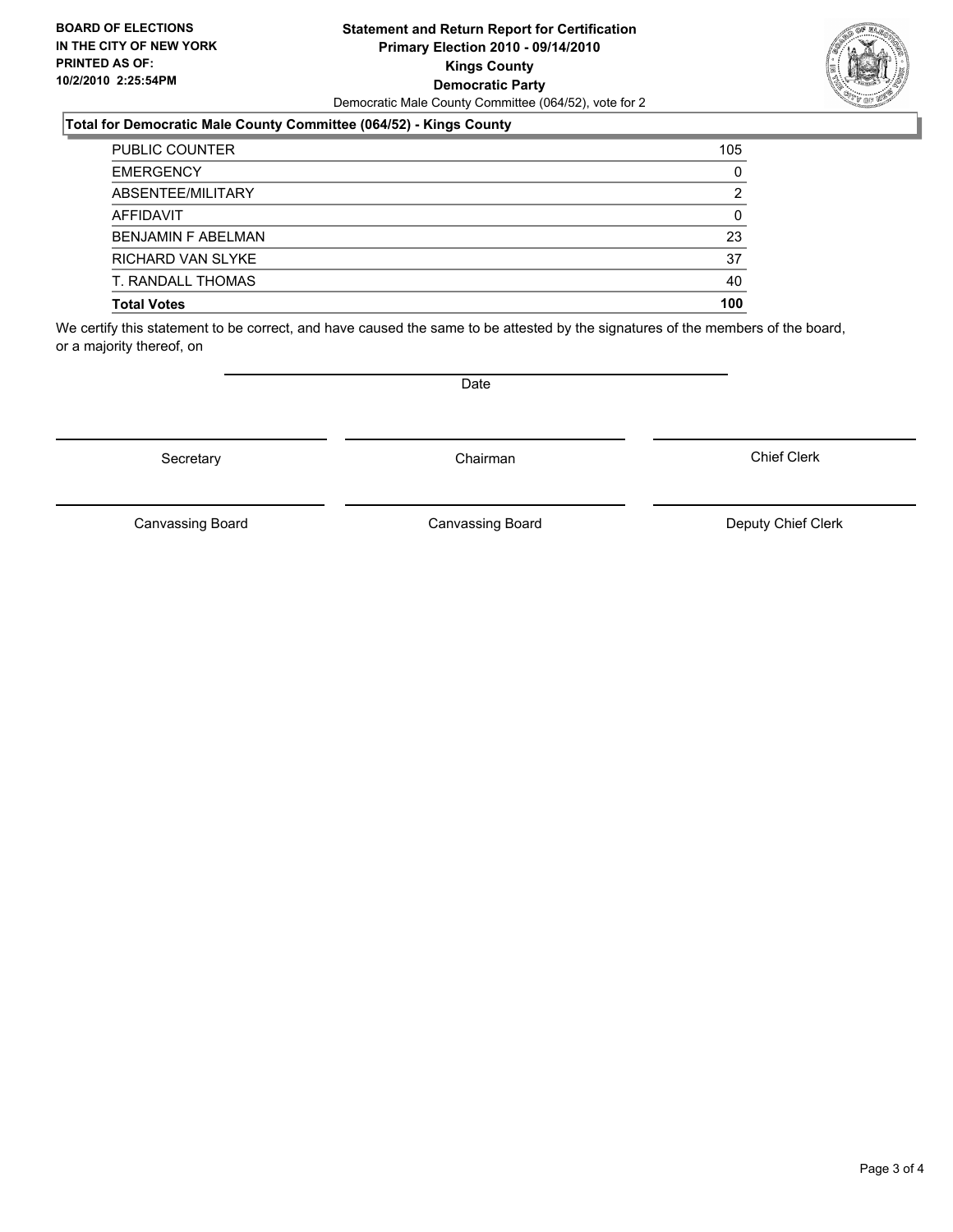**BOARD OF ELECTIONS IN THE CITY OF NEW YORK PRINTED AS OF: 10/2/2010 2:25:54PM**

**Statement and Return Report for Certification**
**Primary Election 2010 - 09/14/2010**
**Kings County**
**Democratic Party**
Democratic Male County Committee (064/52), vote for 2

**Total for Democratic Male County Committee (064/52) - Kings County**

| | |
|---|---|
| PUBLIC COUNTER | 105 |
| EMERGENCY | 0 |
| ABSENTEE/MILITARY | 2 |
| AFFIDAVIT | 0 |
| BENJAMIN F ABELMAN | 23 |
| RICHARD VAN SLYKE | 37 |
| T. RANDALL THOMAS | 40 |
| **Total Votes** | **100** |

We certify this statement to be correct, and have caused the same to be attested by the signatures of the members of the board, or a majority thereof, on

Date

Secretary | Chairman | Chief Clerk

Canvassing Board | Canvassing Board | Deputy Chief Clerk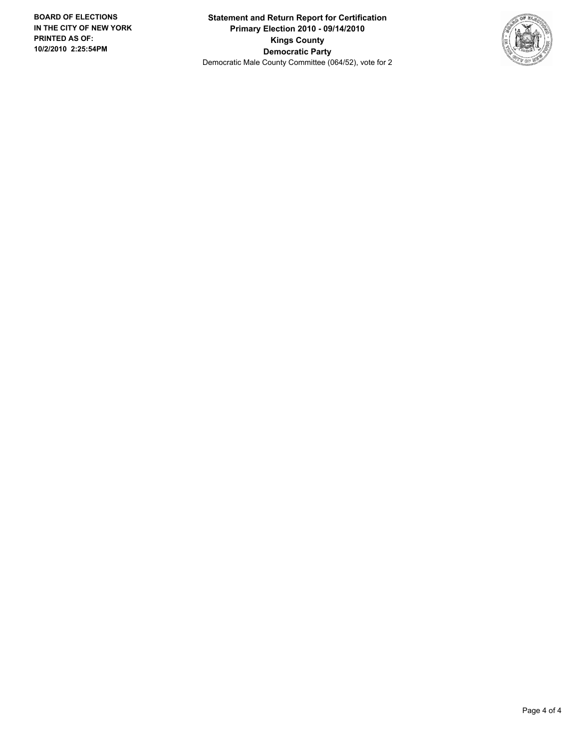**BOARD OF ELECTIONS IN THE CITY OF NEW YORK PRINTED AS OF: 10/2/2010 2:25:54PM**

**Statement and Return Report for Certification**
**Primary Election 2010 - 09/14/2010**
**Kings County**
**Democratic Party**
Democratic Male County Committee (064/52), vote for 2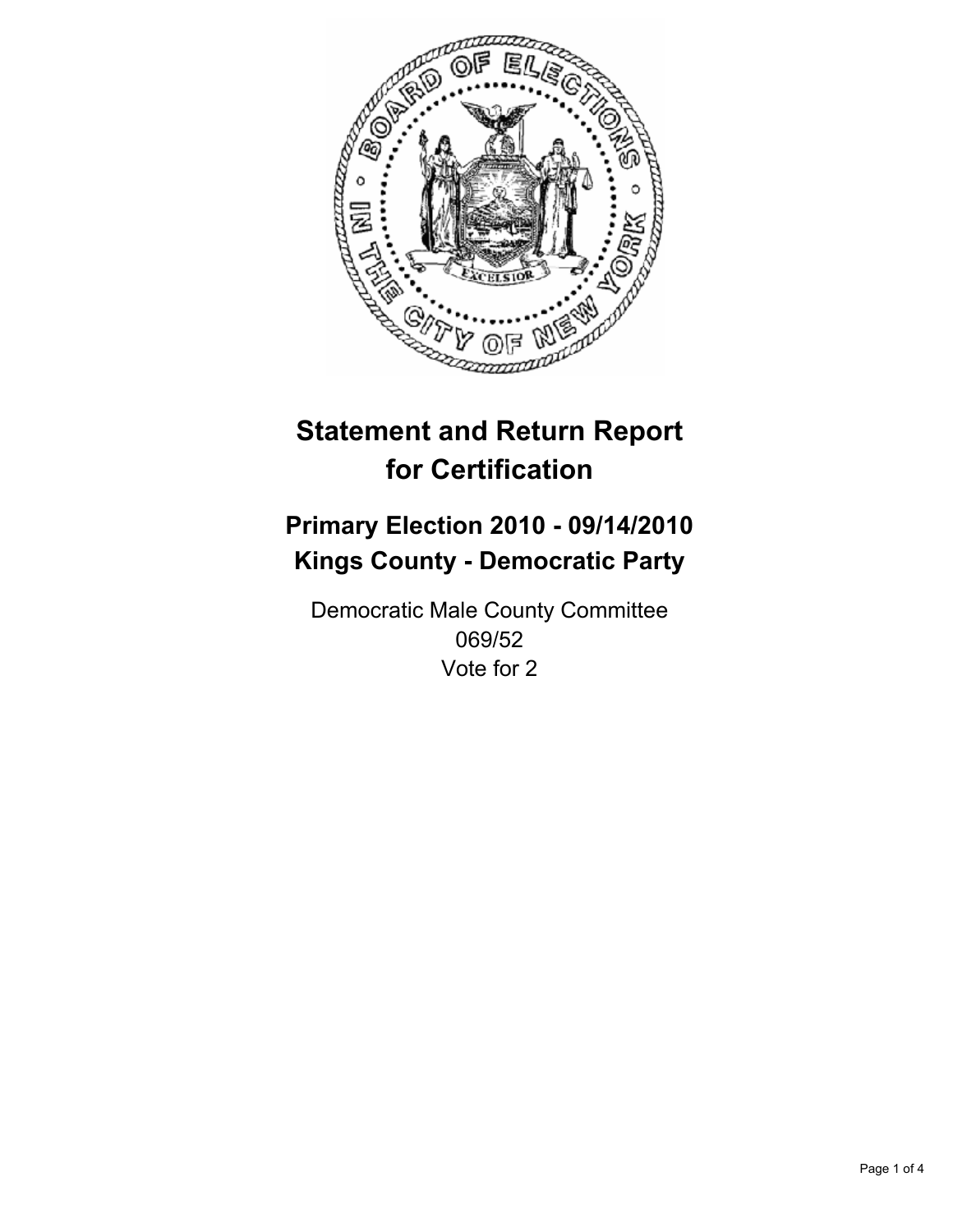# Statement and Return Report for Certification

## Primary Election 2010 - 09/14/2010
## Kings County - Democratic Party

Democratic Male County Committee
069/52
Vote for 2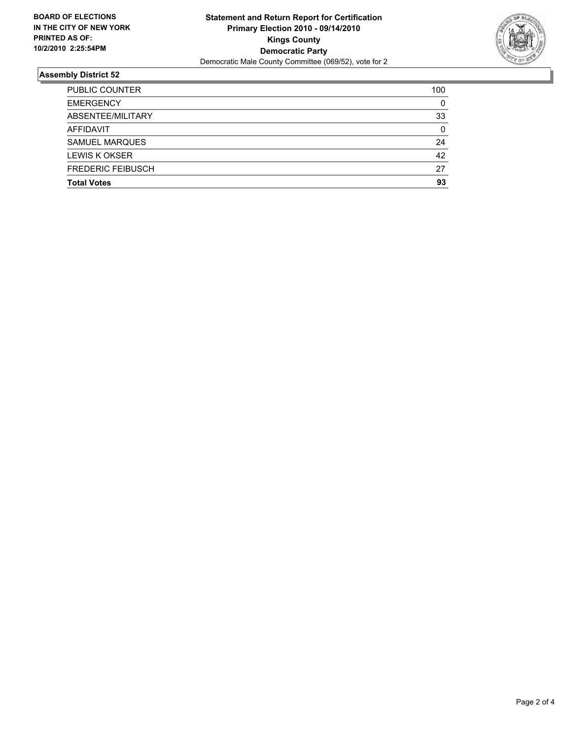**BOARD OF ELECTIONS IN THE CITY OF NEW YORK PRINTED AS OF: 10/2/2010 2:25:54PM**

# Statement and Return Report for Certification
## Primary Election 2010 - 09/14/2010
## Kings County
## Democratic Party

Democratic Male County Committee (069/52), vote for 2

### Assembly District 52

| | |
|---|---|
| PUBLIC COUNTER | 100 |
| EMERGENCY | 0 |
| ABSENTEE/MILITARY | 33 |
| AFFIDAVIT | 0 |
| SAMUEL MARQUES | 24 |
| LEWIS K OKSER | 42 |
| FREDERIC FEIBUSCH | 27 |
| **Total Votes** | **93** |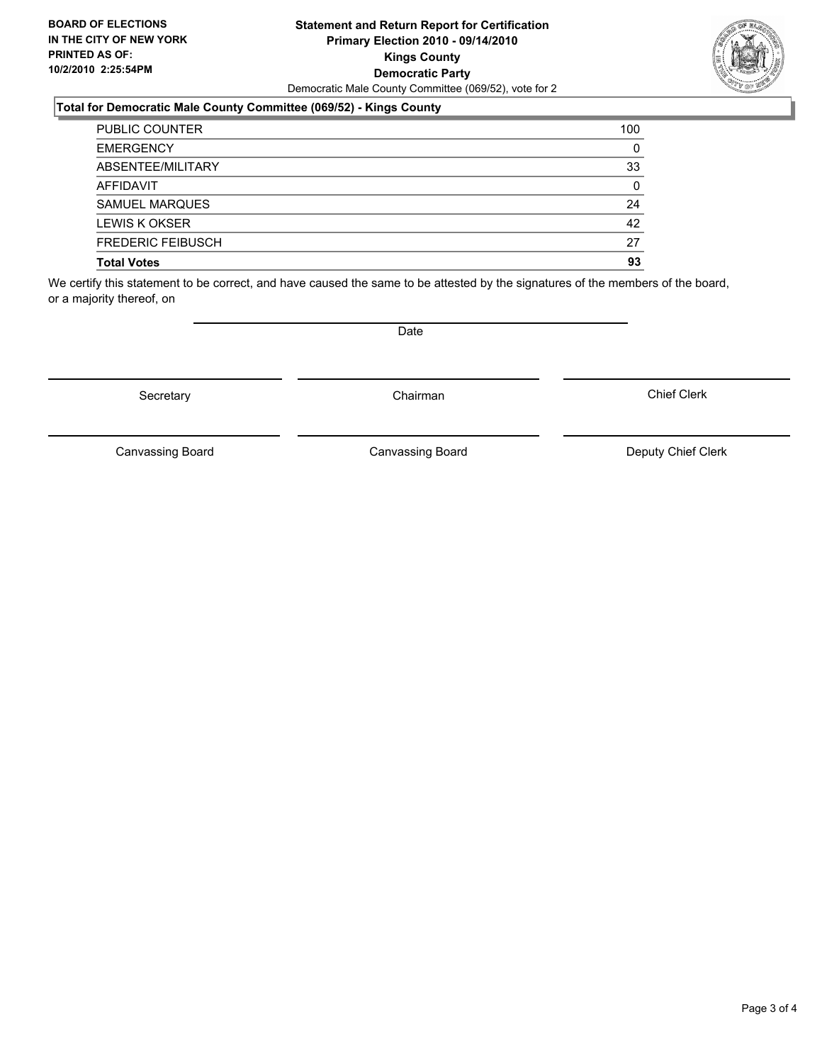**BOARD OF ELECTIONS IN THE CITY OF NEW YORK PRINTED AS OF: 10/2/2010 2:25:54PM**

**Statement and Return Report for Certification Primary Election 2010 - 09/14/2010 Kings County Democratic Party**

Democratic Male County Committee (069/52), vote for 2

### Total for Democratic Male County Committee (069/52) - Kings County

| | |
|---|---|
| PUBLIC COUNTER | 100 |
| EMERGENCY | 0 |
| ABSENTEE/MILITARY | 33 |
| AFFIDAVIT | 0 |
| SAMUEL MARQUES | 24 |
| LEWIS K OKSER | 42 |
| FREDERIC FEIBUSCH | 27 |
| **Total Votes** | **93** |

We certify this statement to be correct, and have caused the same to be attested by the signatures of the members of the board, or a majority thereof, on

Date

Secretary | Chairman | Chief Clerk

Canvassing Board | Canvassing Board | Deputy Chief Clerk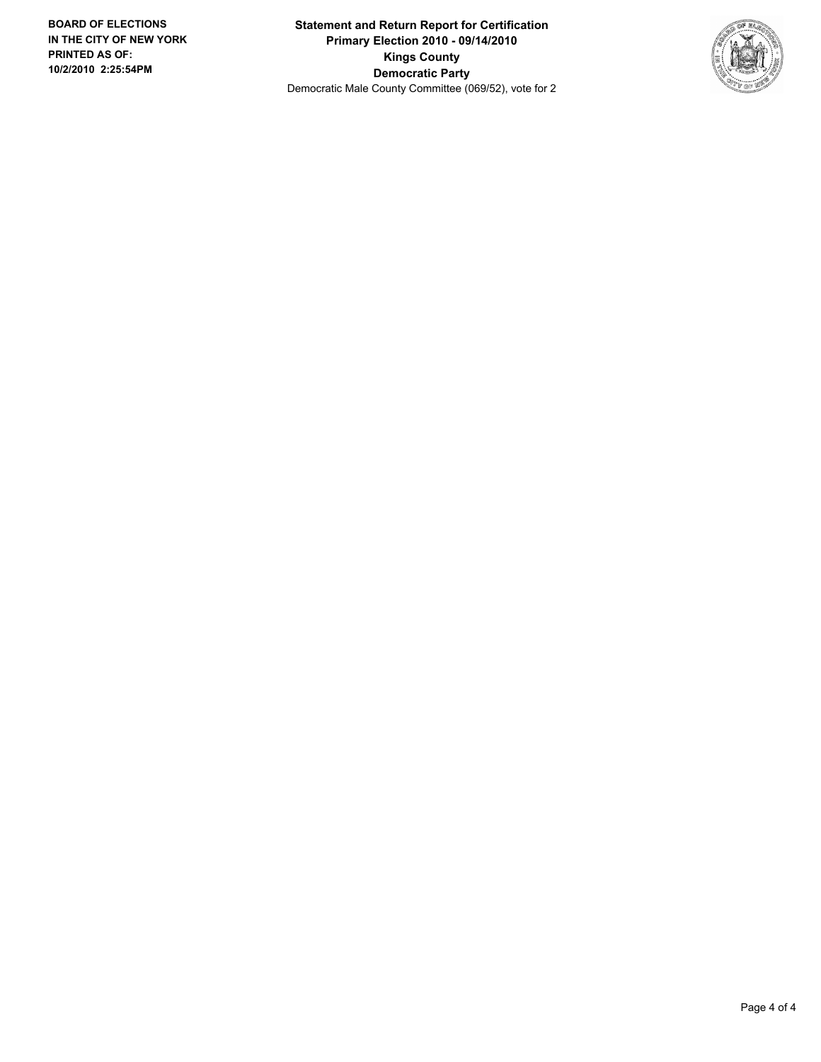**BOARD OF ELECTIONS IN THE CITY OF NEW YORK PRINTED AS OF: 10/2/2010 2:25:54PM**

**Statement and Return Report for Certification**
**Primary Election 2010 - 09/14/2010**
**Kings County**
**Democratic Party**
Democratic Male County Committee (069/52), vote for 2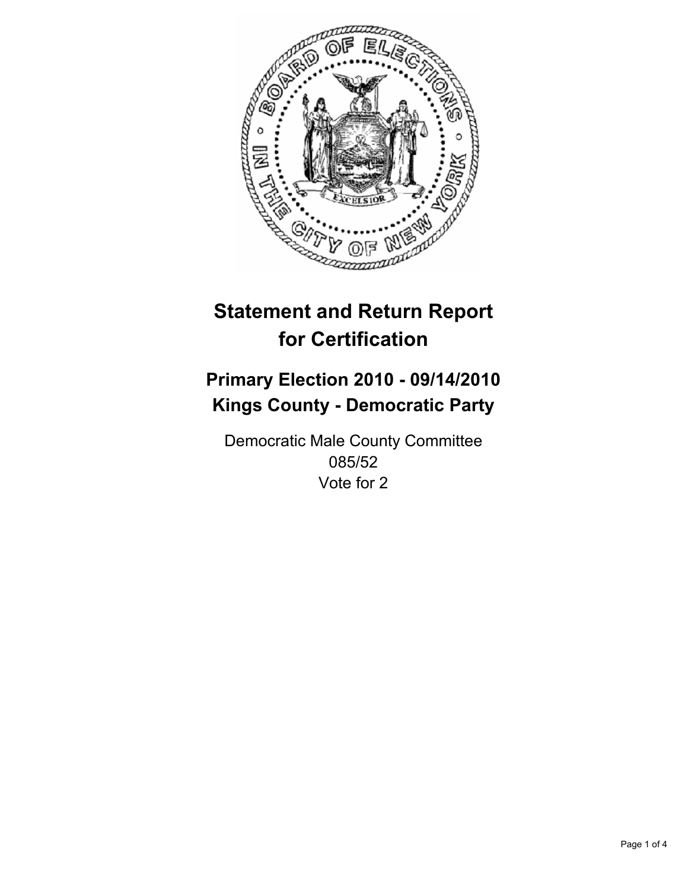# Statement and Return Report for Certification

## Primary Election 2010 - 09/14/2010
## Kings County - Democratic Party

Democratic Male County Committee
085/52
Vote for 2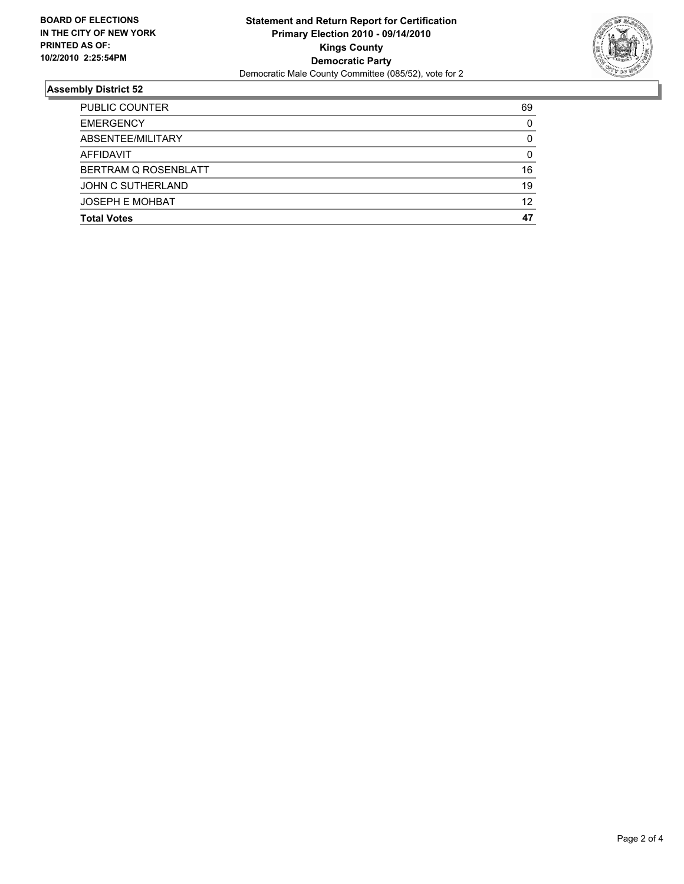**BOARD OF ELECTIONS IN THE CITY OF NEW YORK PRINTED AS OF: 10/2/2010 2:25:54PM**

**Statement and Return Report for Certification**
**Primary Election 2010 - 09/14/2010**
**Kings County**
**Democratic Party**
Democratic Male County Committee (085/52), vote for 2

## Assembly District 52

| | |
|---|---|
| PUBLIC COUNTER | 69 |
| EMERGENCY | 0 |
| ABSENTEE/MILITARY | 0 |
| AFFIDAVIT | 0 |
| BERTRAM Q ROSENBLATT | 16 |
| JOHN C SUTHERLAND | 19 |
| JOSEPH E MOHBAT | 12 |
| **Total Votes** | **47** |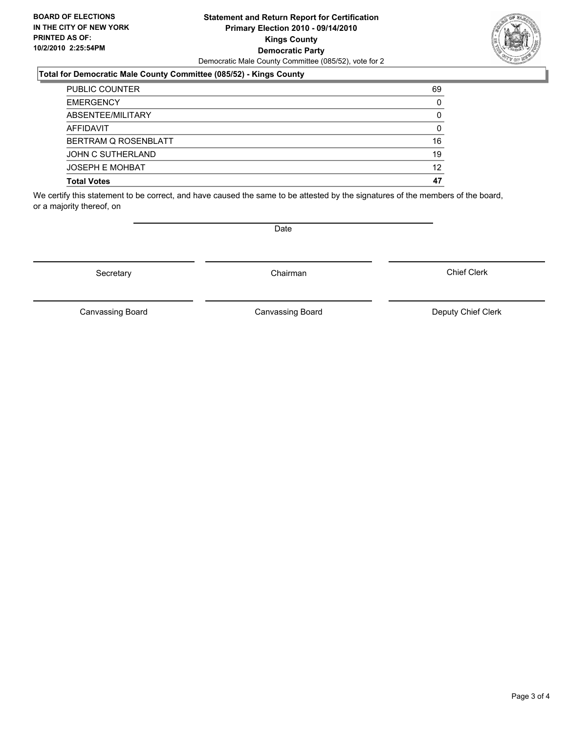**BOARD OF ELECTIONS IN THE CITY OF NEW YORK PRINTED AS OF: 10/2/2010 2:25:54PM**

# Statement and Return Report for Certification
## Primary Election 2010 - 09/14/2010
## Kings County
## Democratic Party

Democratic Male County Committee (085/52), vote for 2

### Total for Democratic Male County Committee (085/52) - Kings County

| | |
|---|---|
| PUBLIC COUNTER | 69 |
| EMERGENCY | 0 |
| ABSENTEE/MILITARY | 0 |
| AFFIDAVIT | 0 |
| BERTRAM Q ROSENBLATT | 16 |
| JOHN C SUTHERLAND | 19 |
| JOSEPH E MOHBAT | 12 |
| **Total Votes** | **47** |

We certify this statement to be correct, and have caused the same to be attested by the signatures of the members of the board, or a majority thereof, on

Date

Secretary

Chairman

Chief Clerk

Canvassing Board

Canvassing Board

Deputy Chief Clerk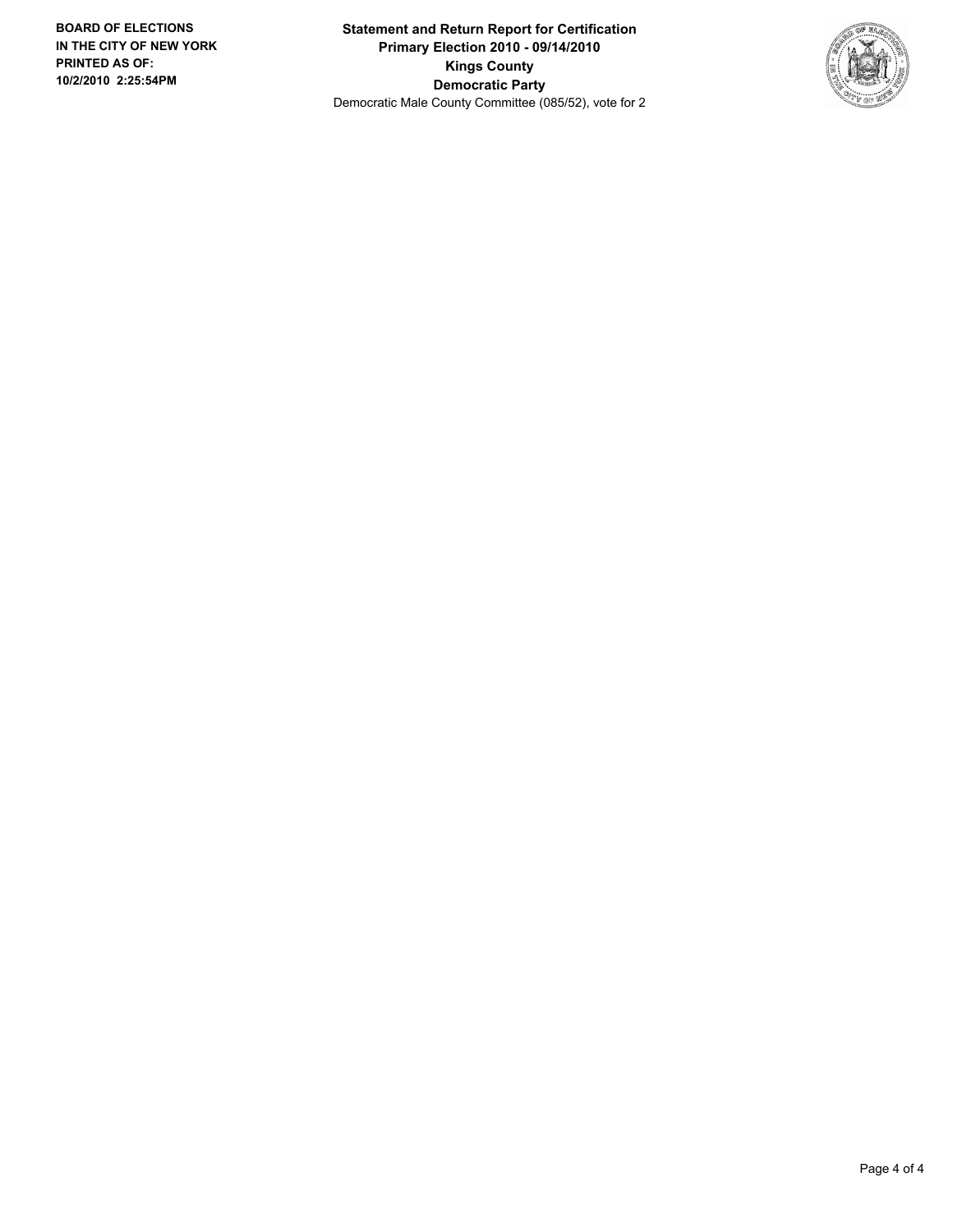**BOARD OF ELECTIONS IN THE CITY OF NEW YORK PRINTED AS OF: 10/2/2010 2:25:54PM**

**Statement and Return Report for Certification**
**Primary Election 2010 - 09/14/2010**
**Kings County**
**Democratic Party**
Democratic Male County Committee (085/52), vote for 2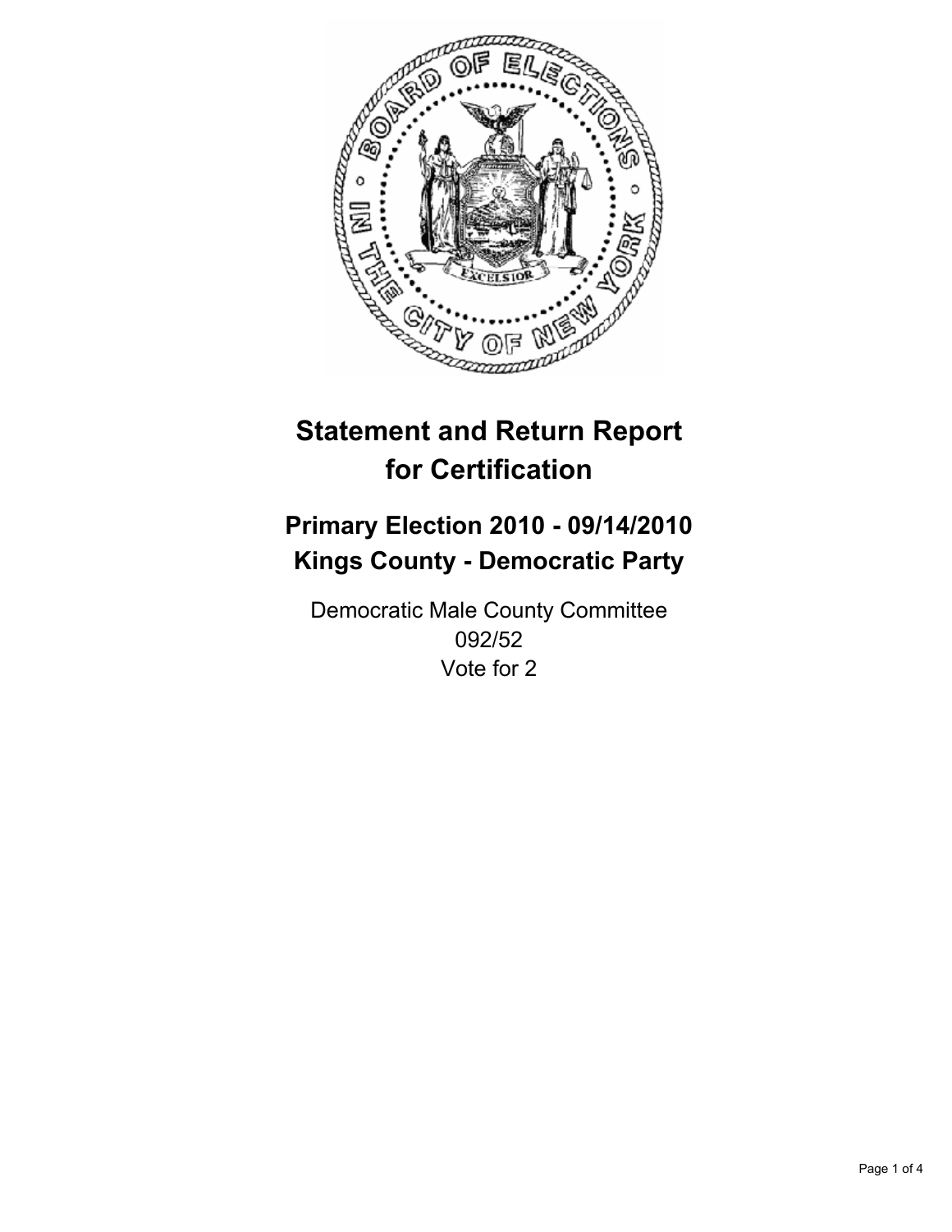# Statement and Return Report for Certification

## Primary Election 2010 - 09/14/2010
## Kings County - Democratic Party

Democratic Male County Committee
092/52
Vote for 2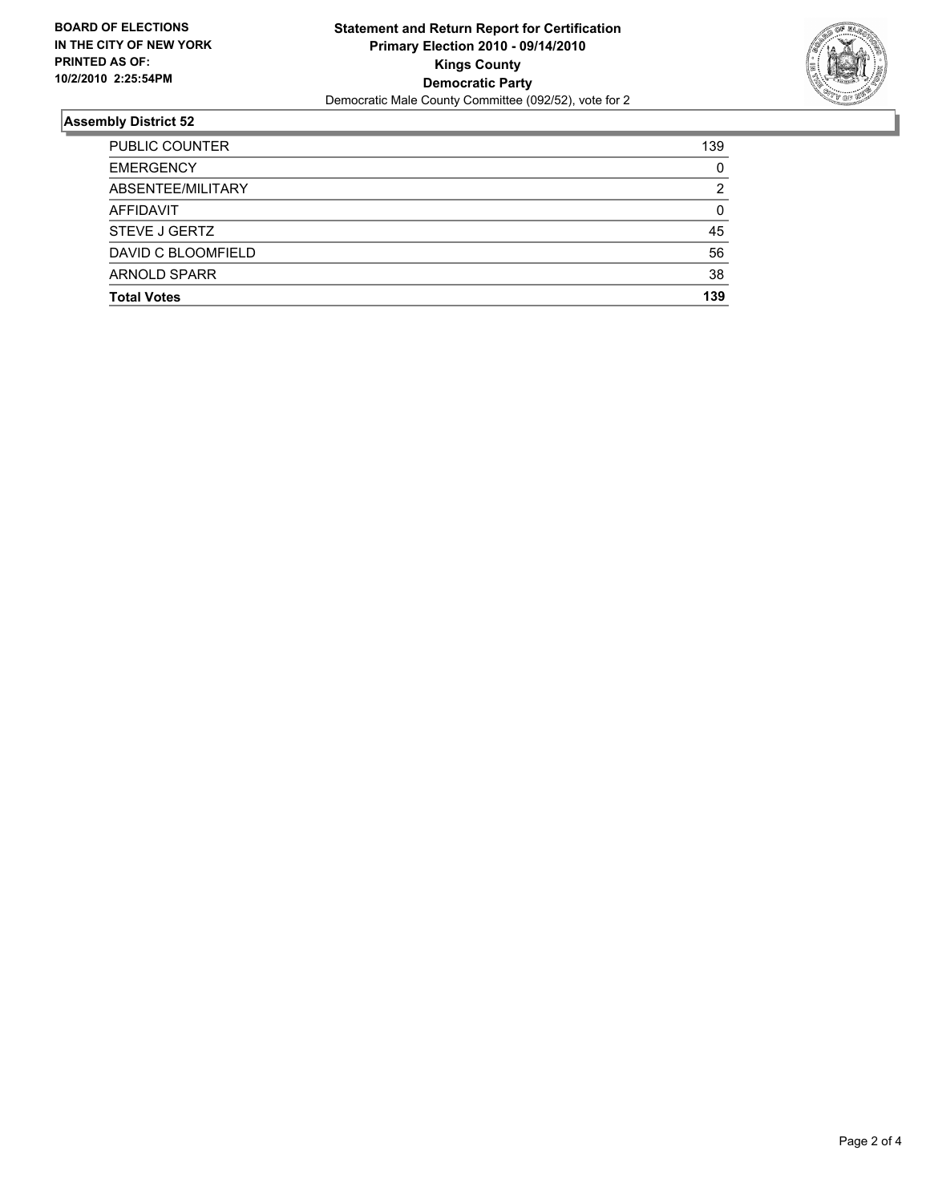**BOARD OF ELECTIONS IN THE CITY OF NEW YORK PRINTED AS OF: 10/2/2010 2:25:54PM**

# Statement and Return Report for Certification
## Primary Election 2010 - 09/14/2010
## Kings County
## Democratic Party
Democratic Male County Committee (092/52), vote for 2

### Assembly District 52

| | |
|---|---|
| PUBLIC COUNTER | 139 |
| EMERGENCY | 0 |
| ABSENTEE/MILITARY | 2 |
| AFFIDAVIT | 0 |
| STEVE J GERTZ | 45 |
| DAVID C BLOOMFIELD | 56 |
| ARNOLD SPARR | 38 |
| **Total Votes** | **139** |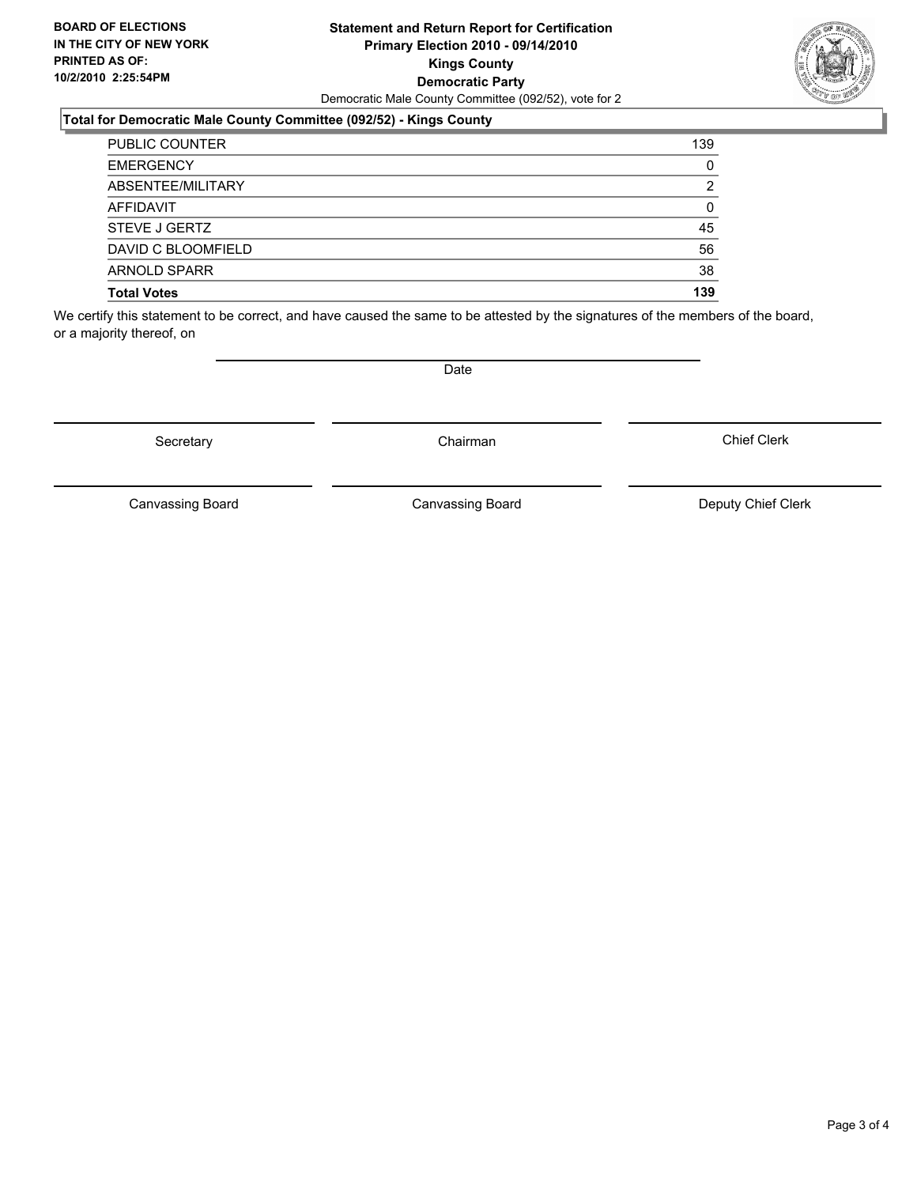**BOARD OF ELECTIONS IN THE CITY OF NEW YORK PRINTED AS OF: 10/2/2010 2:25:54PM**

**Statement and Return Report for Certification**
**Primary Election 2010 - 09/14/2010**
**Kings County**
**Democratic Party**
Democratic Male County Committee (092/52), vote for 2

## Total for Democratic Male County Committee (092/52) - Kings County

| | |
|---|---|
| PUBLIC COUNTER | 139 |
| EMERGENCY | 0 |
| ABSENTEE/MILITARY | 2 |
| AFFIDAVIT | 0 |
| STEVE J GERTZ | 45 |
| DAVID C BLOOMFIELD | 56 |
| ARNOLD SPARR | 38 |
| **Total Votes** | **139** |

We certify this statement to be correct, and have caused the same to be attested by the signatures of the members of the board, or a majority thereof, on

Date

Secretary | Chairman | Chief Clerk

Canvassing Board | Canvassing Board | Deputy Chief Clerk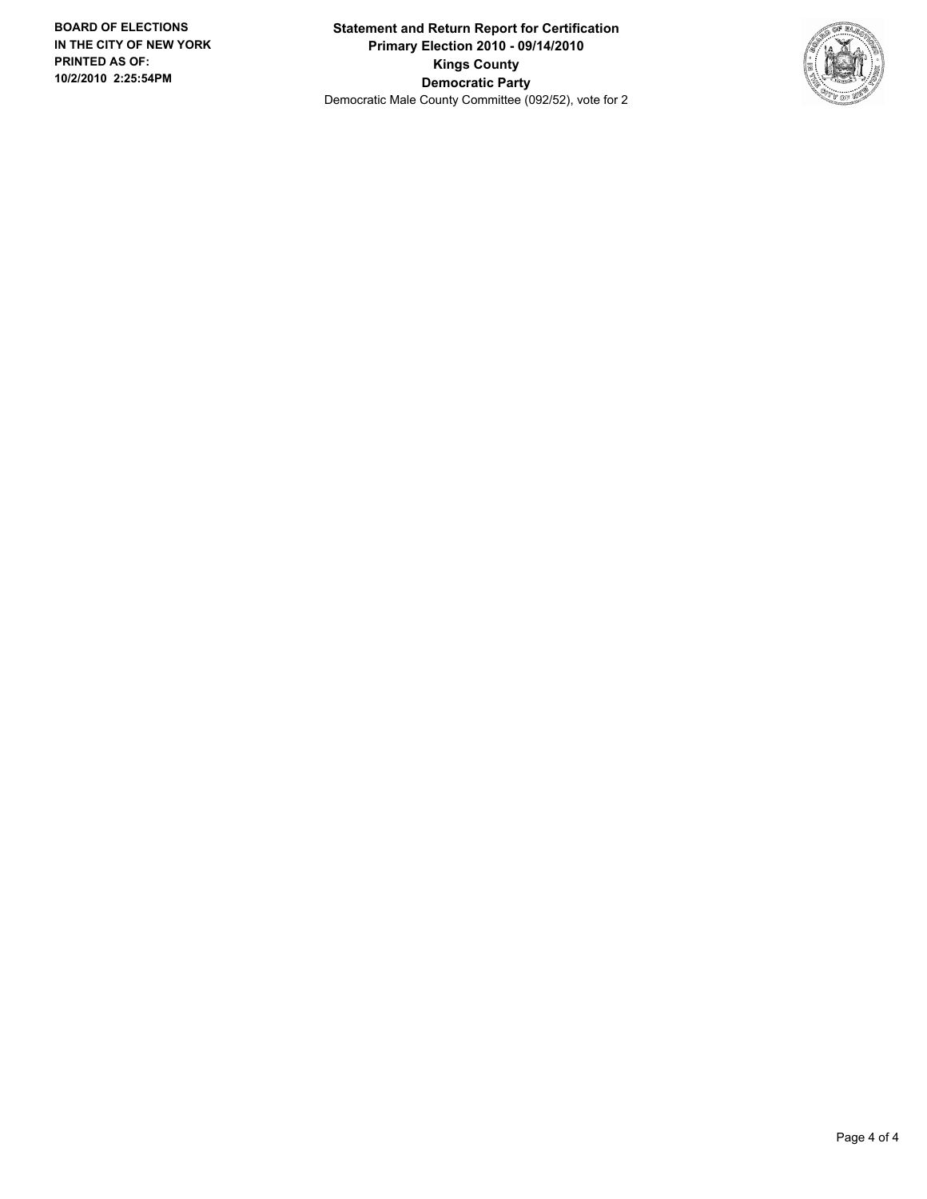**Statement and Return Report for Certification**
**Primary Election 2010 - 09/14/2010**
**Kings County**
**Democratic Party**
Democratic Male County Committee (092/52), vote for 2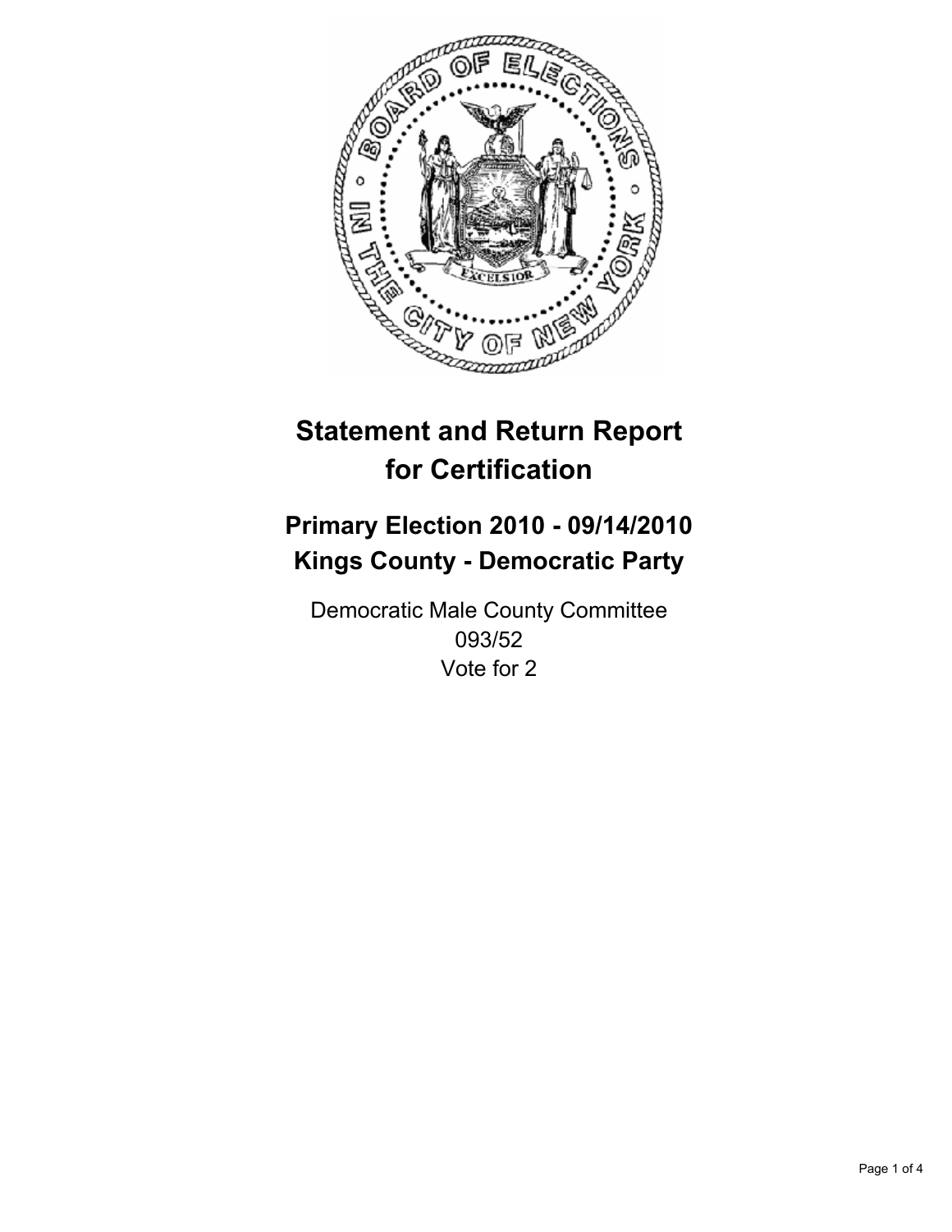# Statement and Return Report for Certification

## Primary Election 2010 - 09/14/2010
## Kings County - Democratic Party

Democratic Male County Committee
093/52
Vote for 2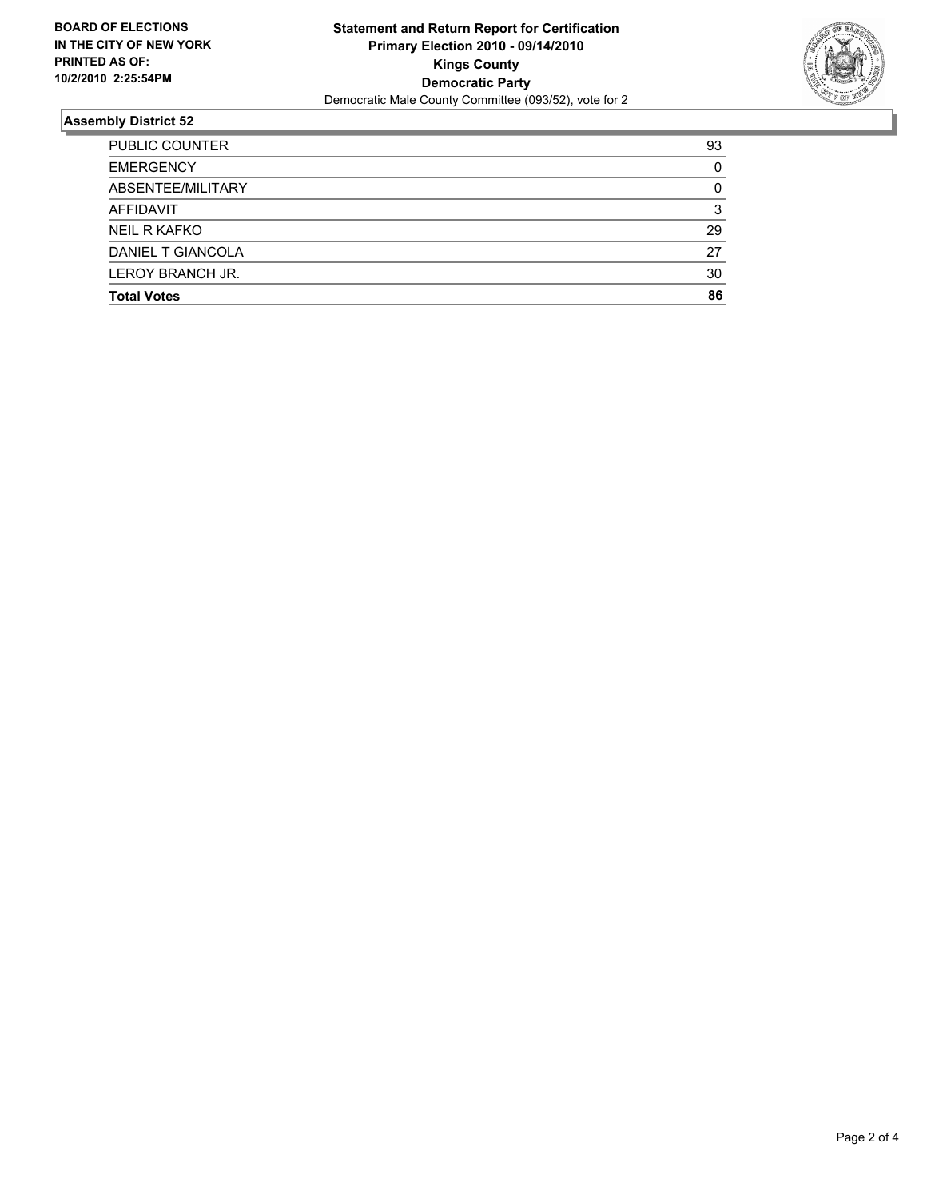**BOARD OF ELECTIONS IN THE CITY OF NEW YORK**
**PRINTED AS OF: 10/2/2010 2:25:54PM**

**Statement and Return Report for Certification**
**Primary Election 2010 - 09/14/2010**
**Kings County**
**Democratic Party**
Democratic Male County Committee (093/52), vote for 2

## Assembly District 52

| | |
|---|---|
| PUBLIC COUNTER | 93 |
| EMERGENCY | 0 |
| ABSENTEE/MILITARY | 0 |
| AFFIDAVIT | 3 |
| NEIL R KAFKO | 29 |
| DANIEL T GIANCOLA | 27 |
| LEROY BRANCH JR. | 30 |
| **Total Votes** | **86** |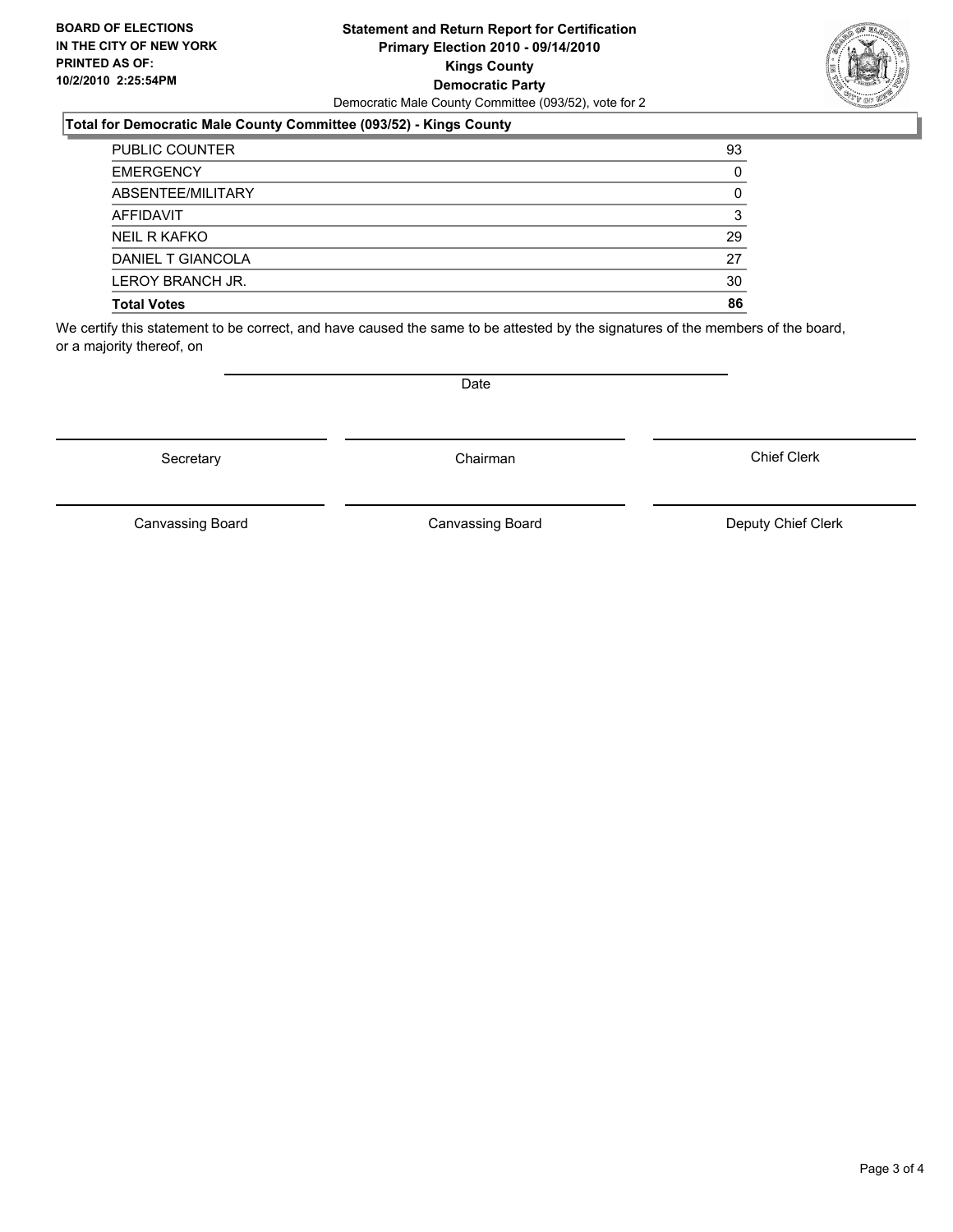**BOARD OF ELECTIONS IN THE CITY OF NEW YORK PRINTED AS OF: 10/2/2010 2:25:54PM**

**Statement and Return Report for Certification**
**Primary Election 2010 - 09/14/2010**
**Kings County**
**Democratic Party**
Democratic Male County Committee (093/52), vote for 2

**Total for Democratic Male County Committee (093/52) - Kings County**

| | |
|---|---|
| PUBLIC COUNTER | 93 |
| EMERGENCY | 0 |
| ABSENTEE/MILITARY | 0 |
| AFFIDAVIT | 3 |
| NEIL R KAFKO | 29 |
| DANIEL T GIANCOLA | 27 |
| LEROY BRANCH JR. | 30 |
| **Total Votes** | **86** |

We certify this statement to be correct, and have caused the same to be attested by the signatures of the members of the board, or a majority thereof, on

Date

Secretary | Chairman | Chief Clerk

Canvassing Board | Canvassing Board | Deputy Chief Clerk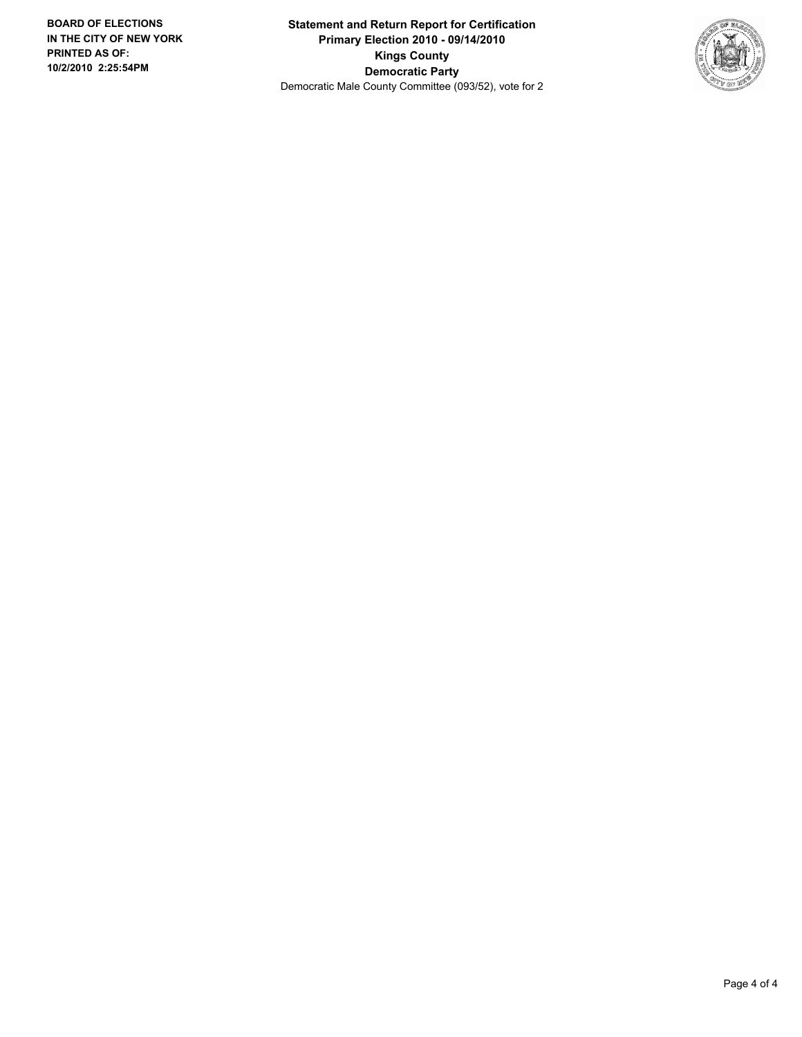**BOARD OF ELECTIONS IN THE CITY OF NEW YORK**
**PRINTED AS OF:**
**10/2/2010 2:25:54PM**

**Statement and Return Report for Certification**
**Primary Election 2010 - 09/14/2010**
**Kings County**
**Democratic Party**
Democratic Male County Committee (093/52), vote for 2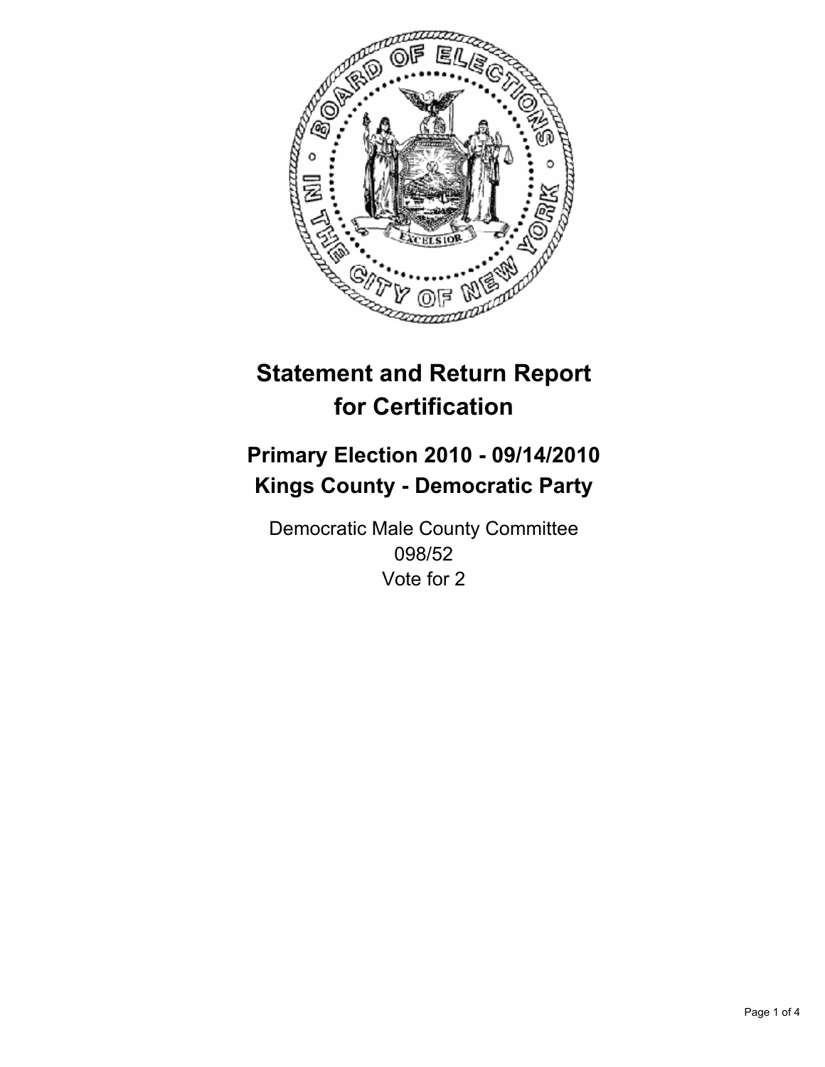# Statement and Return Report for Certification

## Primary Election 2010 - 09/14/2010
## Kings County - Democratic Party

Democratic Male County Committee
098/52
Vote for 2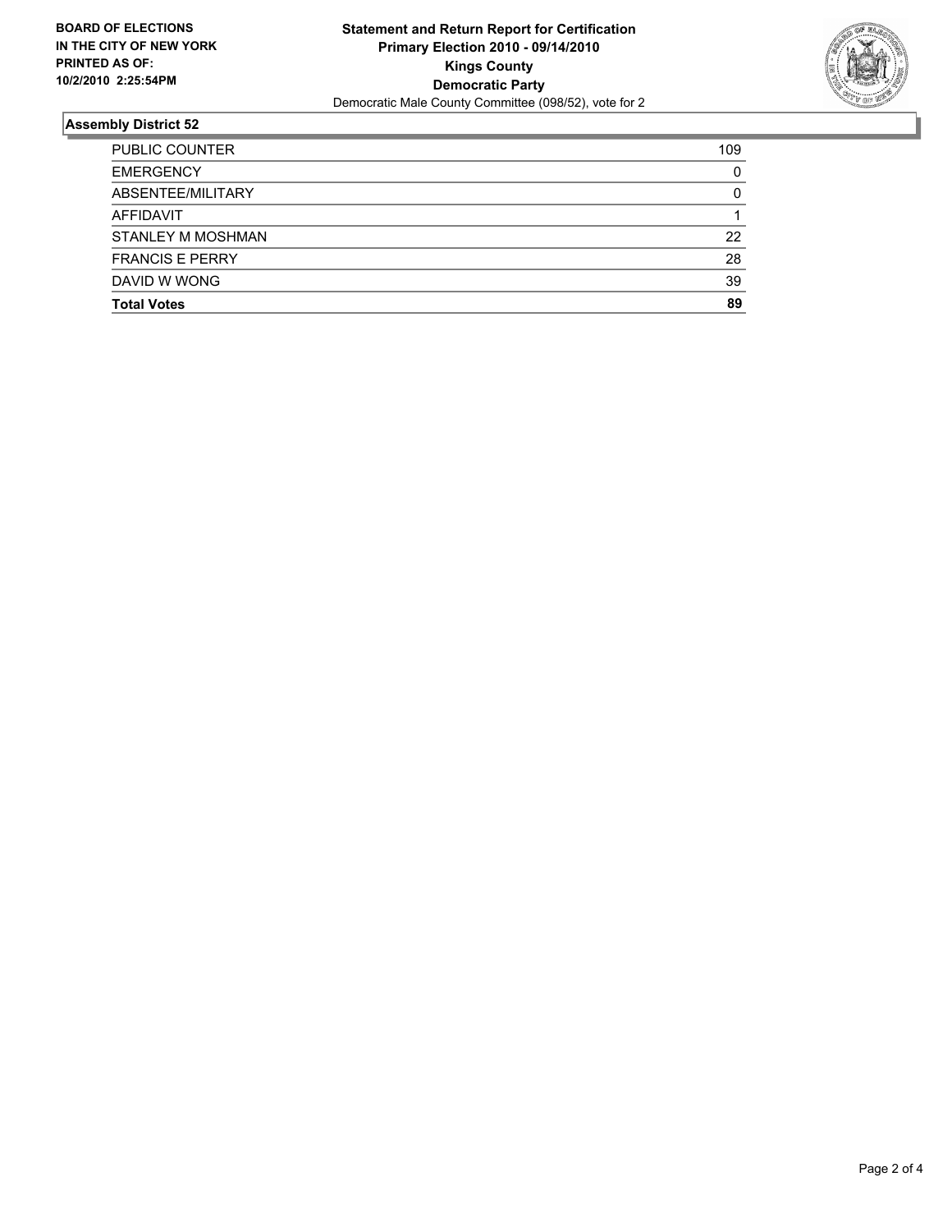**BOARD OF ELECTIONS IN THE CITY OF NEW YORK PRINTED AS OF: 10/2/2010 2:25:54PM**

# Statement and Return Report for Certification
## Primary Election 2010 - 09/14/2010
## Kings County
## Democratic Party

Democratic Male County Committee (098/52), vote for 2

### Assembly District 52

| | |
|---|---|
| PUBLIC COUNTER | 109 |
| EMERGENCY | 0 |
| ABSENTEE/MILITARY | 0 |
| AFFIDAVIT | 1 |
| STANLEY M MOSHMAN | 22 |
| FRANCIS E PERRY | 28 |
| DAVID W WONG | 39 |
| **Total Votes** | **89** |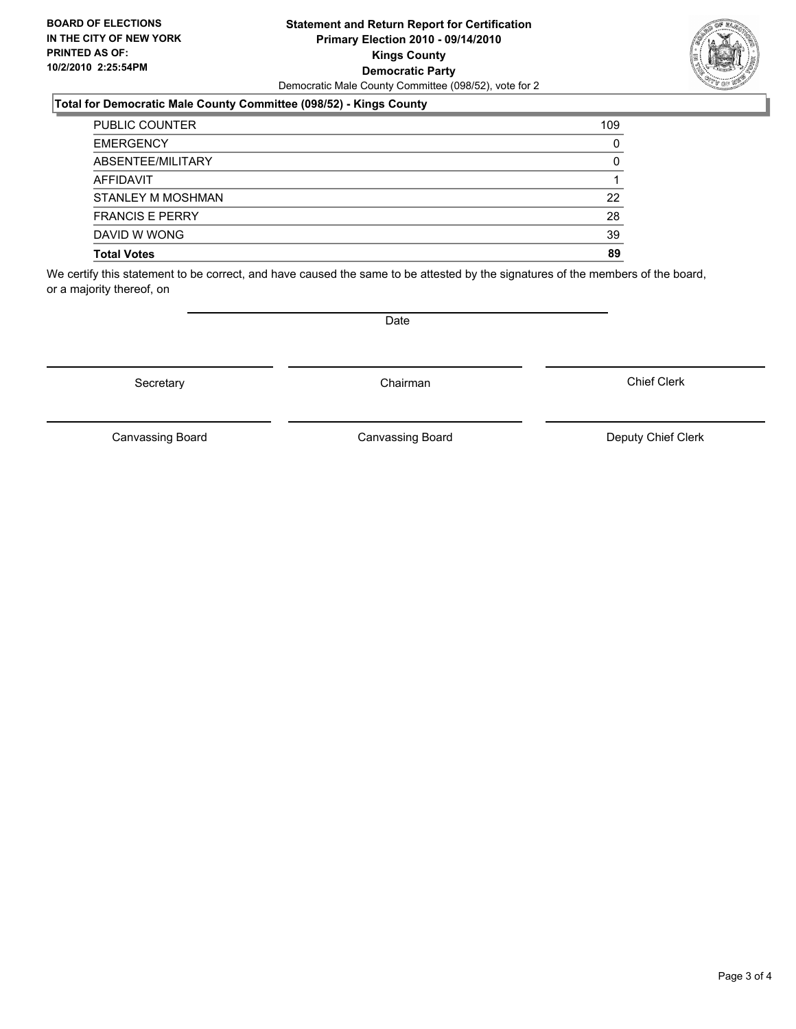**BOARD OF ELECTIONS IN THE CITY OF NEW YORK PRINTED AS OF: 10/2/2010 2:25:54PM**

**Statement and Return Report for Certification**
**Primary Election 2010 - 09/14/2010**
**Kings County**
**Democratic Party**
Democratic Male County Committee (098/52), vote for 2

### Total for Democratic Male County Committee (098/52) - Kings County

| | |
|---|---|
| PUBLIC COUNTER | 109 |
| EMERGENCY | 0 |
| ABSENTEE/MILITARY | 0 |
| AFFIDAVIT | 1 |
| STANLEY M MOSHMAN | 22 |
| FRANCIS E PERRY | 28 |
| DAVID W WONG | 39 |
| **Total Votes** | **89** |

We certify this statement to be correct, and have caused the same to be attested by the signatures of the members of the board, or a majority thereof, on

Date

Secretary | Chairman | Chief Clerk

Canvassing Board | Canvassing Board | Deputy Chief Clerk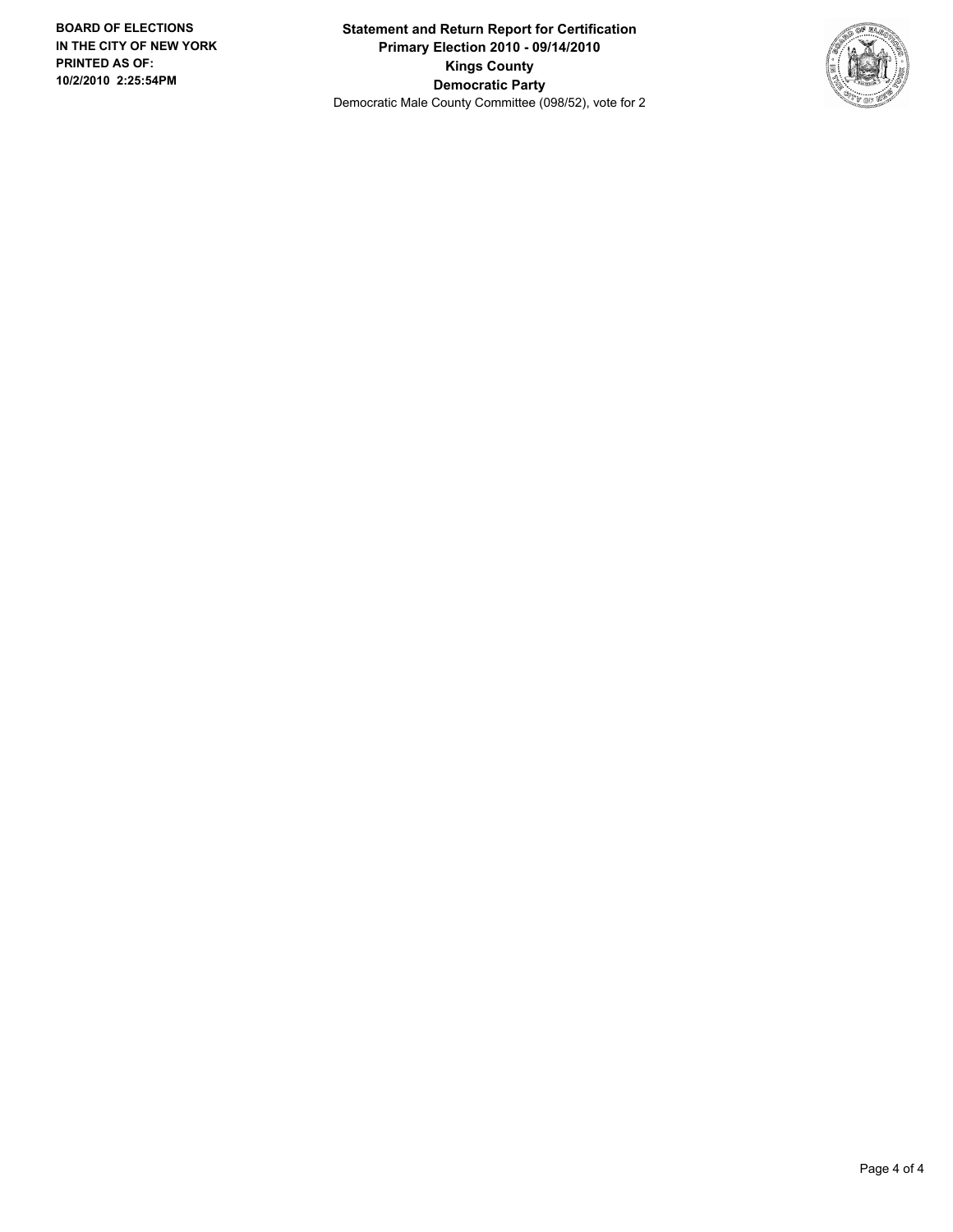**BOARD OF ELECTIONS IN THE CITY OF NEW YORK PRINTED AS OF: 10/2/2010 2:25:54PM**

**Statement and Return Report for Certification**
**Primary Election 2010 - 09/14/2010**
**Kings County**
**Democratic Party**
Democratic Male County Committee (098/52), vote for 2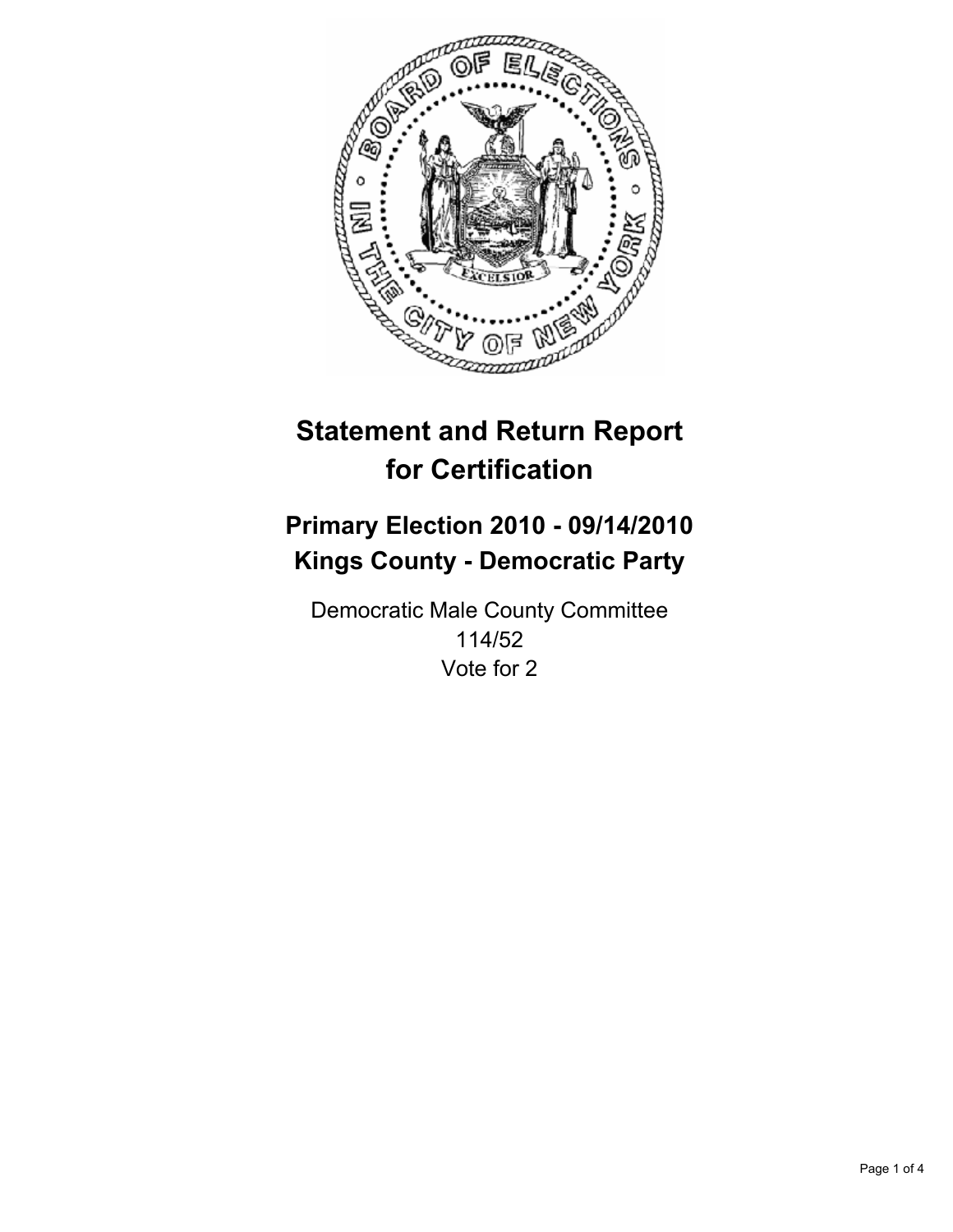# Statement and Return Report for Certification

## Primary Election 2010 - 09/14/2010
## Kings County - Democratic Party

Democratic Male County Committee
114/52
Vote for 2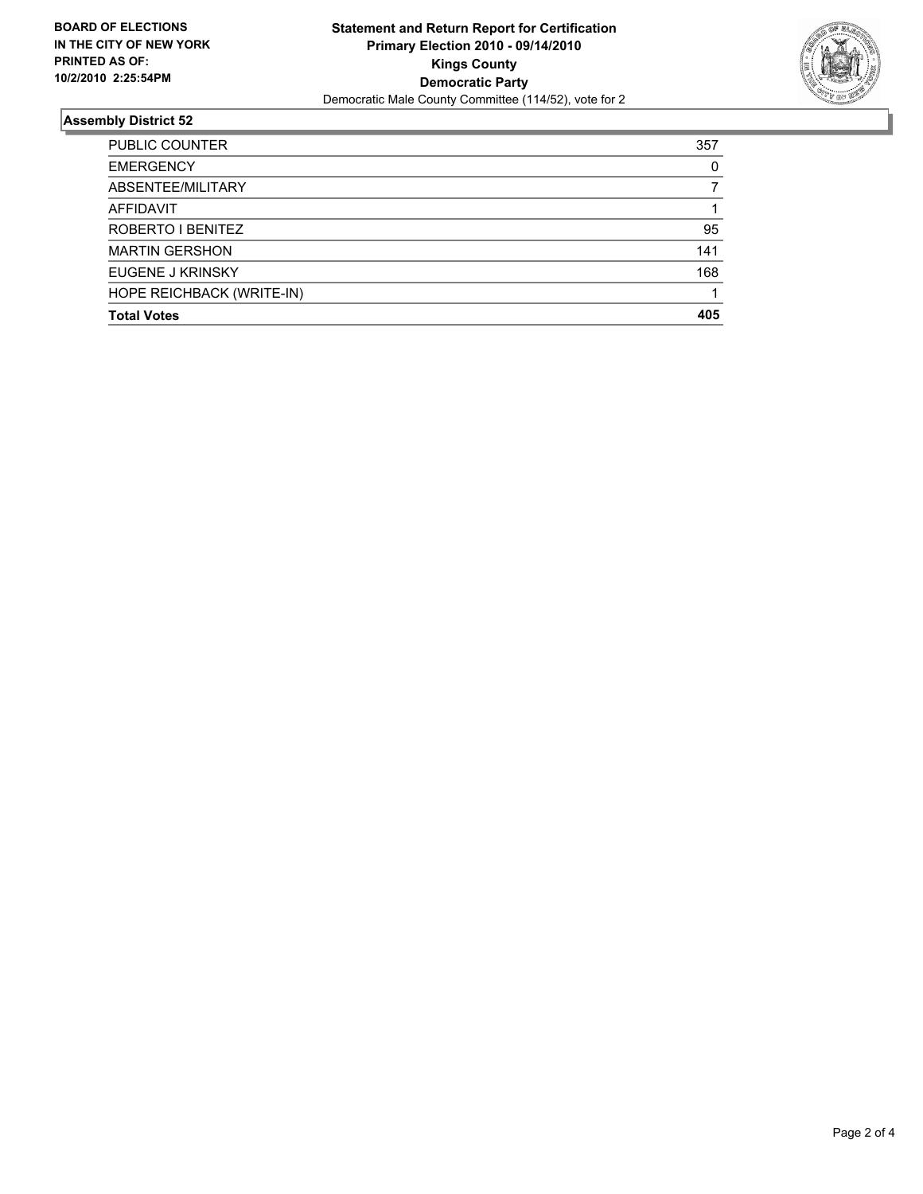**BOARD OF ELECTIONS IN THE CITY OF NEW YORK PRINTED AS OF: 10/2/2010 2:25:54PM**

# Statement and Return Report for Certification
## Primary Election 2010 - 09/14/2010
## Kings County
## Democratic Party
Democratic Male County Committee (114/52), vote for 2

### Assembly District 52

| | |
|---|---|
| PUBLIC COUNTER | 357 |
| EMERGENCY | 0 |
| ABSENTEE/MILITARY | 7 |
| AFFIDAVIT | 1 |
| ROBERTO I BENITEZ | 95 |
| MARTIN GERSHON | 141 |
| EUGENE J KRINSKY | 168 |
| HOPE REICHBACK (WRITE-IN) | 1 |
| **Total Votes** | **405** |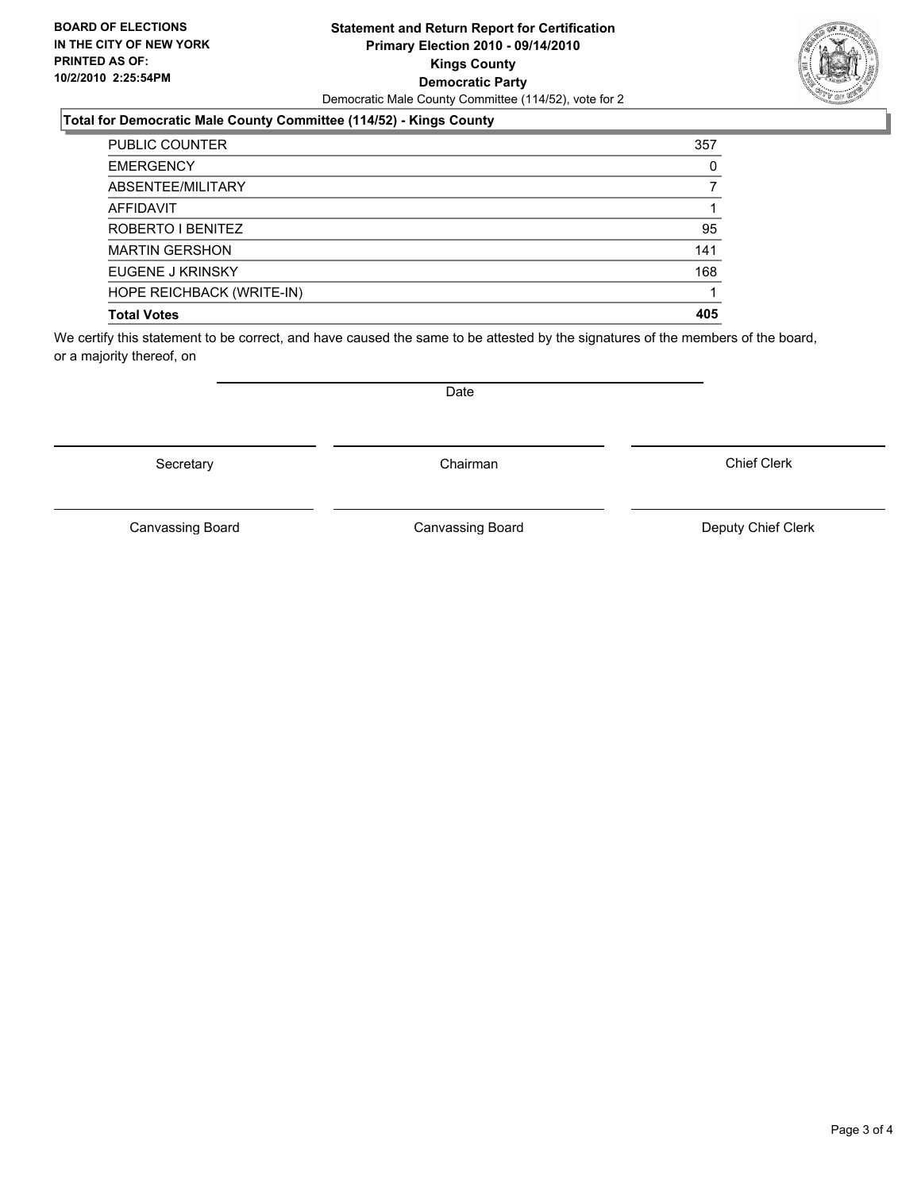**BOARD OF ELECTIONS IN THE CITY OF NEW YORK PRINTED AS OF: 10/2/2010 2:25:54PM**

**Statement and Return Report for Certification Primary Election 2010 - 09/14/2010 Kings County Democratic Party**

Democratic Male County Committee (114/52), vote for 2

### Total for Democratic Male County Committee (114/52) - Kings County

| | |
|---|---|
| PUBLIC COUNTER | 357 |
| EMERGENCY | 0 |
| ABSENTEE/MILITARY | 7 |
| AFFIDAVIT | 1 |
| ROBERTO I BENITEZ | 95 |
| MARTIN GERSHON | 141 |
| EUGENE J KRINSKY | 168 |
| HOPE REICHBACK (WRITE-IN) | 1 |
| **Total Votes** | **405** |

We certify this statement to be correct, and have caused the same to be attested by the signatures of the members of the board, or a majority thereof, on

Date

Secretary | Chairman | Chief Clerk

Canvassing Board | Canvassing Board | Deputy Chief Clerk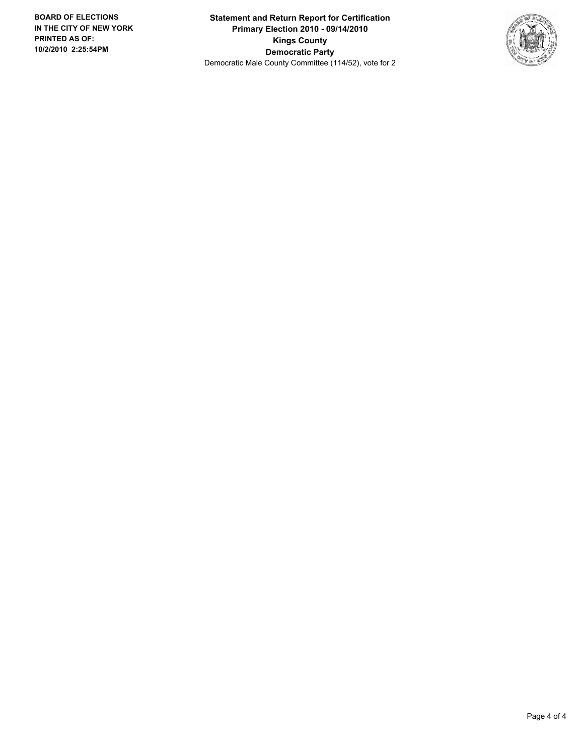**BOARD OF ELECTIONS IN THE CITY OF NEW YORK**
**PRINTED AS OF: 10/2/2010 2:25:54PM**

**Statement and Return Report for Certification**
**Primary Election 2010 - 09/14/2010**
**Kings County**
**Democratic Party**
Democratic Male County Committee (114/52), vote for 2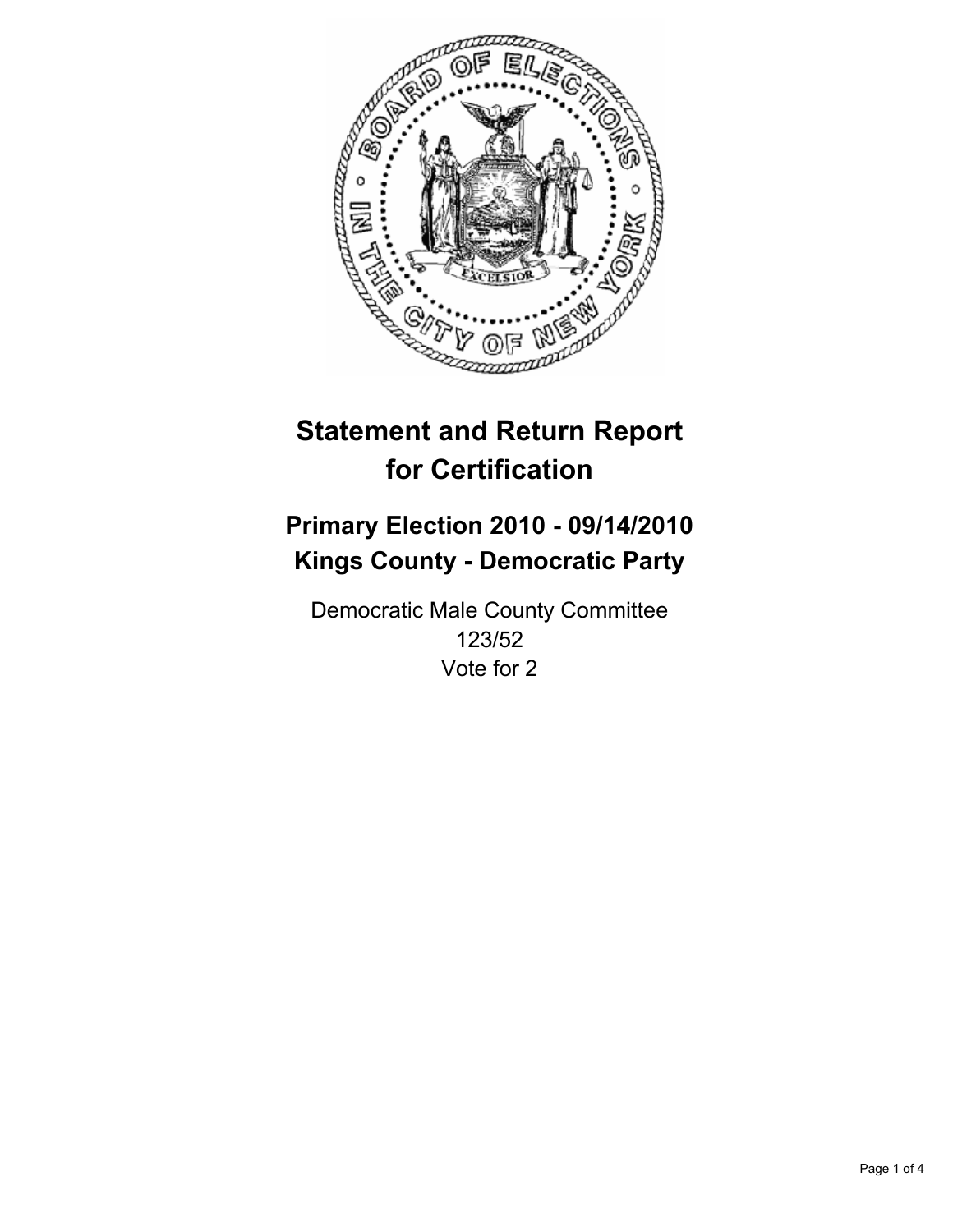# Statement and Return Report for Certification

## Primary Election 2010 - 09/14/2010
## Kings County - Democratic Party

Democratic Male County Committee
123/52
Vote for 2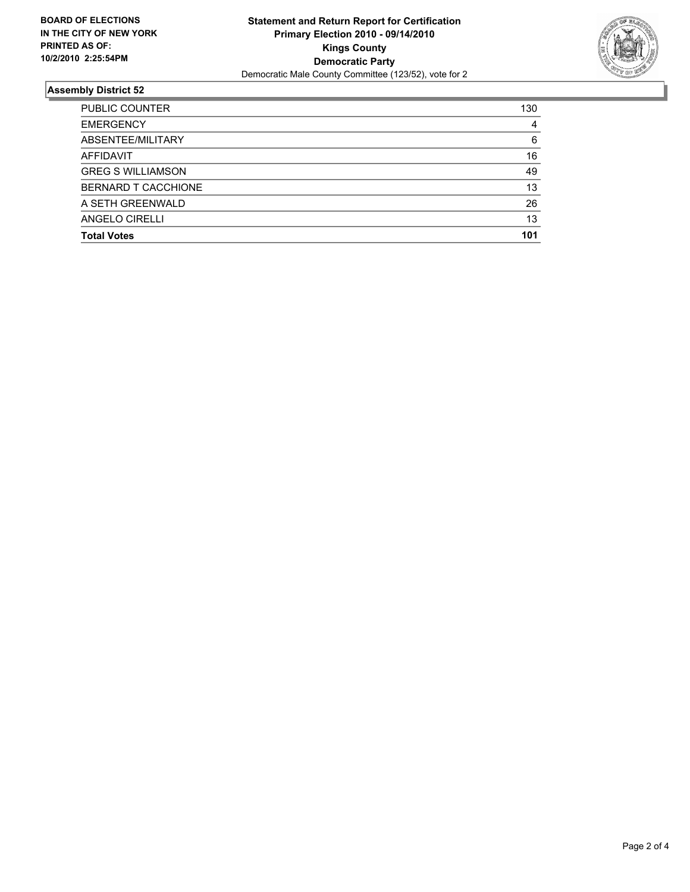**BOARD OF ELECTIONS IN THE CITY OF NEW YORK PRINTED AS OF: 10/2/2010 2:25:54PM**

**Statement and Return Report for Certification**
**Primary Election 2010 - 09/14/2010**
**Kings County**
**Democratic Party**
Democratic Male County Committee (123/52), vote for 2

## Assembly District 52

| | |
|---|---|
| PUBLIC COUNTER | 130 |
| EMERGENCY | 4 |
| ABSENTEE/MILITARY | 6 |
| AFFIDAVIT | 16 |
| GREG S WILLIAMSON | 49 |
| BERNARD T CACCHIONE | 13 |
| A SETH GREENWALD | 26 |
| ANGELO CIRELLI | 13 |
| **Total Votes** | **101** |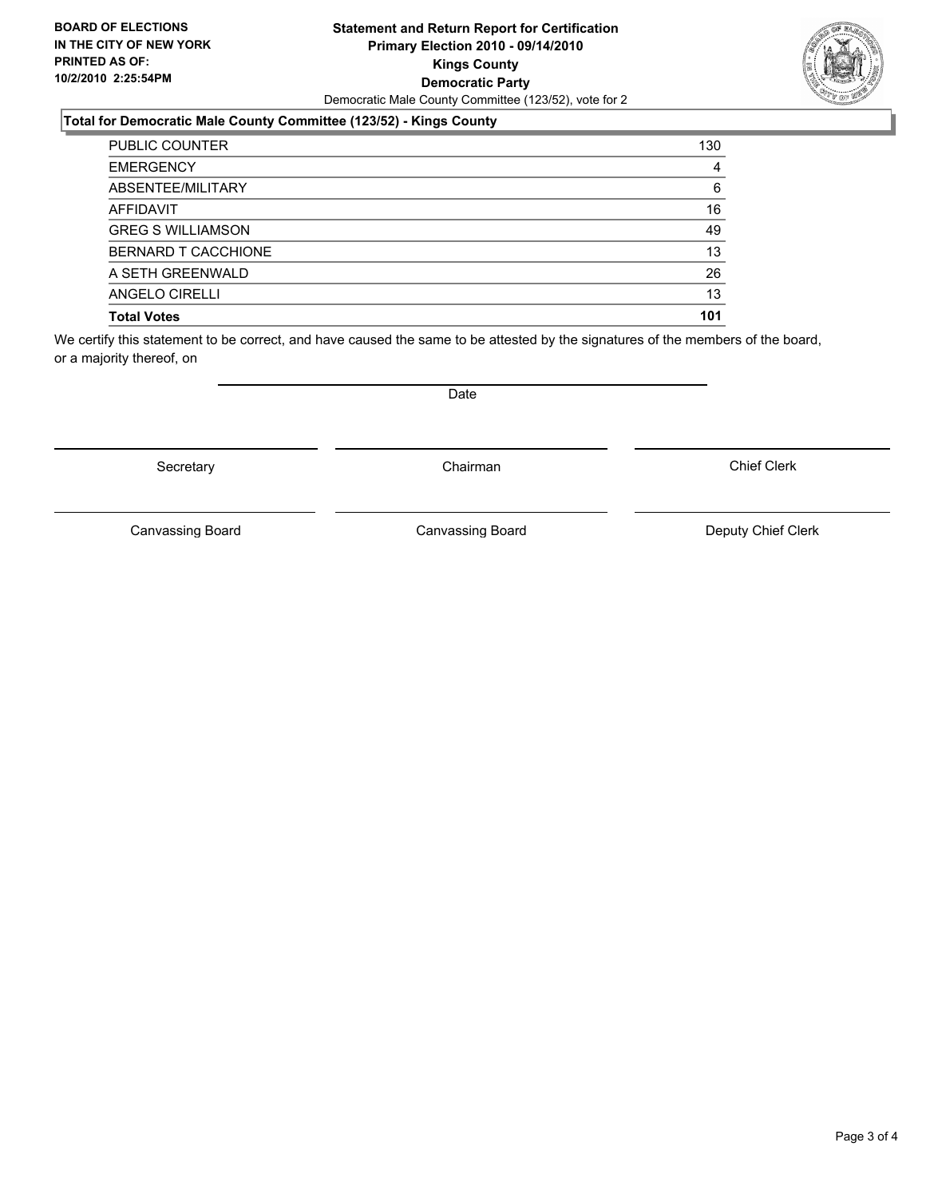**BOARD OF ELECTIONS IN THE CITY OF NEW YORK PRINTED AS OF: 10/2/2010 2:25:54PM**

**Statement and Return Report for Certification**
**Primary Election 2010 - 09/14/2010**
**Kings County**
**Democratic Party**
Democratic Male County Committee (123/52), vote for 2

**Total for Democratic Male County Committee (123/52) - Kings County**

| | |
|---|---|
| PUBLIC COUNTER | 130 |
| EMERGENCY | 4 |
| ABSENTEE/MILITARY | 6 |
| AFFIDAVIT | 16 |
| GREG S WILLIAMSON | 49 |
| BERNARD T CACCHIONE | 13 |
| A SETH GREENWALD | 26 |
| ANGELO CIRELLI | 13 |
| **Total Votes** | **101** |

We certify this statement to be correct, and have caused the same to be attested by the signatures of the members of the board, or a majority thereof, on

Date

Secretary | Chairman | Chief Clerk

Canvassing Board | Canvassing Board | Deputy Chief Clerk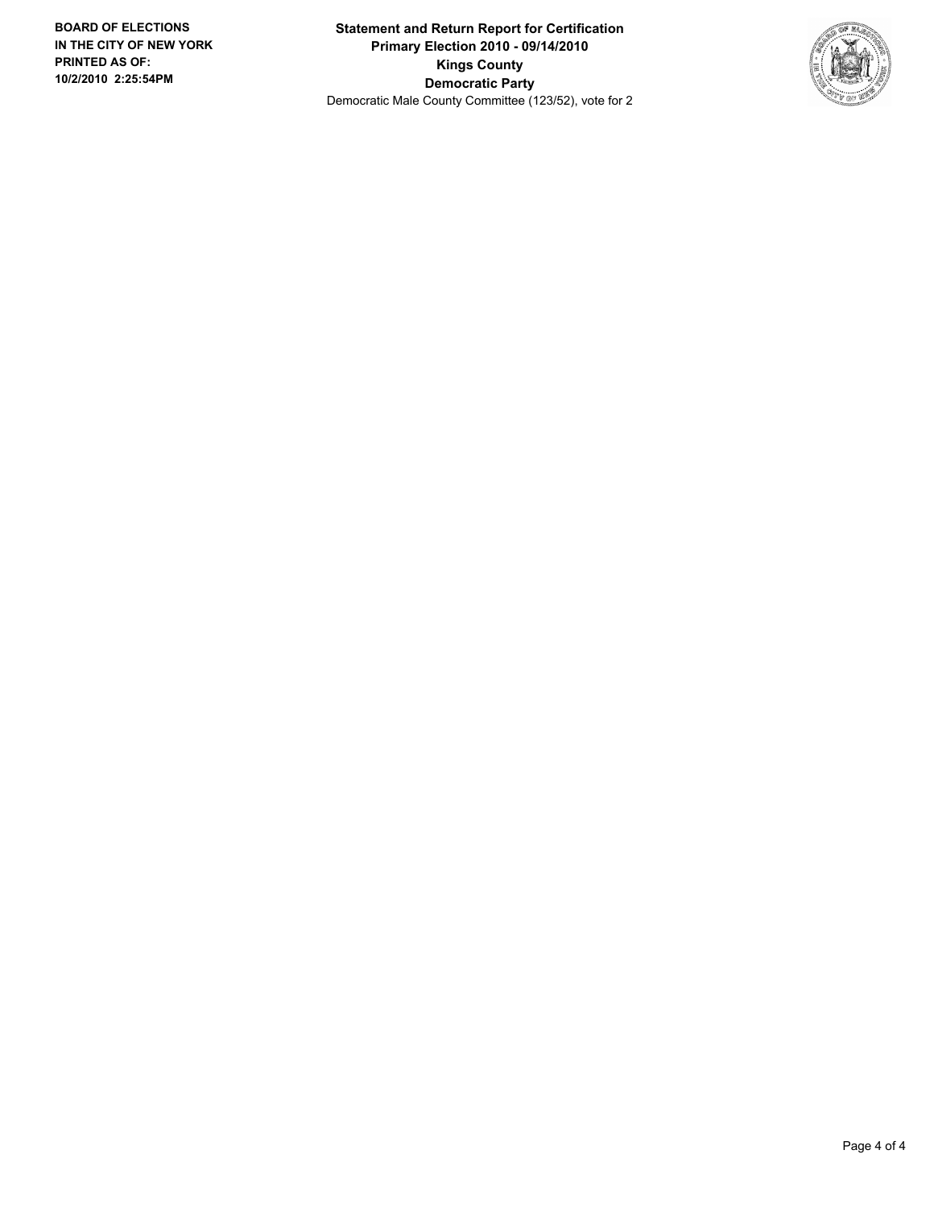**BOARD OF ELECTIONS IN THE CITY OF NEW YORK**
**PRINTED AS OF: 10/2/2010 2:25:54PM**

**Statement and Return Report for Certification**
**Primary Election 2010 - 09/14/2010**
**Kings County**
**Democratic Party**
Democratic Male County Committee (123/52), vote for 2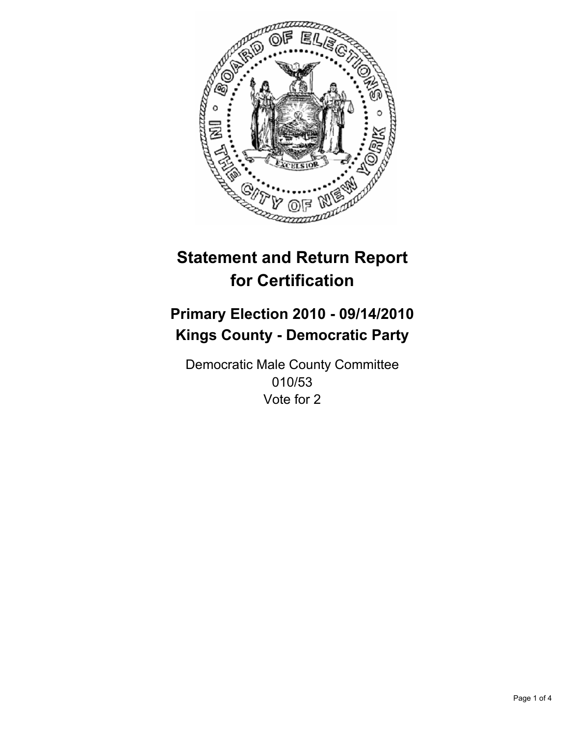# Statement and Return Report for Certification

## Primary Election 2010 - 09/14/2010
## Kings County - Democratic Party

Democratic Male County Committee
010/53
Vote for 2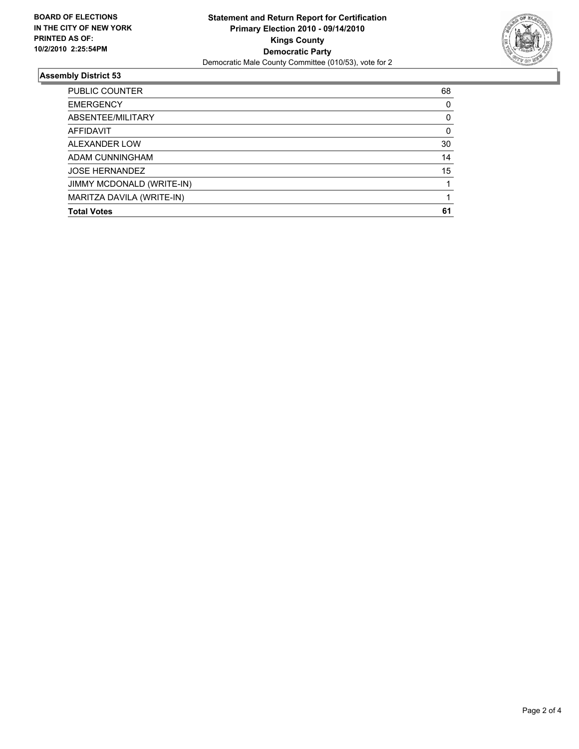**BOARD OF ELECTIONS IN THE CITY OF NEW YORK PRINTED AS OF: 10/2/2010 2:25:54PM**

**Statement and Return Report for Certification Primary Election 2010 - 09/14/2010 Kings County Democratic Party**

Democratic Male County Committee (010/53), vote for 2

## Assembly District 53

| | |
|---|---|
| PUBLIC COUNTER | 68 |
| EMERGENCY | 0 |
| ABSENTEE/MILITARY | 0 |
| AFFIDAVIT | 0 |
| ALEXANDER LOW | 30 |
| ADAM CUNNINGHAM | 14 |
| JOSE HERNANDEZ | 15 |
| JIMMY MCDONALD (WRITE-IN) | 1 |
| MARITZA DAVILA (WRITE-IN) | 1 |
| **Total Votes** | **61** |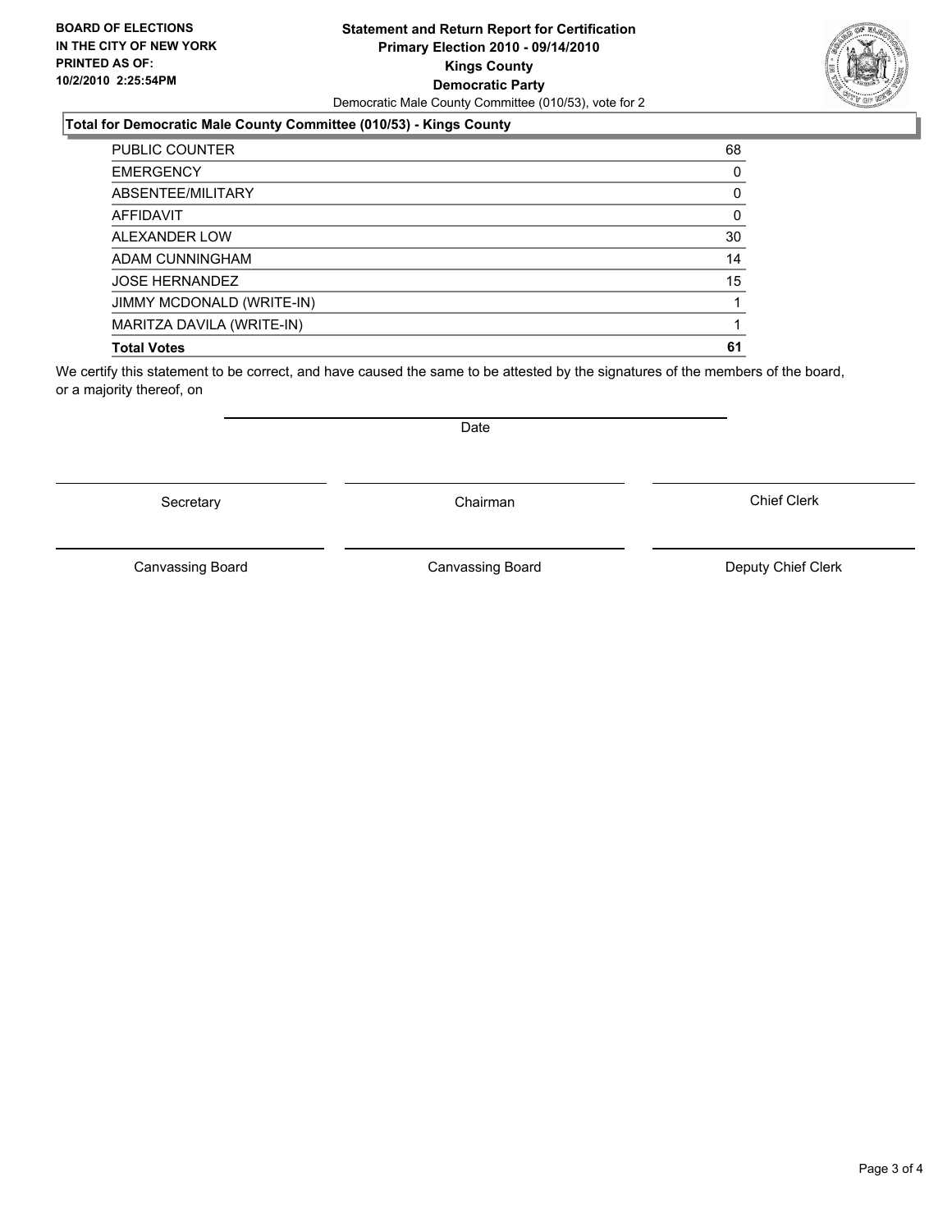**BOARD OF ELECTIONS IN THE CITY OF NEW YORK PRINTED AS OF: 10/2/2010 2:25:54PM**

**Statement and Return Report for Certification**
**Primary Election 2010 - 09/14/2010**
**Kings County**
**Democratic Party**
Democratic Male County Committee (010/53), vote for 2

### Total for Democratic Male County Committee (010/53) - Kings County

| | |
|---|---|
| PUBLIC COUNTER | 68 |
| EMERGENCY | 0 |
| ABSENTEE/MILITARY | 0 |
| AFFIDAVIT | 0 |
| ALEXANDER LOW | 30 |
| ADAM CUNNINGHAM | 14 |
| JOSE HERNANDEZ | 15 |
| JIMMY MCDONALD (WRITE-IN) | 1 |
| MARITZA DAVILA (WRITE-IN) | 1 |
| **Total Votes** | **61** |

We certify this statement to be correct, and have caused the same to be attested by the signatures of the members of the board, or a majority thereof, on

Date

Secretary | Chairman | Chief Clerk

Canvassing Board | Canvassing Board | Deputy Chief Clerk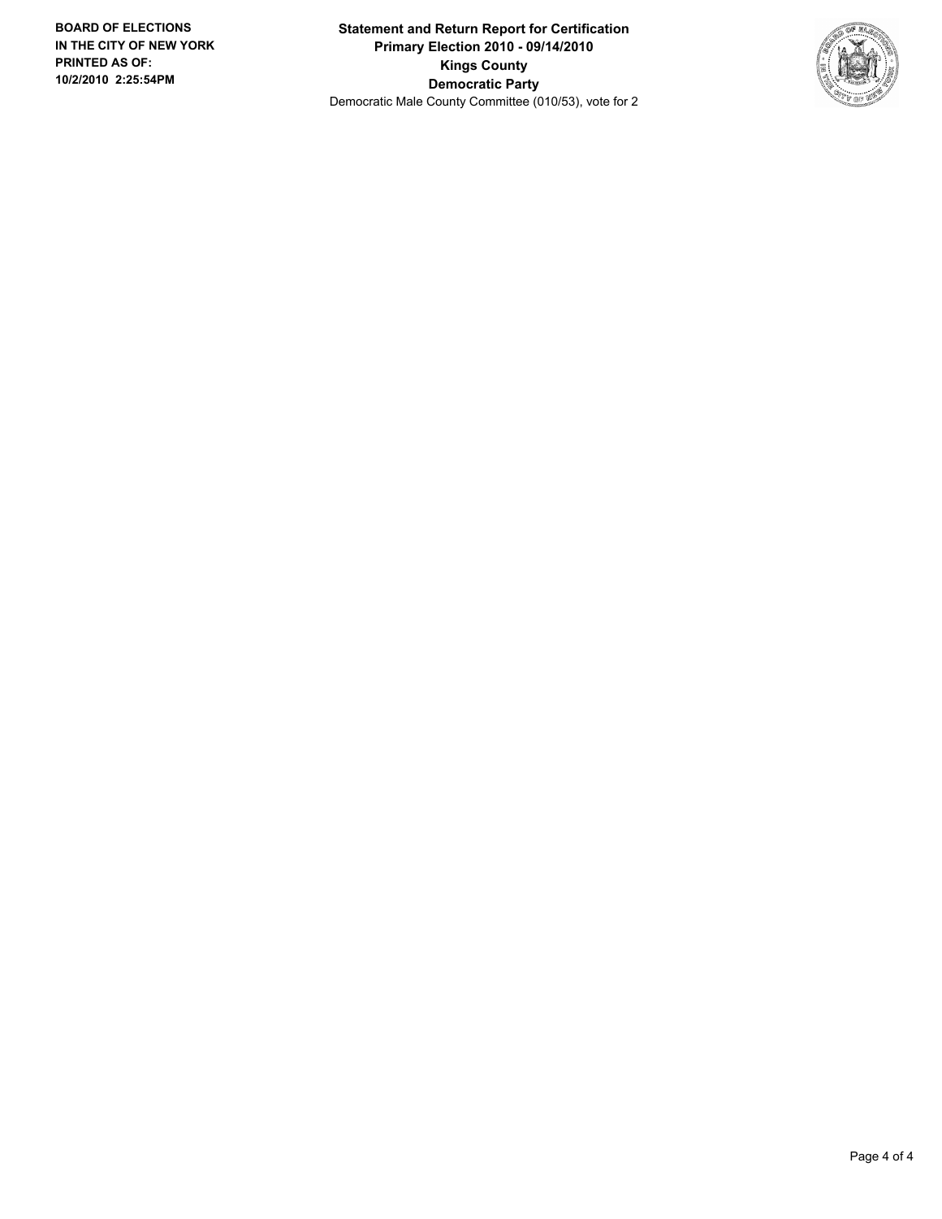**BOARD OF ELECTIONS IN THE CITY OF NEW YORK PRINTED AS OF: 10/2/2010 2:25:54PM**

**Statement and Return Report for Certification**
**Primary Election 2010 - 09/14/2010**
**Kings County**
**Democratic Party**
Democratic Male County Committee (010/53), vote for 2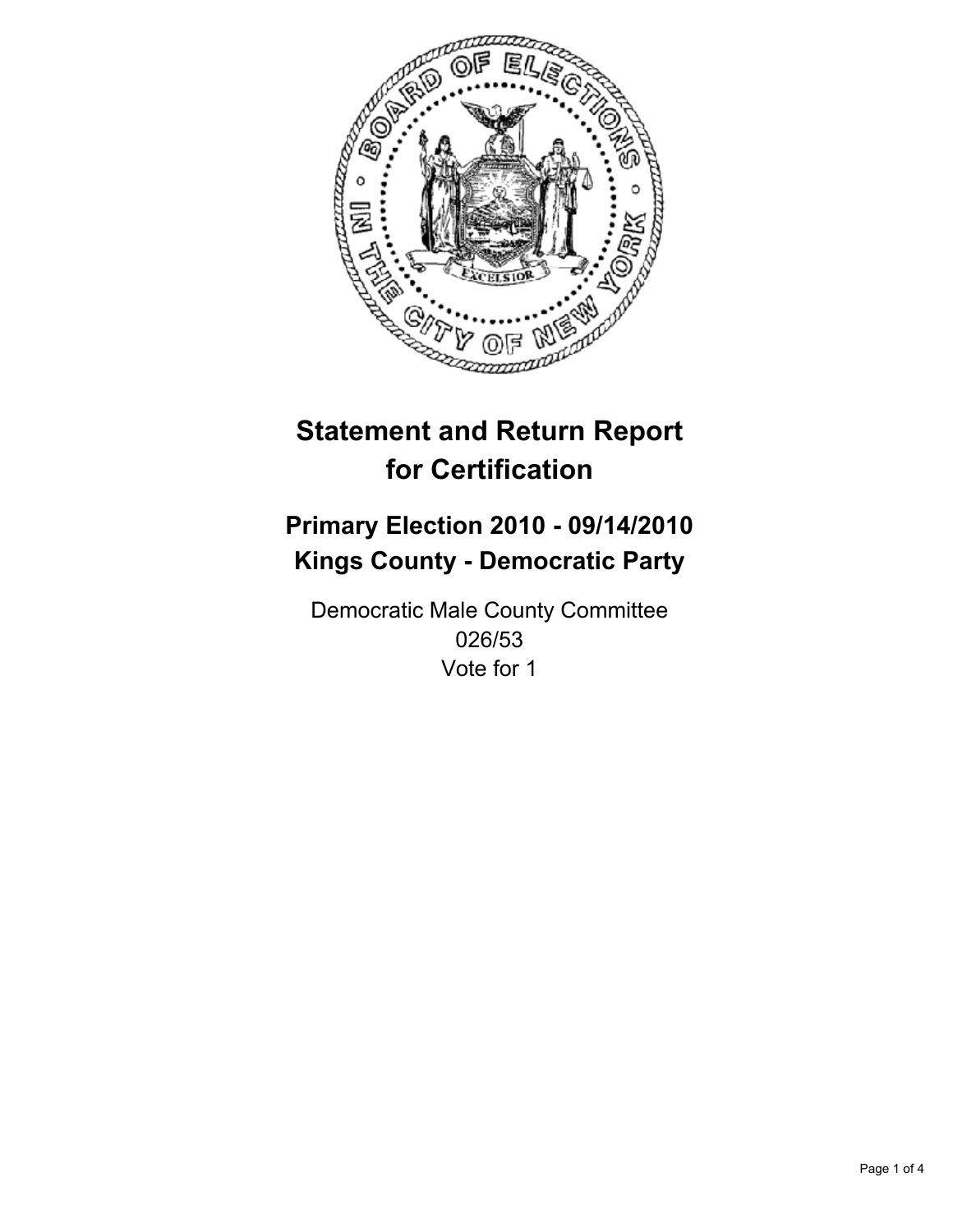# Statement and Return Report for Certification

## Primary Election 2010 - 09/14/2010
## Kings County - Democratic Party

Democratic Male County Committee
026/53
Vote for 1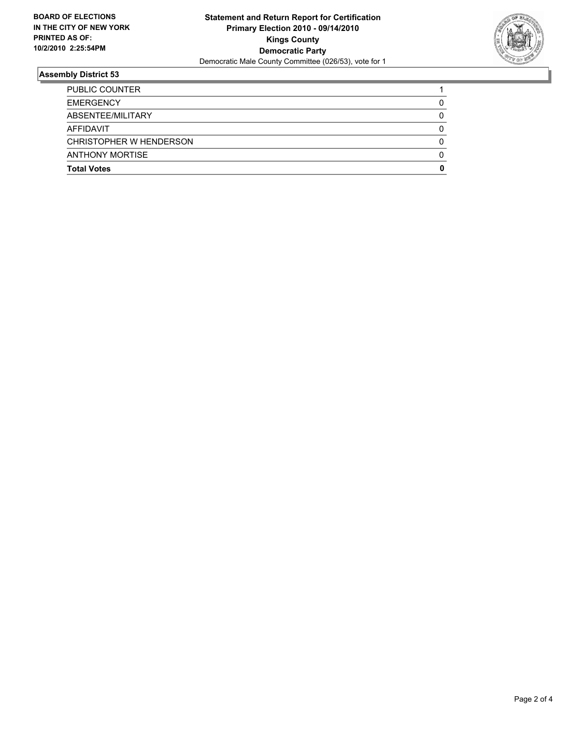**BOARD OF ELECTIONS IN THE CITY OF NEW YORK PRINTED AS OF: 10/2/2010 2:25:54PM**

**Statement and Return Report for Certification**
**Primary Election 2010 - 09/14/2010**
**Kings County**
**Democratic Party**
Democratic Male County Committee (026/53), vote for 1

## Assembly District 53

| | |
|---|---|
| PUBLIC COUNTER | 1 |
| EMERGENCY | 0 |
| ABSENTEE/MILITARY | 0 |
| AFFIDAVIT | 0 |
| CHRISTOPHER W HENDERSON | 0 |
| ANTHONY MORTISE | 0 |
| **Total Votes** | **0** |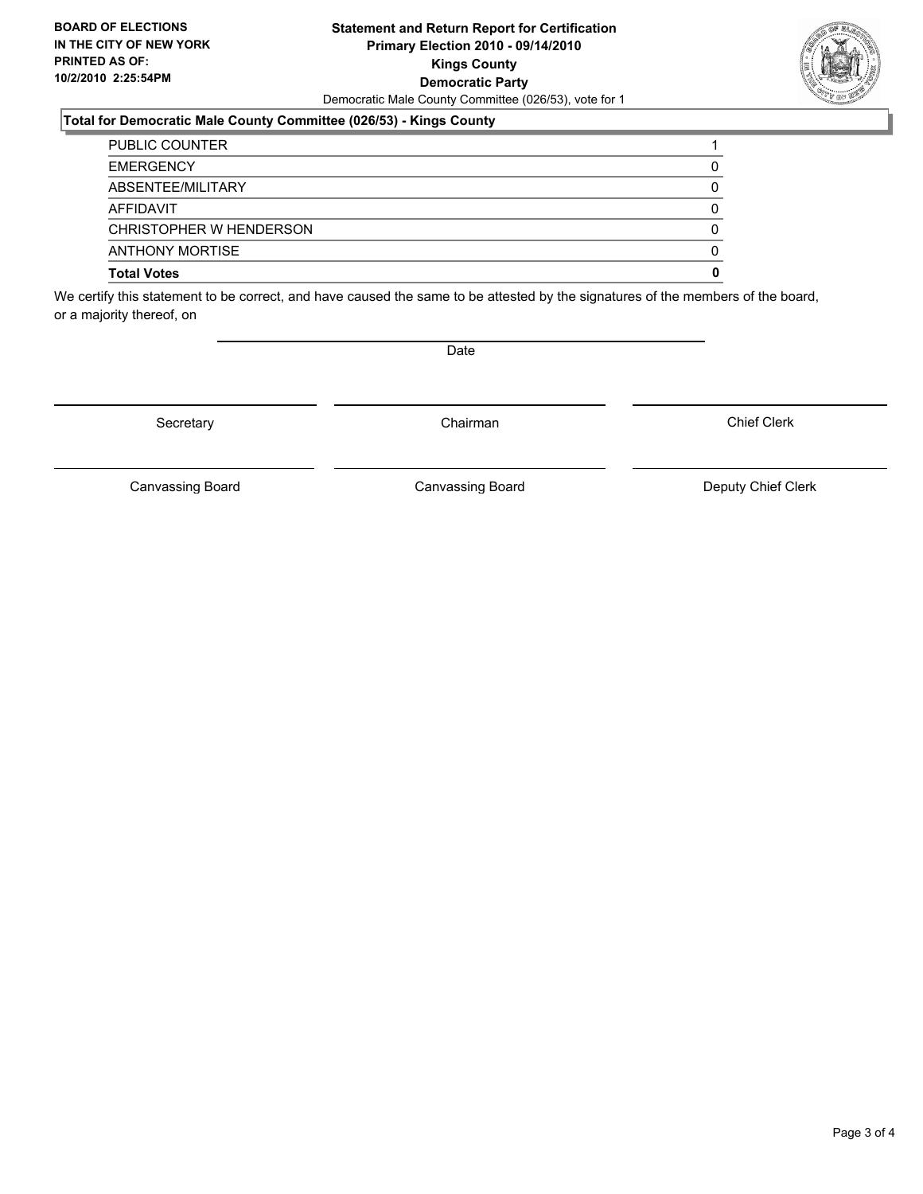**BOARD OF ELECTIONS IN THE CITY OF NEW YORK PRINTED AS OF: 10/2/2010 2:25:54PM**

**Statement and Return Report for Certification**
**Primary Election 2010 - 09/14/2010**
**Kings County**
**Democratic Party**
Democratic Male County Committee (026/53), vote for 1

**Total for Democratic Male County Committee (026/53) - Kings County**

| | |
|---|---|
| PUBLIC COUNTER | 1 |
| EMERGENCY | 0 |
| ABSENTEE/MILITARY | 0 |
| AFFIDAVIT | 0 |
| CHRISTOPHER W HENDERSON | 0 |
| ANTHONY MORTISE | 0 |
| **Total Votes** | **0** |

We certify this statement to be correct, and have caused the same to be attested by the signatures of the members of the board, or a majority thereof, on

Date

| | | |
|---|---|---|
| Secretary | Chairman | Chief Clerk |
| Canvassing Board | Canvassing Board | Deputy Chief Clerk |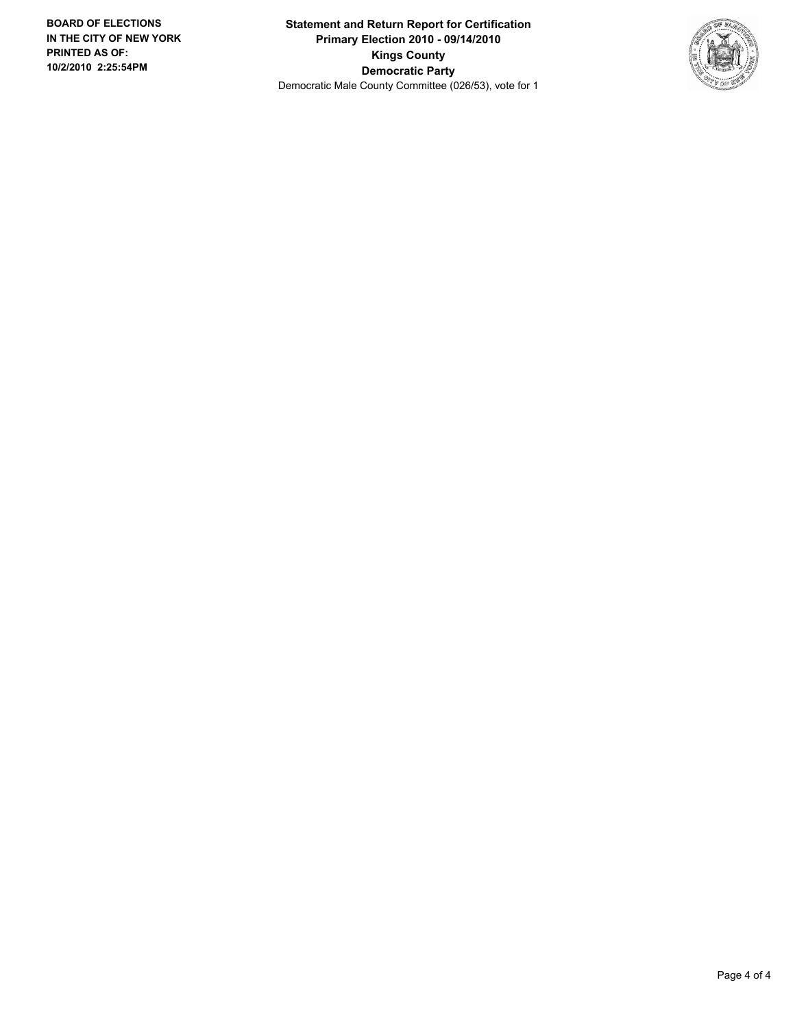**BOARD OF ELECTIONS IN THE CITY OF NEW YORK PRINTED AS OF: 10/2/2010 2:25:54PM**

**Statement and Return Report for Certification**
**Primary Election 2010 - 09/14/2010**
**Kings County**
**Democratic Party**
Democratic Male County Committee (026/53), vote for 1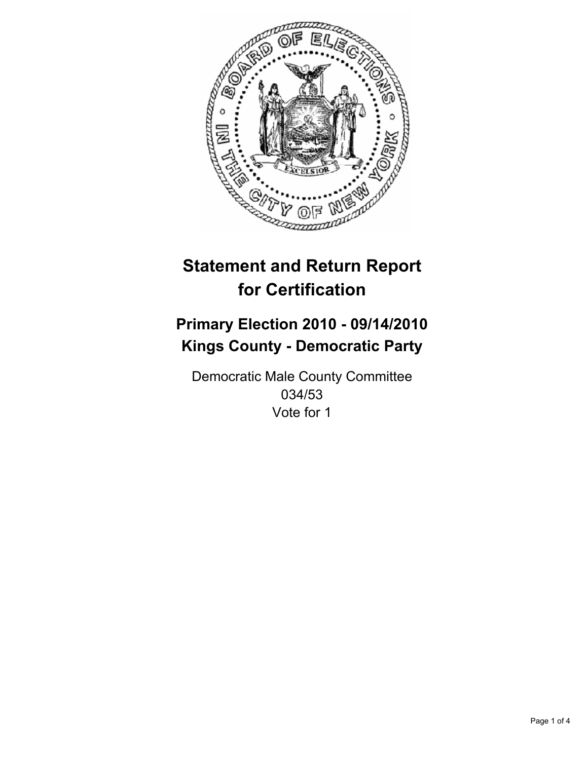# Statement and Return Report for Certification

## Primary Election 2010 - 09/14/2010
## Kings County - Democratic Party

Democratic Male County Committee
034/53
Vote for 1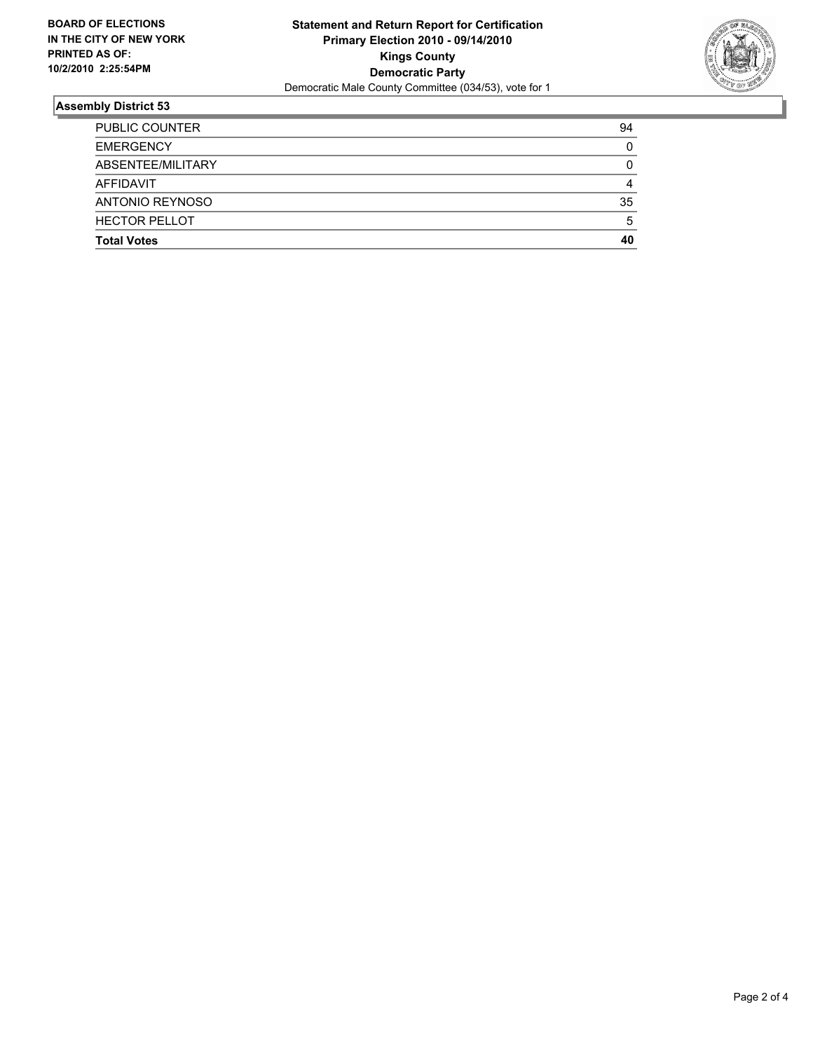**BOARD OF ELECTIONS IN THE CITY OF NEW YORK PRINTED AS OF: 10/2/2010 2:25:54PM**

**Statement and Return Report for Certification**
**Primary Election 2010 - 09/14/2010**
**Kings County**
**Democratic Party**
Democratic Male County Committee (034/53), vote for 1

## Assembly District 53

| | |
|---|---|
| PUBLIC COUNTER | 94 |
| EMERGENCY | 0 |
| ABSENTEE/MILITARY | 0 |
| AFFIDAVIT | 4 |
| ANTONIO REYNOSO | 35 |
| HECTOR PELLOT | 5 |
| **Total Votes** | **40** |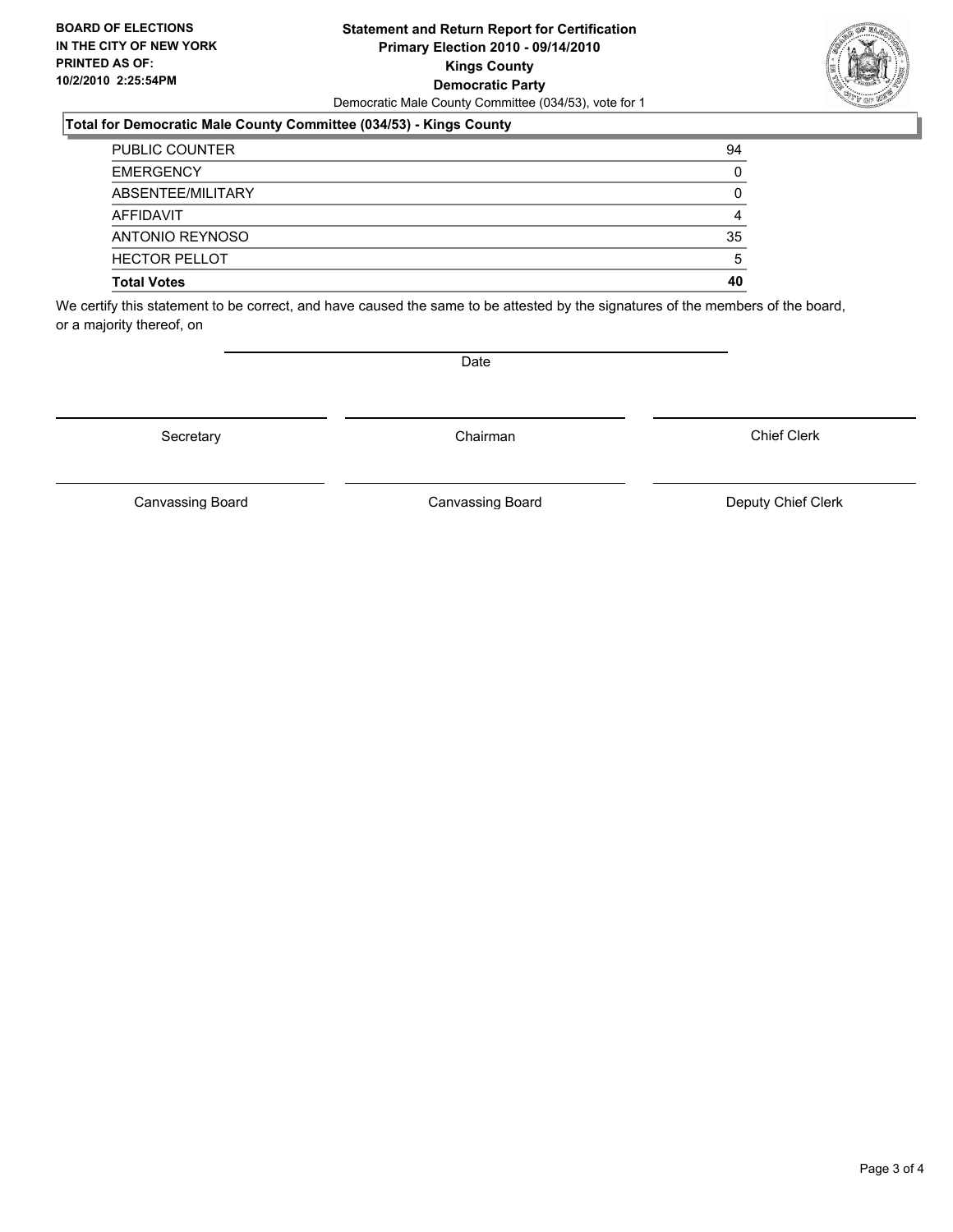**BOARD OF ELECTIONS IN THE CITY OF NEW YORK PRINTED AS OF: 10/2/2010 2:25:54PM**

**Statement and Return Report for Certification**
**Primary Election 2010 - 09/14/2010**
**Kings County**
**Democratic Party**
Democratic Male County Committee (034/53), vote for 1

## Total for Democratic Male County Committee (034/53) - Kings County

| | |
|---|---|
| PUBLIC COUNTER | 94 |
| EMERGENCY | 0 |
| ABSENTEE/MILITARY | 0 |
| AFFIDAVIT | 4 |
| ANTONIO REYNOSO | 35 |
| HECTOR PELLOT | 5 |
| **Total Votes** | **40** |

We certify this statement to be correct, and have caused the same to be attested by the signatures of the members of the board, or a majority thereof, on

Date

Secretary | Chairman | Chief Clerk

Canvassing Board | Canvassing Board | Deputy Chief Clerk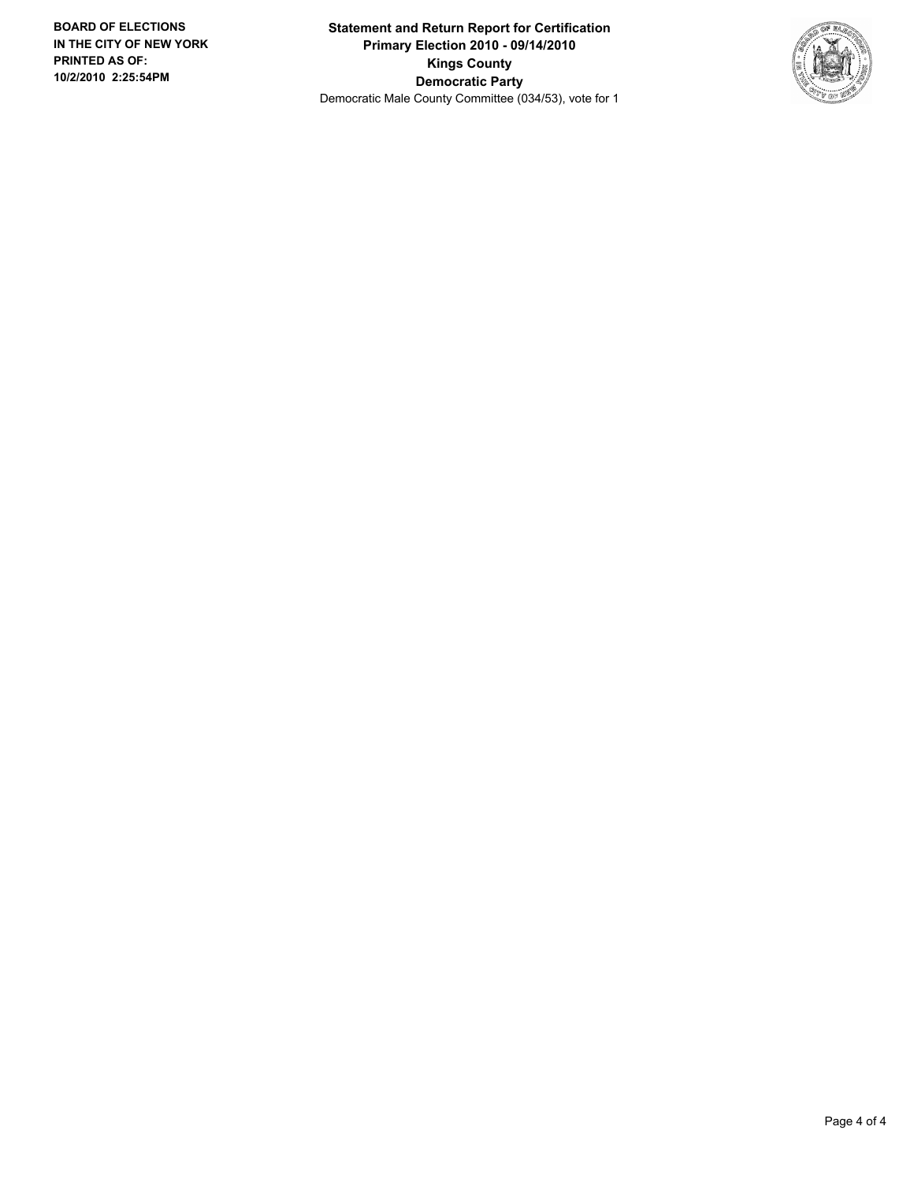**BOARD OF ELECTIONS**
**IN THE CITY OF NEW YORK**
**PRINTED AS OF:**
**10/2/2010 2:25:54PM**

**Statement and Return Report for Certification**
**Primary Election 2010 - 09/14/2010**
**Kings County**
**Democratic Party**
Democratic Male County Committee (034/53), vote for 1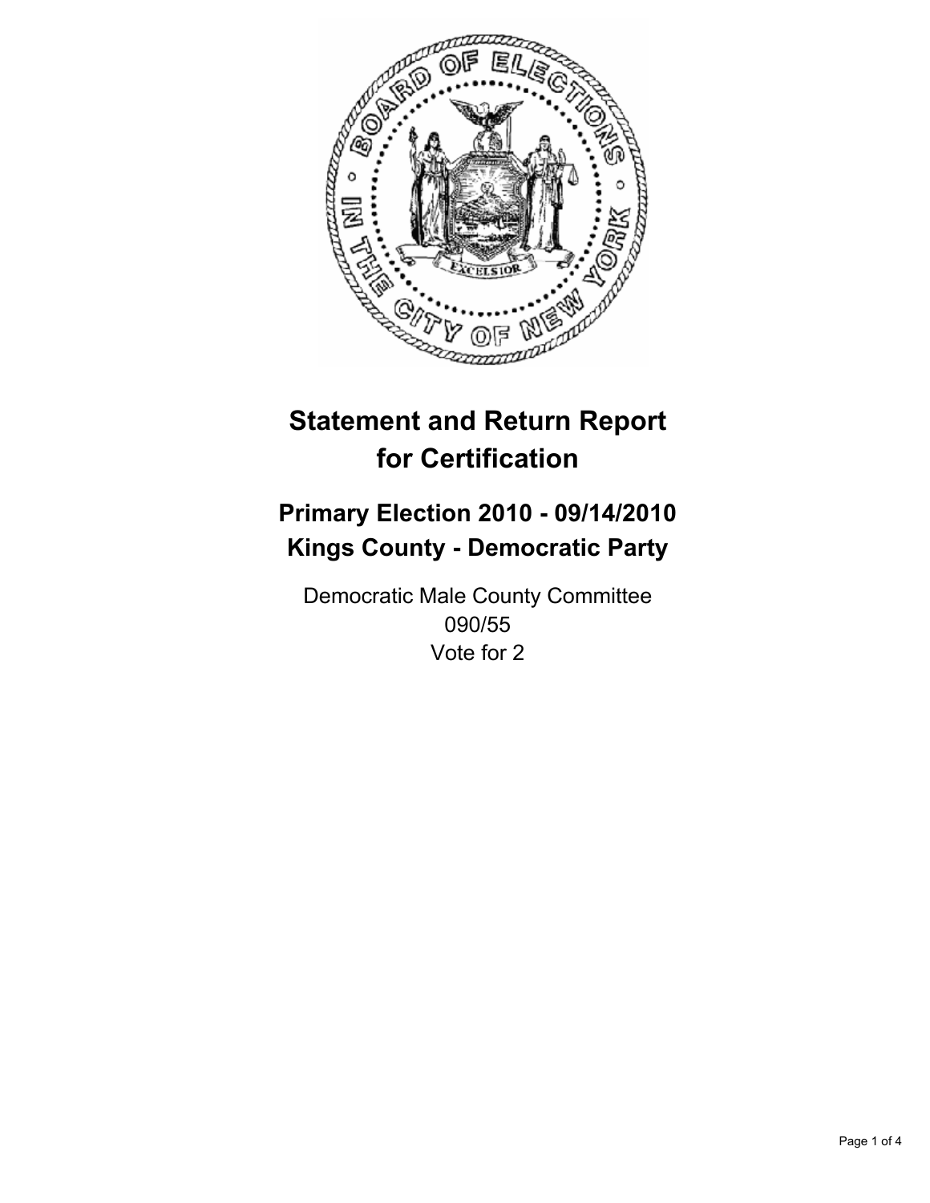# Statement and Return Report for Certification

## Primary Election 2010 - 09/14/2010
## Kings County - Democratic Party

Democratic Male County Committee
090/55
Vote for 2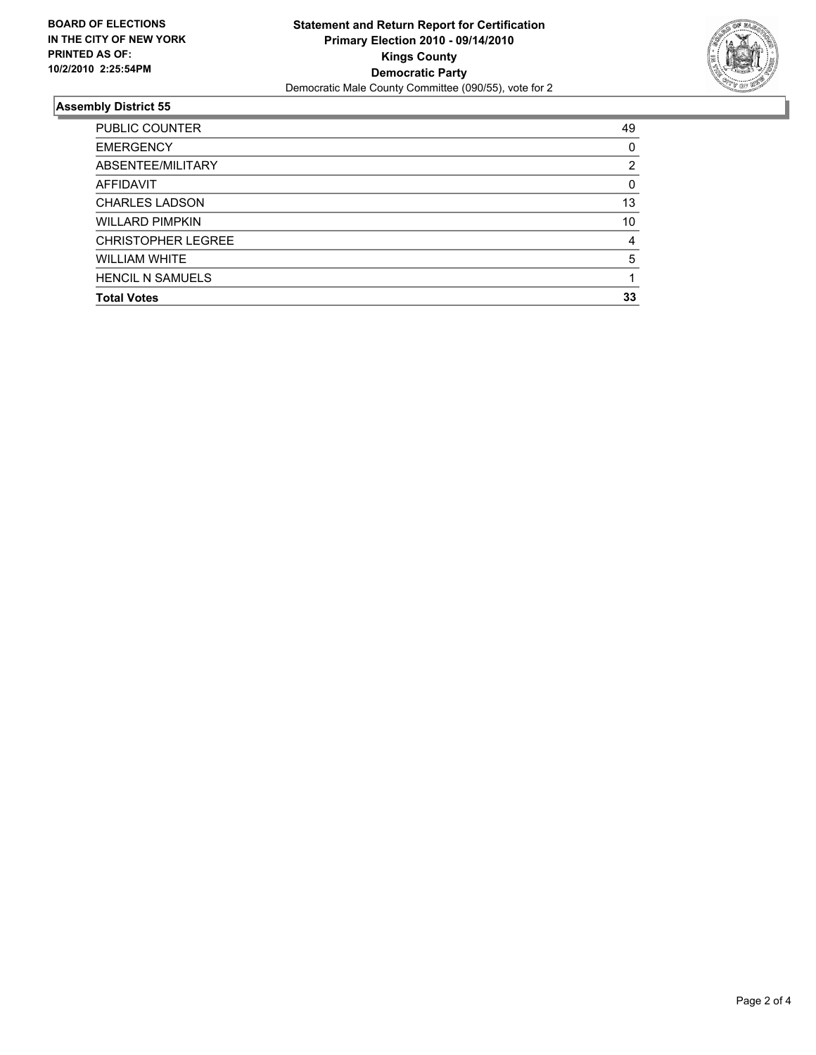**BOARD OF ELECTIONS**
**IN THE CITY OF NEW YORK**
**PRINTED AS OF:**
**10/2/2010 2:25:54PM**

**Statement and Return Report for Certification**
**Primary Election 2010 - 09/14/2010**
**Kings County**
**Democratic Party**
Democratic Male County Committee (090/55), vote for 2

## Assembly District 55

| | |
|---|---|
| PUBLIC COUNTER | 49 |
| EMERGENCY | 0 |
| ABSENTEE/MILITARY | 2 |
| AFFIDAVIT | 0 |
| CHARLES LADSON | 13 |
| WILLARD PIMPKIN | 10 |
| CHRISTOPHER LEGREE | 4 |
| WILLIAM WHITE | 5 |
| HENCIL N SAMUELS | 1 |
| **Total Votes** | **33** |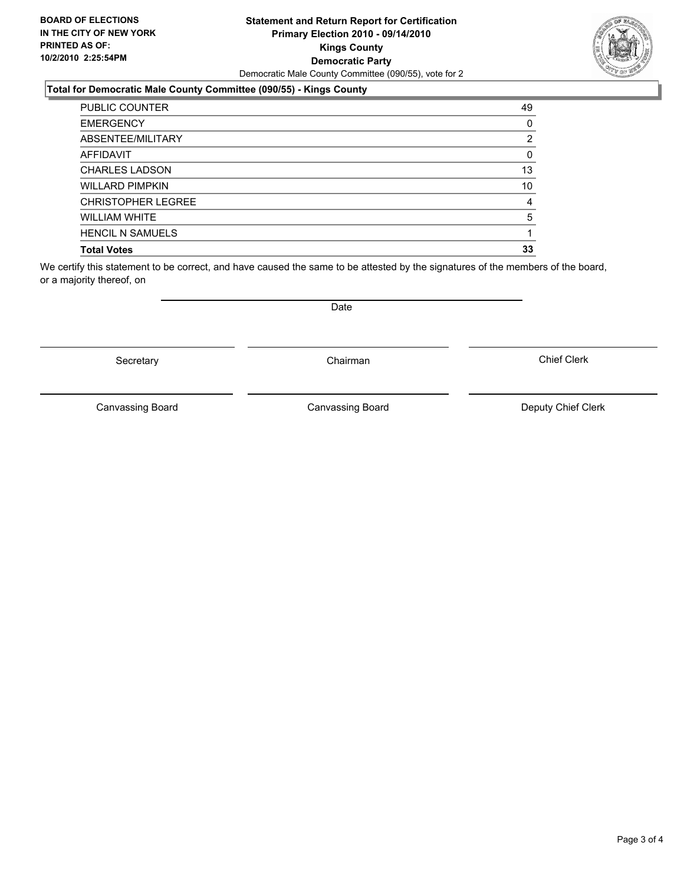**BOARD OF ELECTIONS IN THE CITY OF NEW YORK PRINTED AS OF: 10/2/2010 2:25:54PM**

# Statement and Return Report for Certification
## Primary Election 2010 - 09/14/2010
## Kings County
## Democratic Party

Democratic Male County Committee (090/55), vote for 2

### Total for Democratic Male County Committee (090/55) - Kings County

| | |
|---|---|
| PUBLIC COUNTER | 49 |
| EMERGENCY | 0 |
| ABSENTEE/MILITARY | 2 |
| AFFIDAVIT | 0 |
| CHARLES LADSON | 13 |
| WILLARD PIMPKIN | 10 |
| CHRISTOPHER LEGREE | 4 |
| WILLIAM WHITE | 5 |
| HENCIL N SAMUELS | 1 |
| **Total Votes** | **33** |

We certify this statement to be correct, and have caused the same to be attested by the signatures of the members of the board, or a majority thereof, on

Date

| | | |
|---|---|---|
| Secretary | Chairman | Chief Clerk |
| Canvassing Board | Canvassing Board | Deputy Chief Clerk |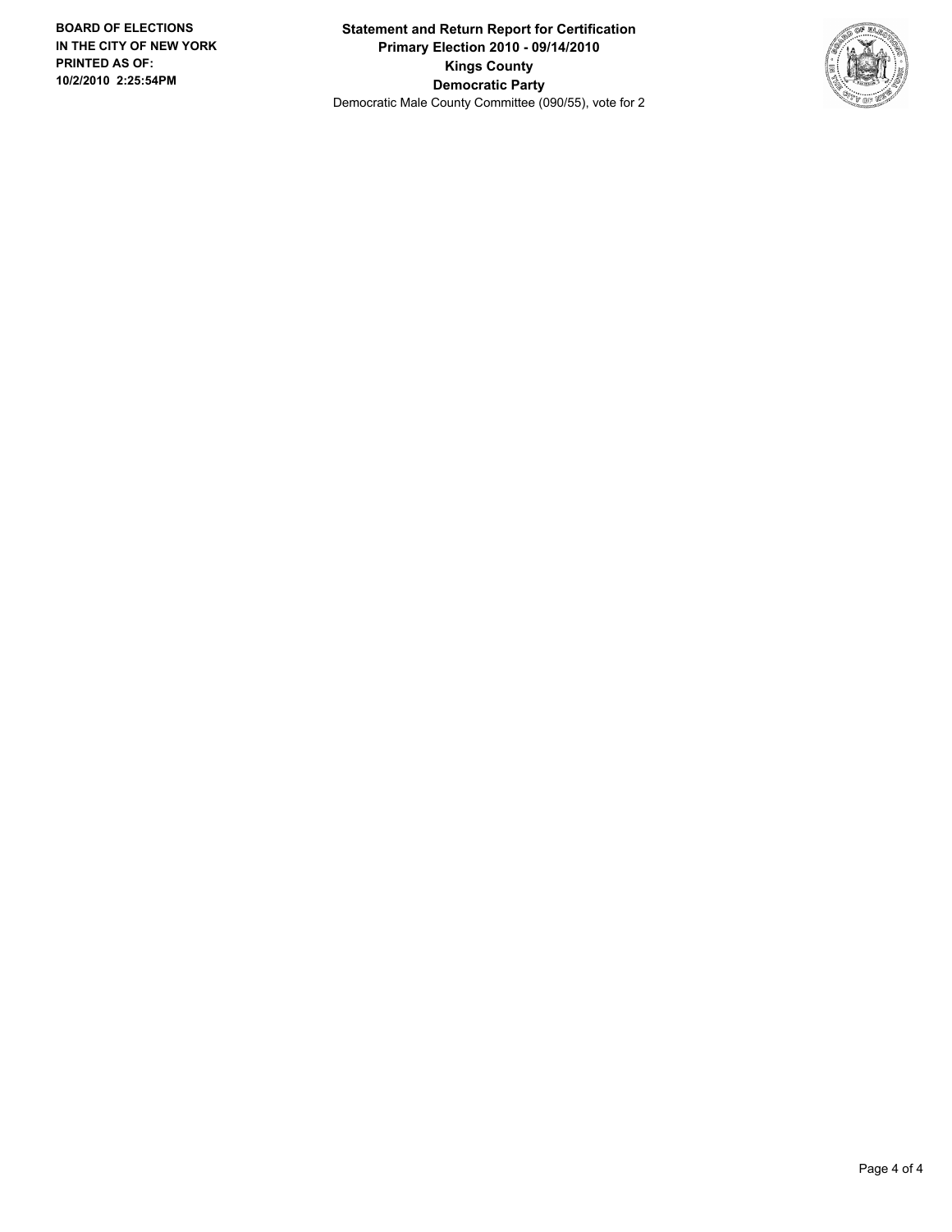**BOARD OF ELECTIONS IN THE CITY OF NEW YORK PRINTED AS OF: 10/2/2010 2:25:54PM**

**Statement and Return Report for Certification**
**Primary Election 2010 - 09/14/2010**
**Kings County**
**Democratic Party**
Democratic Male County Committee (090/55), vote for 2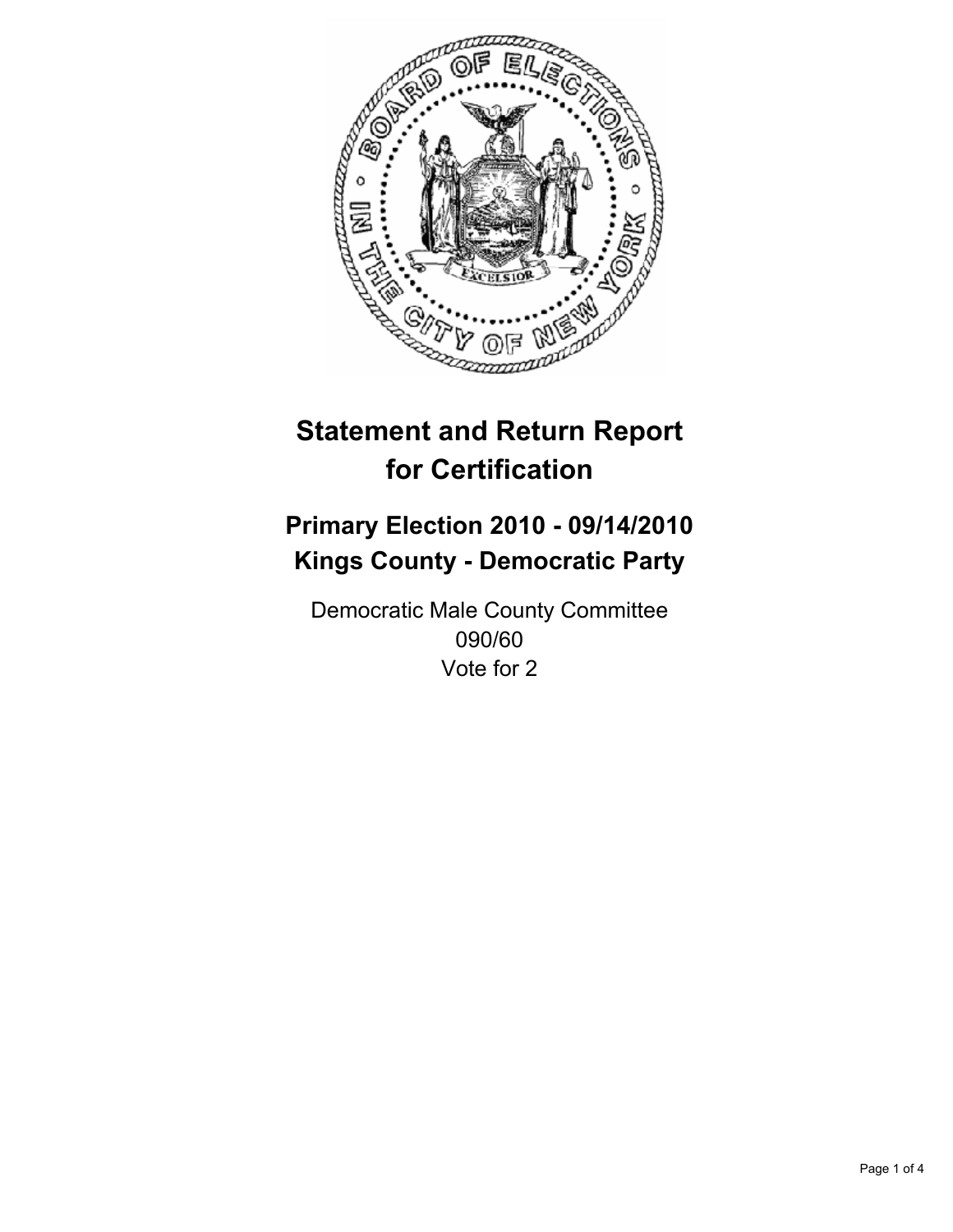# Statement and Return Report for Certification

## Primary Election 2010 - 09/14/2010
## Kings County - Democratic Party

Democratic Male County Committee
090/60
Vote for 2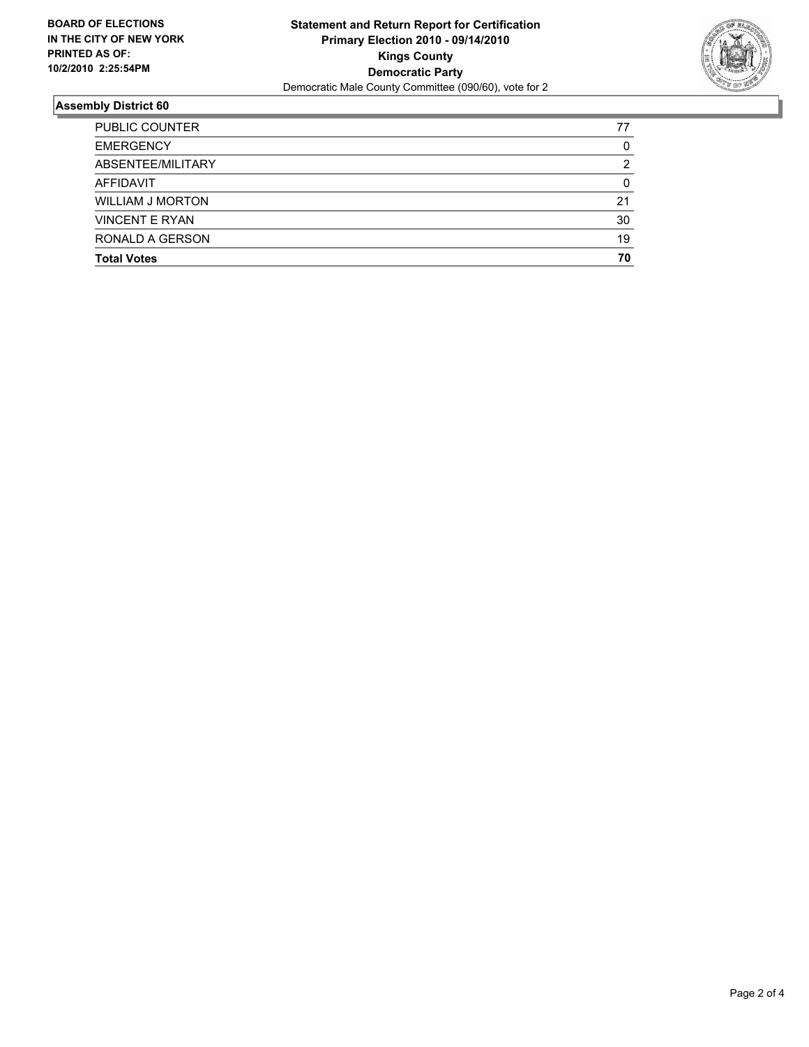**BOARD OF ELECTIONS IN THE CITY OF NEW YORK PRINTED AS OF: 10/2/2010 2:25:54PM**

**Statement and Return Report for Certification**
**Primary Election 2010 - 09/14/2010**
**Kings County**
**Democratic Party**
Democratic Male County Committee (090/60), vote for 2

## Assembly District 60

| | |
|---|---|
| PUBLIC COUNTER | 77 |
| EMERGENCY | 0 |
| ABSENTEE/MILITARY | 2 |
| AFFIDAVIT | 0 |
| WILLIAM J MORTON | 21 |
| VINCENT E RYAN | 30 |
| RONALD A GERSON | 19 |
| **Total Votes** | **70** |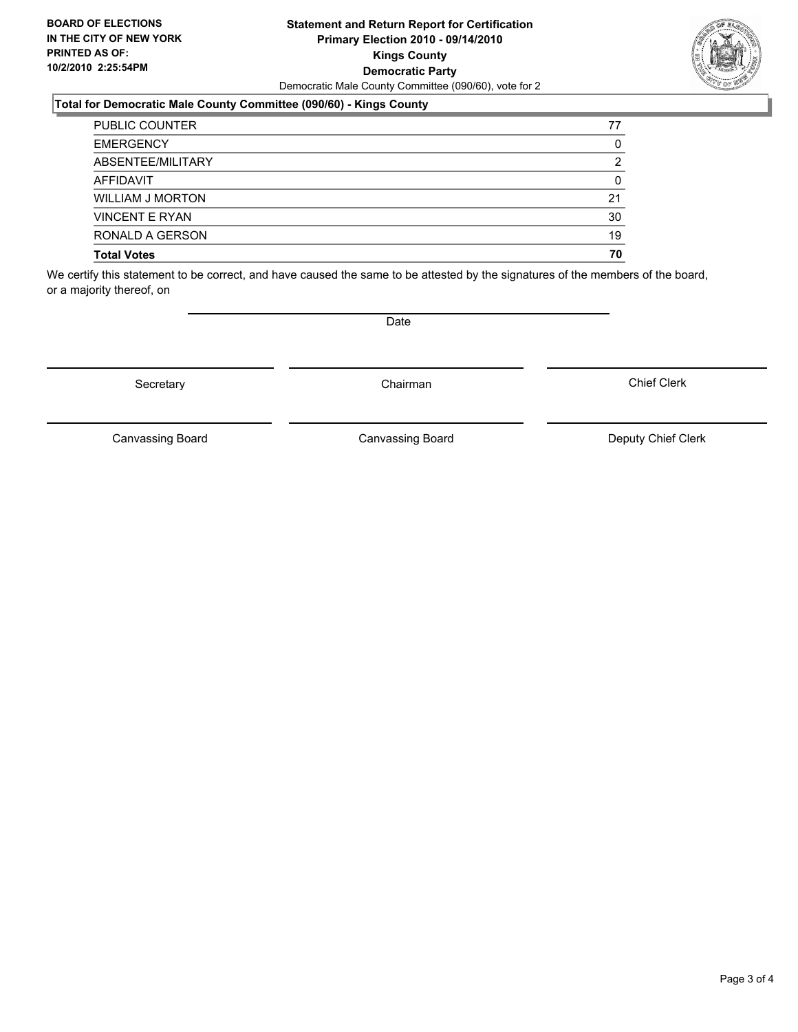**BOARD OF ELECTIONS IN THE CITY OF NEW YORK PRINTED AS OF: 10/2/2010 2:25:54PM**

**Statement and Return Report for Certification**
**Primary Election 2010 - 09/14/2010**
**Kings County**
**Democratic Party**
Democratic Male County Committee (090/60), vote for 2

### Total for Democratic Male County Committee (090/60) - Kings County

| | |
|---|---|
| PUBLIC COUNTER | 77 |
| EMERGENCY | 0 |
| ABSENTEE/MILITARY | 2 |
| AFFIDAVIT | 0 |
| WILLIAM J MORTON | 21 |
| VINCENT E RYAN | 30 |
| RONALD A GERSON | 19 |
| **Total Votes** | **70** |

We certify this statement to be correct, and have caused the same to be attested by the signatures of the members of the board, or a majority thereof, on

Date

Secretary | Chairman | Chief Clerk

Canvassing Board | Canvassing Board | Deputy Chief Clerk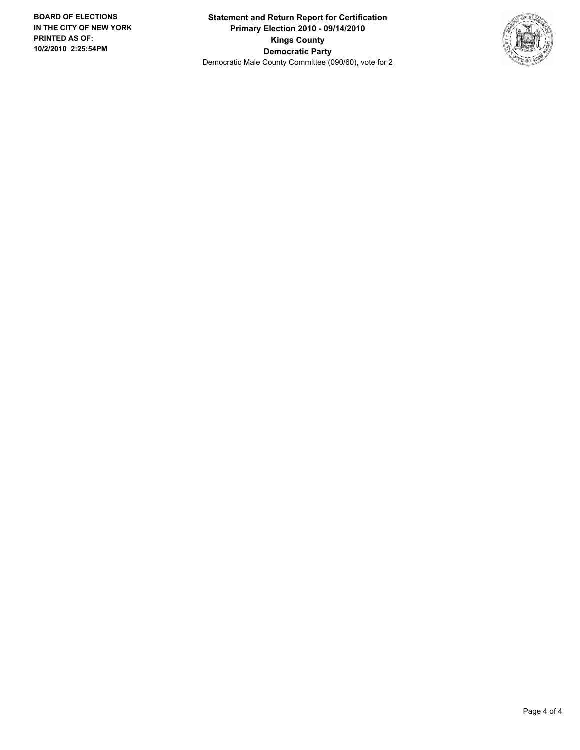**BOARD OF ELECTIONS IN THE CITY OF NEW YORK PRINTED AS OF: 10/2/2010 2:25:54PM**

**Statement and Return Report for Certification**
**Primary Election 2010 - 09/14/2010**
**Kings County**
**Democratic Party**
Democratic Male County Committee (090/60), vote for 2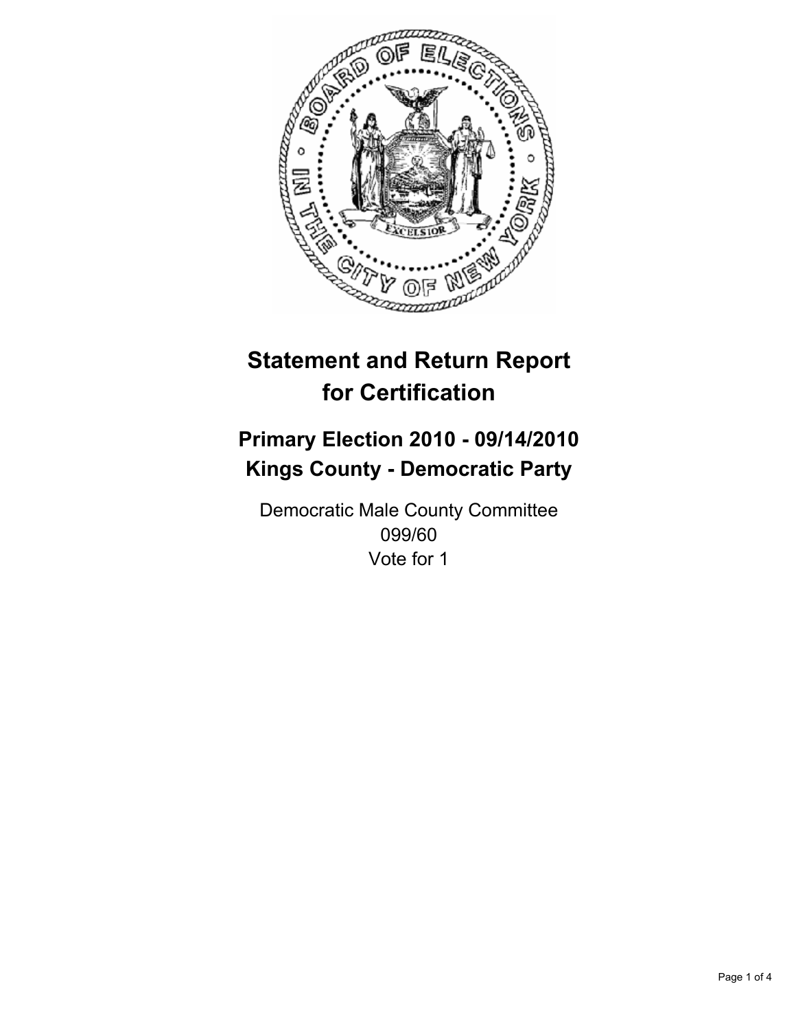# Statement and Return Report for Certification

## Primary Election 2010 - 09/14/2010
## Kings County - Democratic Party

Democratic Male County Committee
099/60
Vote for 1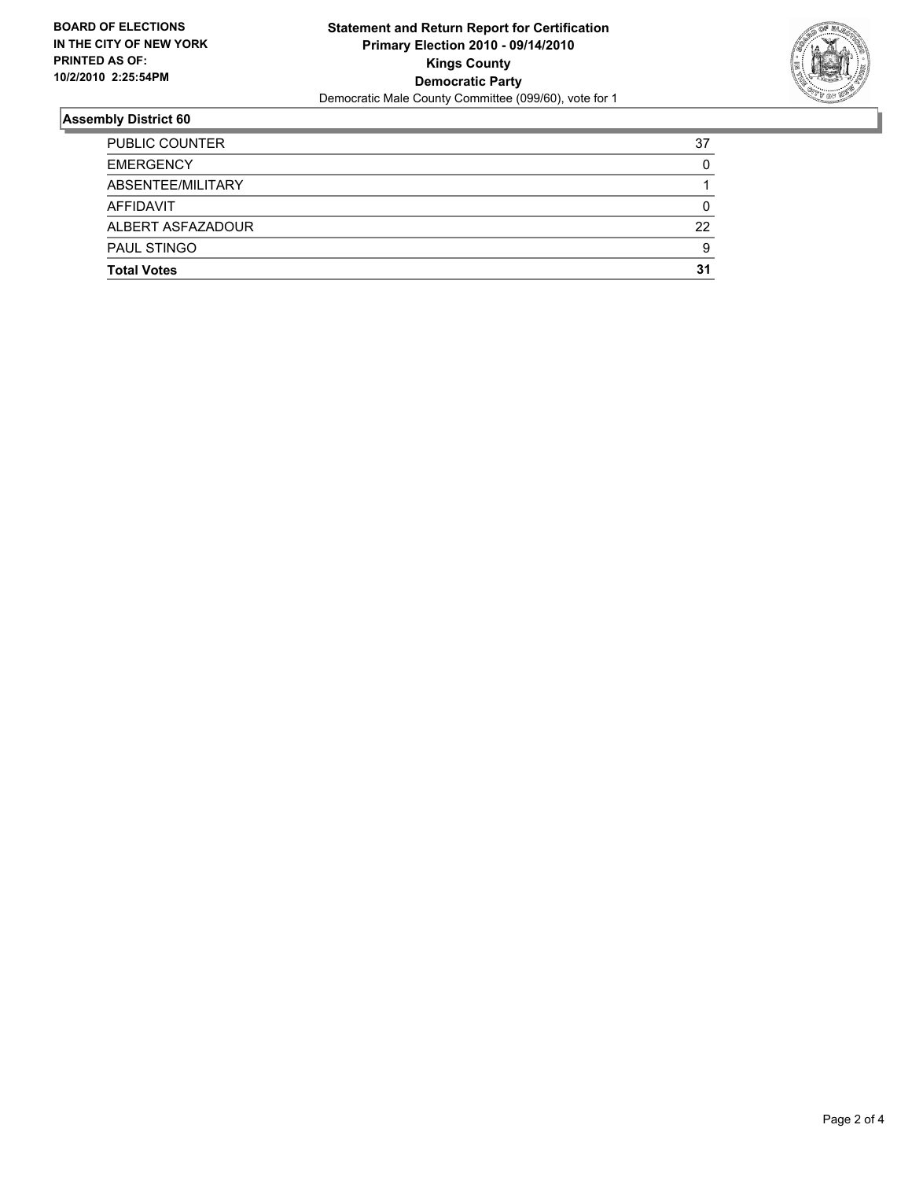**BOARD OF ELECTIONS IN THE CITY OF NEW YORK PRINTED AS OF: 10/2/2010 2:25:54PM**

**Statement and Return Report for Certification**
**Primary Election 2010 - 09/14/2010**
**Kings County**
**Democratic Party**
Democratic Male County Committee (099/60), vote for 1

## Assembly District 60

| | |
|---|---|
| PUBLIC COUNTER | 37 |
| EMERGENCY | 0 |
| ABSENTEE/MILITARY | 1 |
| AFFIDAVIT | 0 |
| ALBERT ASFAZADOUR | 22 |
| PAUL STINGO | 9 |
| **Total Votes** | **31** |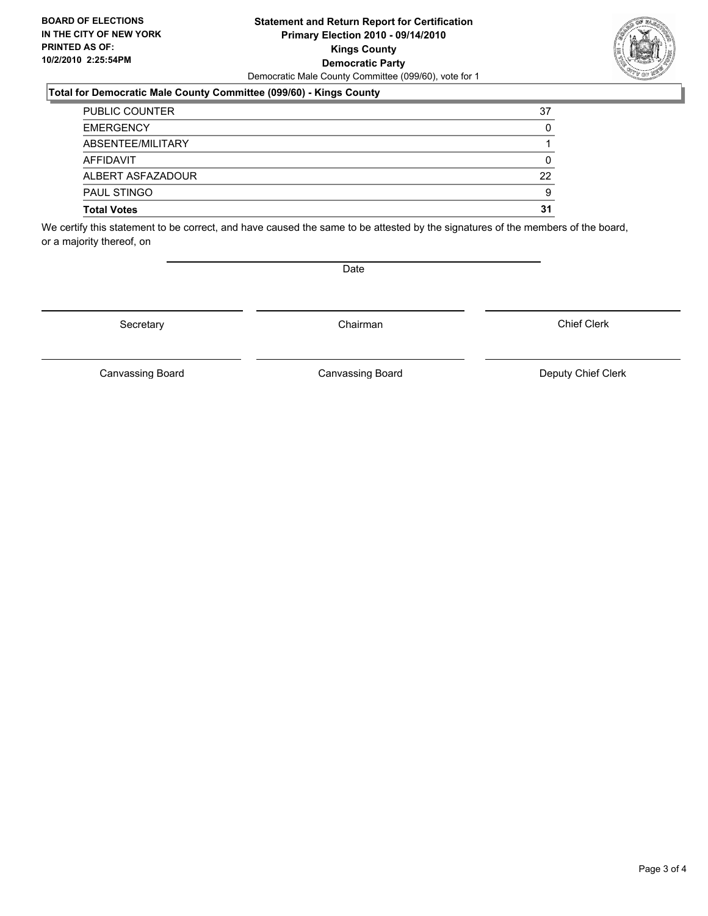**BOARD OF ELECTIONS IN THE CITY OF NEW YORK PRINTED AS OF: 10/2/2010 2:25:54PM**

# Statement and Return Report for Certification
## Primary Election 2010 - 09/14/2010
## Kings County
## Democratic Party

Democratic Male County Committee (099/60), vote for 1

### Total for Democratic Male County Committee (099/60) - Kings County

| | |
|---|---|
| PUBLIC COUNTER | 37 |
| EMERGENCY | 0 |
| ABSENTEE/MILITARY | 1 |
| AFFIDAVIT | 0 |
| ALBERT ASFAZADOUR | 22 |
| PAUL STINGO | 9 |
| **Total Votes** | **31** |

We certify this statement to be correct, and have caused the same to be attested by the signatures of the members of the board, or a majority thereof, on

Date

Secretary | Chairman | Chief Clerk

Canvassing Board | Canvassing Board | Deputy Chief Clerk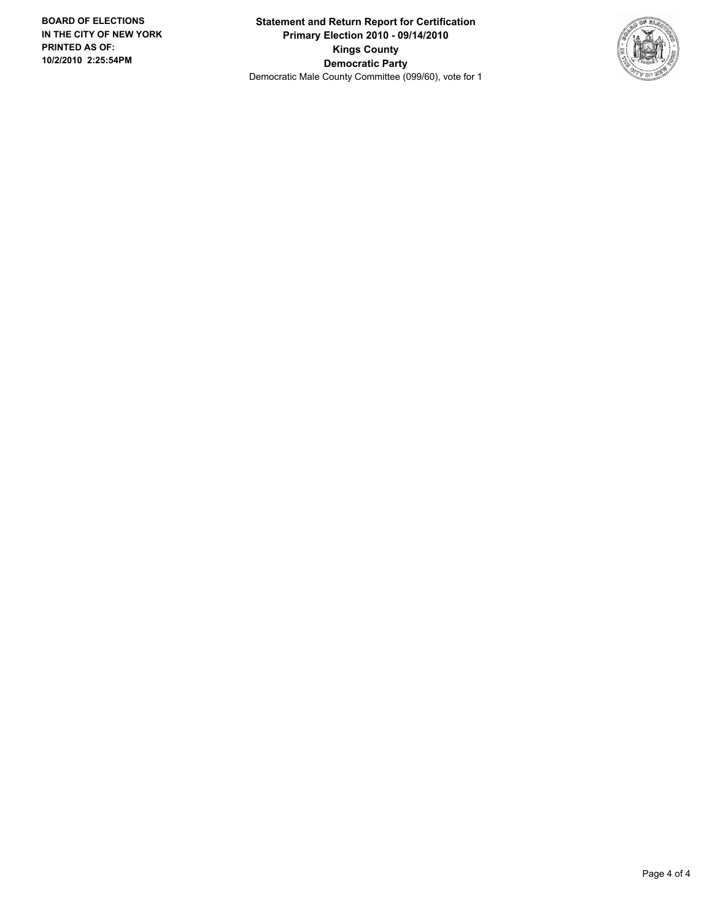**BOARD OF ELECTIONS IN THE CITY OF NEW YORK PRINTED AS OF: 10/2/2010 2:25:54PM**

**Statement and Return Report for Certification**
**Primary Election 2010 - 09/14/2010**
**Kings County**
**Democratic Party**
Democratic Male County Committee (099/60), vote for 1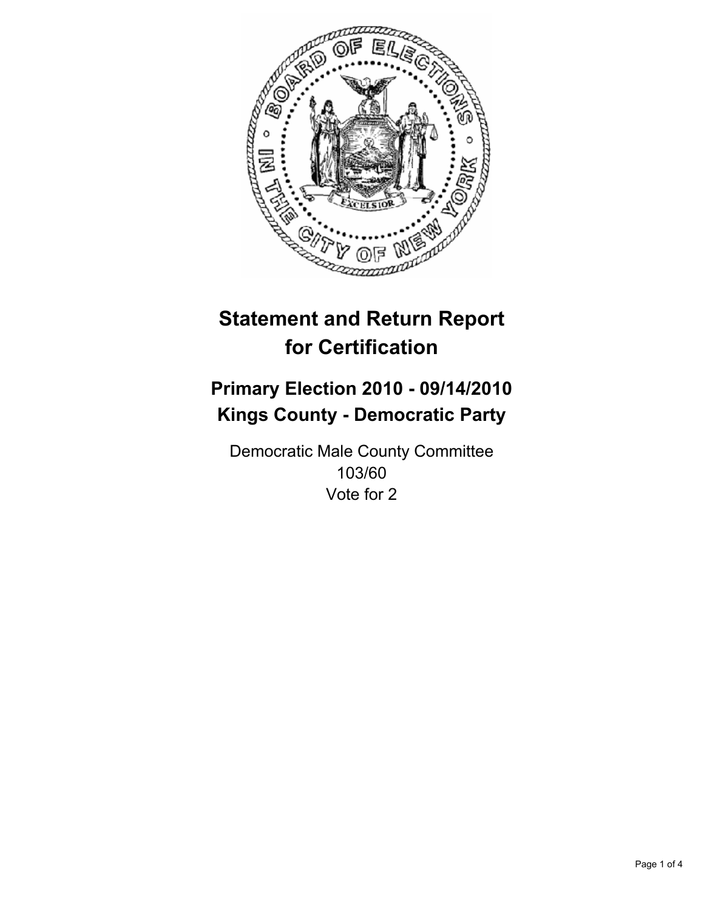# Statement and Return Report for Certification

## Primary Election 2010 - 09/14/2010
## Kings County - Democratic Party

Democratic Male County Committee
103/60
Vote for 2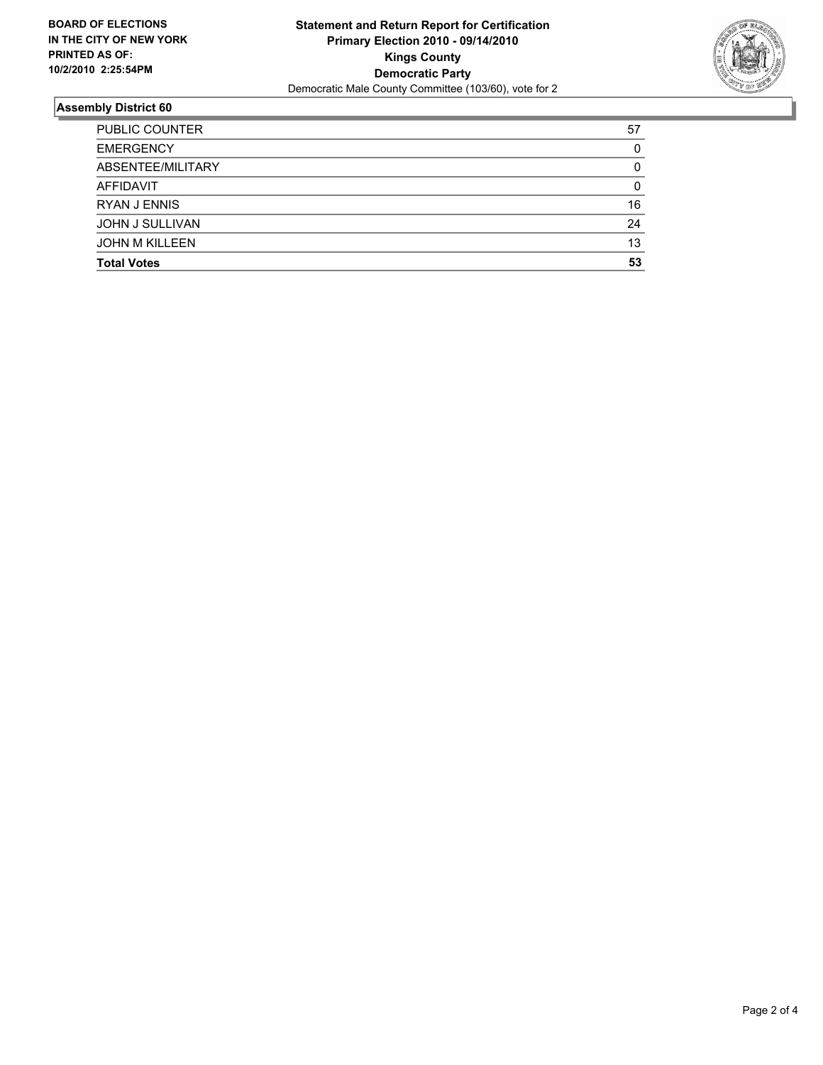**BOARD OF ELECTIONS IN THE CITY OF NEW YORK PRINTED AS OF: 10/2/2010 2:25:54PM**

**Statement and Return Report for Certification**
**Primary Election 2010 - 09/14/2010**
**Kings County**
**Democratic Party**
Democratic Male County Committee (103/60), vote for 2

## Assembly District 60

| | |
|---|---|
| PUBLIC COUNTER | 57 |
| EMERGENCY | 0 |
| ABSENTEE/MILITARY | 0 |
| AFFIDAVIT | 0 |
| RYAN J ENNIS | 16 |
| JOHN J SULLIVAN | 24 |
| JOHN M KILLEEN | 13 |
| **Total Votes** | **53** |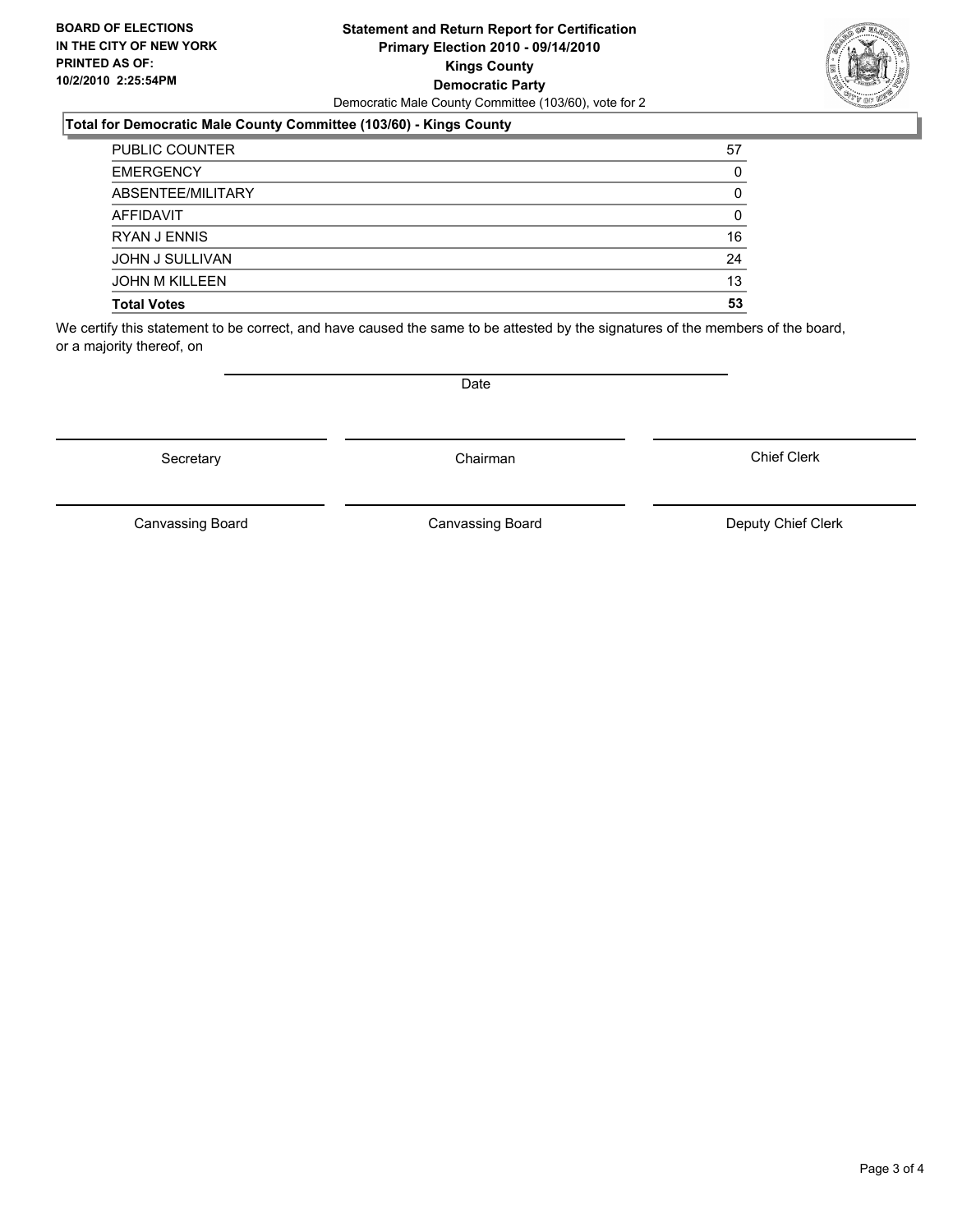**BOARD OF ELECTIONS IN THE CITY OF NEW YORK PRINTED AS OF: 10/2/2010 2:25:54PM**

**Statement and Return Report for Certification**
**Primary Election 2010 - 09/14/2010**
**Kings County**
**Democratic Party**
Democratic Male County Committee (103/60), vote for 2

### Total for Democratic Male County Committee (103/60) - Kings County

| | |
|---|---|
| PUBLIC COUNTER | 57 |
| EMERGENCY | 0 |
| ABSENTEE/MILITARY | 0 |
| AFFIDAVIT | 0 |
| RYAN J ENNIS | 16 |
| JOHN J SULLIVAN | 24 |
| JOHN M KILLEEN | 13 |
| **Total Votes** | **53** |

We certify this statement to be correct, and have caused the same to be attested by the signatures of the members of the board, or a majority thereof, on

Date

Secretary | Chairman | Chief Clerk

Canvassing Board | Canvassing Board | Deputy Chief Clerk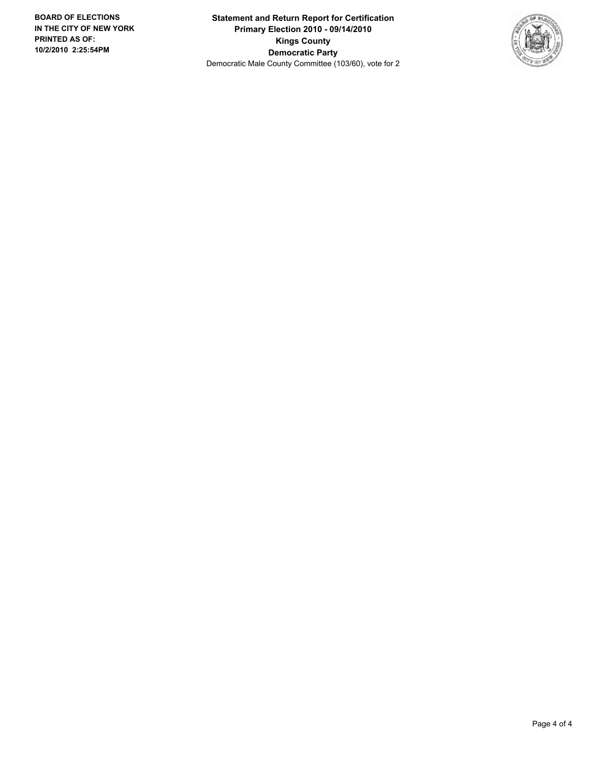**BOARD OF ELECTIONS IN THE CITY OF NEW YORK PRINTED AS OF: 10/2/2010 2:25:54PM**

**Statement and Return Report for Certification**
**Primary Election 2010 - 09/14/2010**
**Kings County**
**Democratic Party**
Democratic Male County Committee (103/60), vote for 2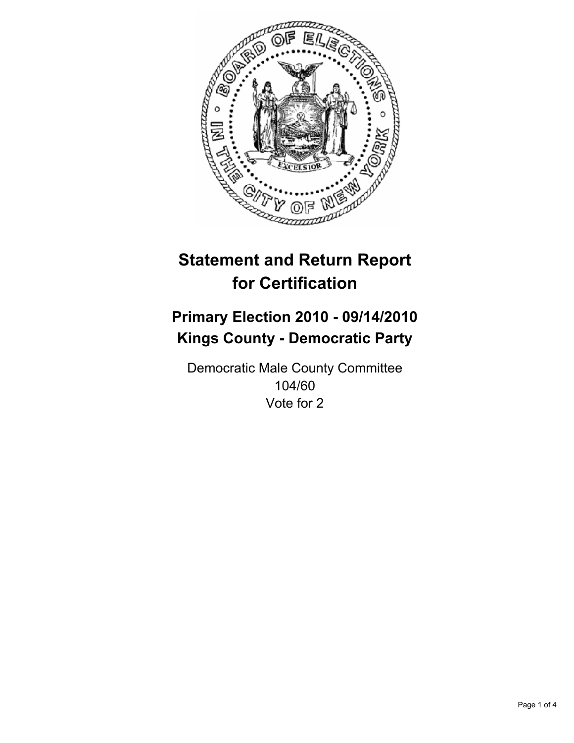# Statement and Return Report for Certification

## Primary Election 2010 - 09/14/2010
## Kings County - Democratic Party

Democratic Male County Committee
104/60
Vote for 2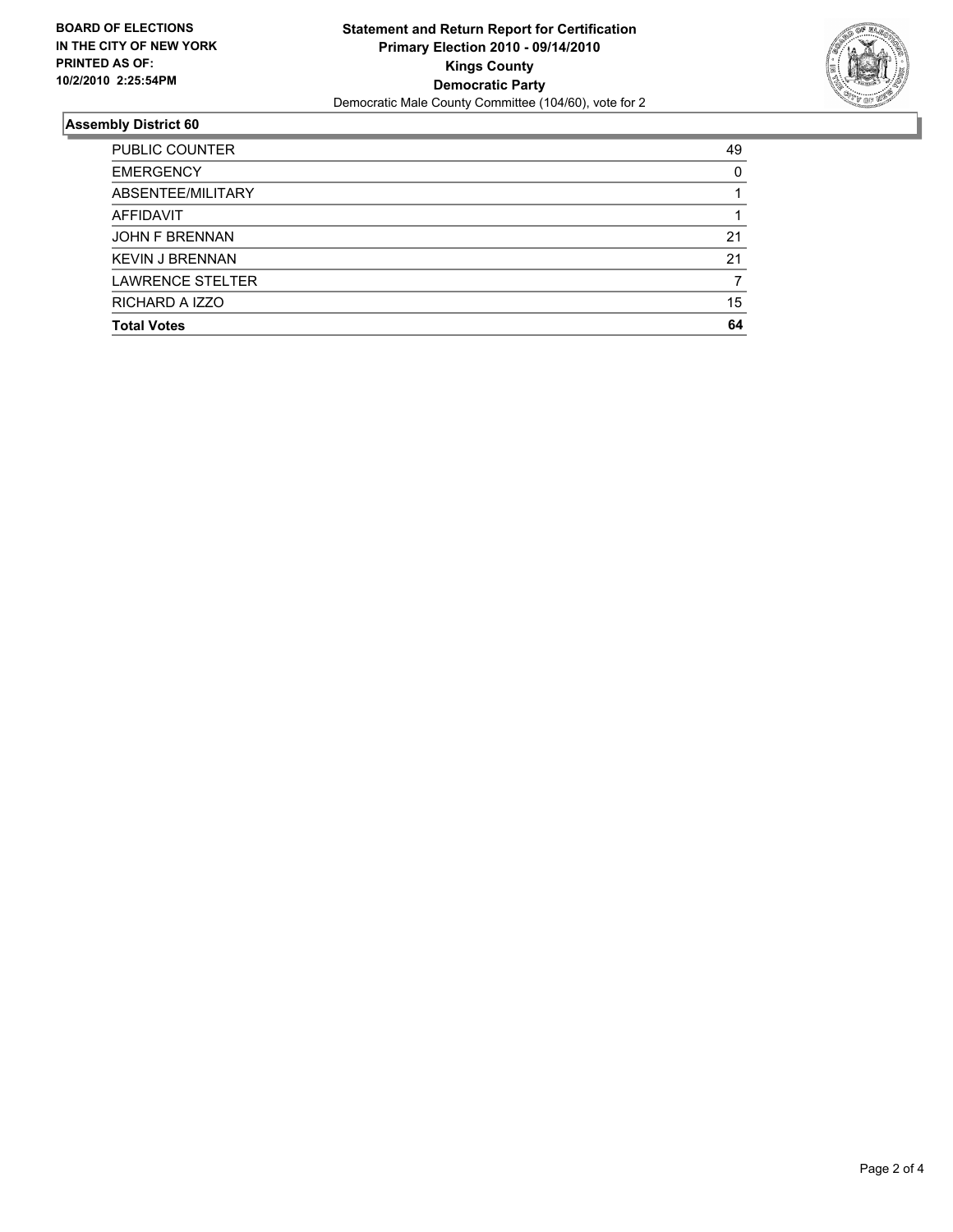**BOARD OF ELECTIONS IN THE CITY OF NEW YORK PRINTED AS OF: 10/2/2010 2:25:54PM**

**Statement and Return Report for Certification**
**Primary Election 2010 - 09/14/2010**
**Kings County**
**Democratic Party**
Democratic Male County Committee (104/60), vote for 2

## Assembly District 60

| | |
|---|---|
| PUBLIC COUNTER | 49 |
| EMERGENCY | 0 |
| ABSENTEE/MILITARY | 1 |
| AFFIDAVIT | 1 |
| JOHN F BRENNAN | 21 |
| KEVIN J BRENNAN | 21 |
| LAWRENCE STELTER | 7 |
| RICHARD A IZZO | 15 |
| **Total Votes** | **64** |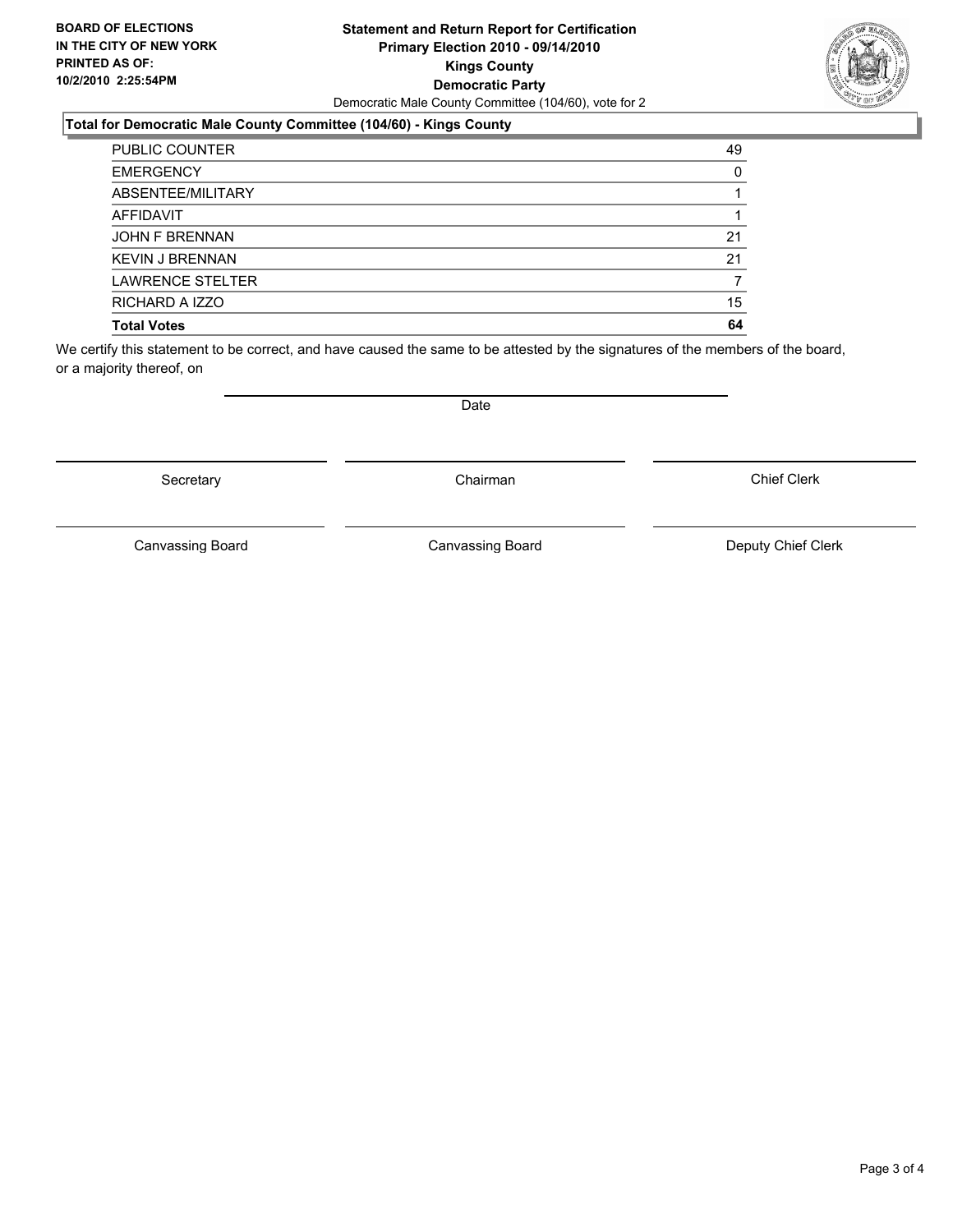**BOARD OF ELECTIONS IN THE CITY OF NEW YORK PRINTED AS OF: 10/2/2010 2:25:54PM**

**Statement and Return Report for Certification**
**Primary Election 2010 - 09/14/2010**
**Kings County**
**Democratic Party**
Democratic Male County Committee (104/60), vote for 2

### Total for Democratic Male County Committee (104/60) - Kings County

| | |
|---|---|
| PUBLIC COUNTER | 49 |
| EMERGENCY | 0 |
| ABSENTEE/MILITARY | 1 |
| AFFIDAVIT | 1 |
| JOHN F BRENNAN | 21 |
| KEVIN J BRENNAN | 21 |
| LAWRENCE STELTER | 7 |
| RICHARD A IZZO | 15 |
| **Total Votes** | **64** |

We certify this statement to be correct, and have caused the same to be attested by the signatures of the members of the board, or a majority thereof, on

Date

Secretary | Chairman | Chief Clerk

Canvassing Board | Canvassing Board | Deputy Chief Clerk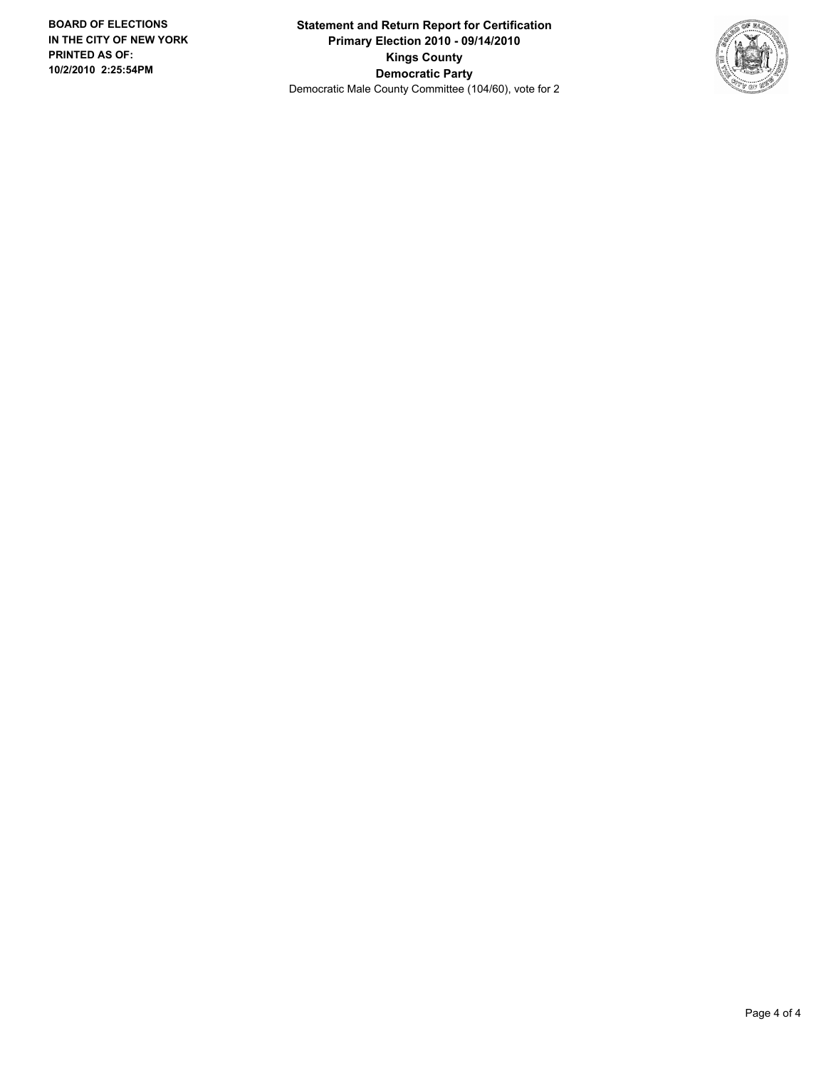**Statement and Return Report for Certification**
**Primary Election 2010 - 09/14/2010**
**Kings County**
**Democratic Party**
Democratic Male County Committee (104/60), vote for 2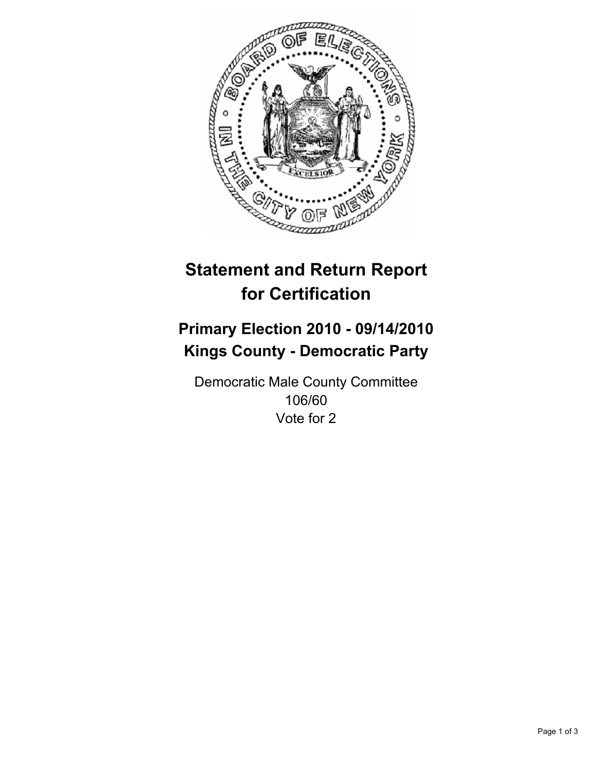# Statement and Return Report for Certification

## Primary Election 2010 - 09/14/2010
## Kings County - Democratic Party

Democratic Male County Committee
106/60
Vote for 2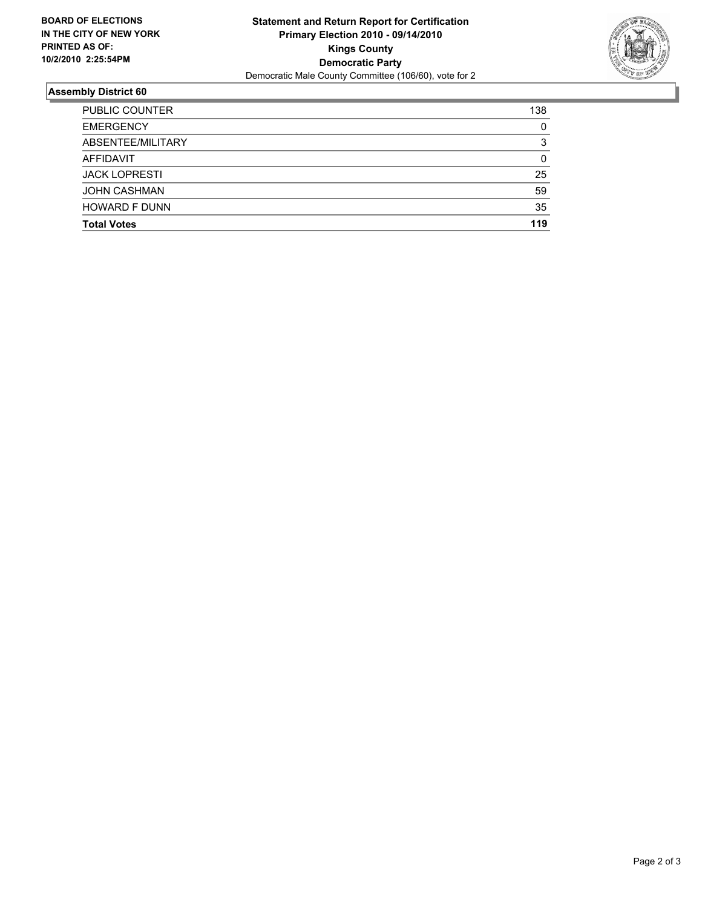**BOARD OF ELECTIONS IN THE CITY OF NEW YORK PRINTED AS OF: 10/2/2010 2:25:54PM**

**Statement and Return Report for Certification**
**Primary Election 2010 - 09/14/2010**
**Kings County**
**Democratic Party**
Democratic Male County Committee (106/60), vote for 2

## Assembly District 60

| | |
|---|---|
| PUBLIC COUNTER | 138 |
| EMERGENCY | 0 |
| ABSENTEE/MILITARY | 3 |
| AFFIDAVIT | 0 |
| JACK LOPRESTI | 25 |
| JOHN CASHMAN | 59 |
| HOWARD F DUNN | 35 |
| **Total Votes** | **119** |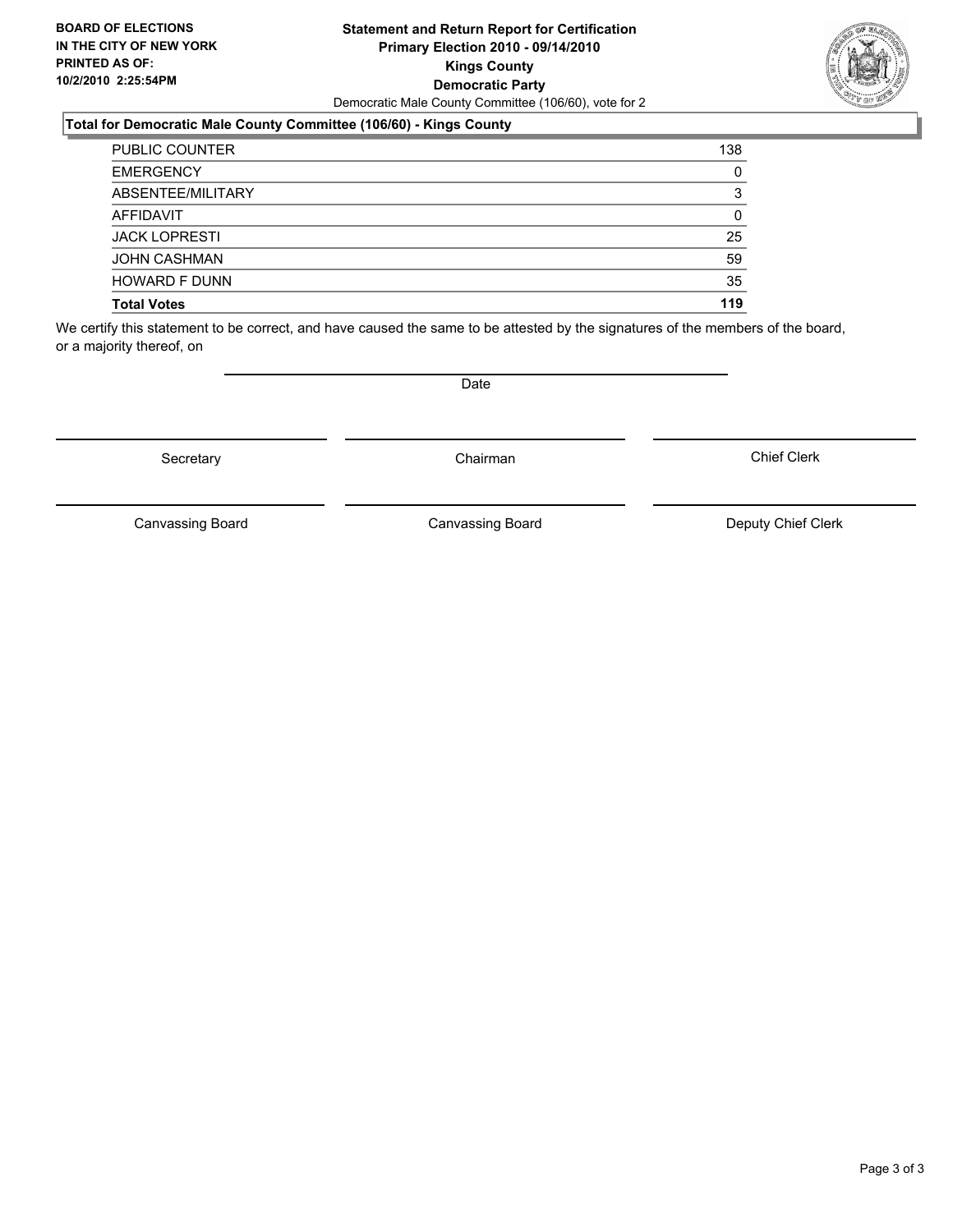**BOARD OF ELECTIONS IN THE CITY OF NEW YORK PRINTED AS OF: 10/2/2010 2:25:54PM**

**Statement and Return Report for Certification**
**Primary Election 2010 - 09/14/2010**
**Kings County**
**Democratic Party**
Democratic Male County Committee (106/60), vote for 2

### Total for Democratic Male County Committee (106/60) - Kings County

| | |
|---|---|
| PUBLIC COUNTER | 138 |
| EMERGENCY | 0 |
| ABSENTEE/MILITARY | 3 |
| AFFIDAVIT | 0 |
| JACK LOPRESTI | 25 |
| JOHN CASHMAN | 59 |
| HOWARD F DUNN | 35 |
| **Total Votes** | **119** |

We certify this statement to be correct, and have caused the same to be attested by the signatures of the members of the board, or a majority thereof, on

Date

Secretary

Chairman

Chief Clerk

Canvassing Board

Canvassing Board

Deputy Chief Clerk